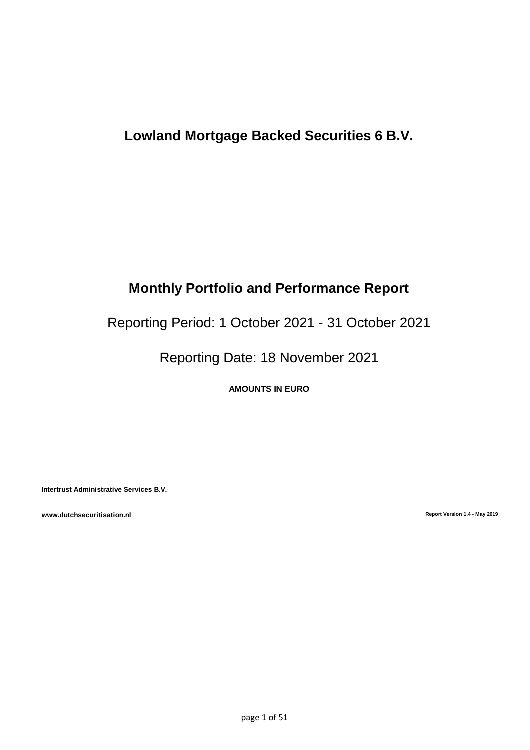# Lowland Mortgage Backed Securities 6 B.V.

## Monthly Portfolio and Performance Report

Reporting Period: 1 October 2021 - 31 October 2021

Reporting Date: 18 November 2021

**AMOUNTS IN EURO**

**Intertrust Administrative Services B.V.**

**www.dutchsecuritisation.nl**

**Report Version 1.4 - May 2019**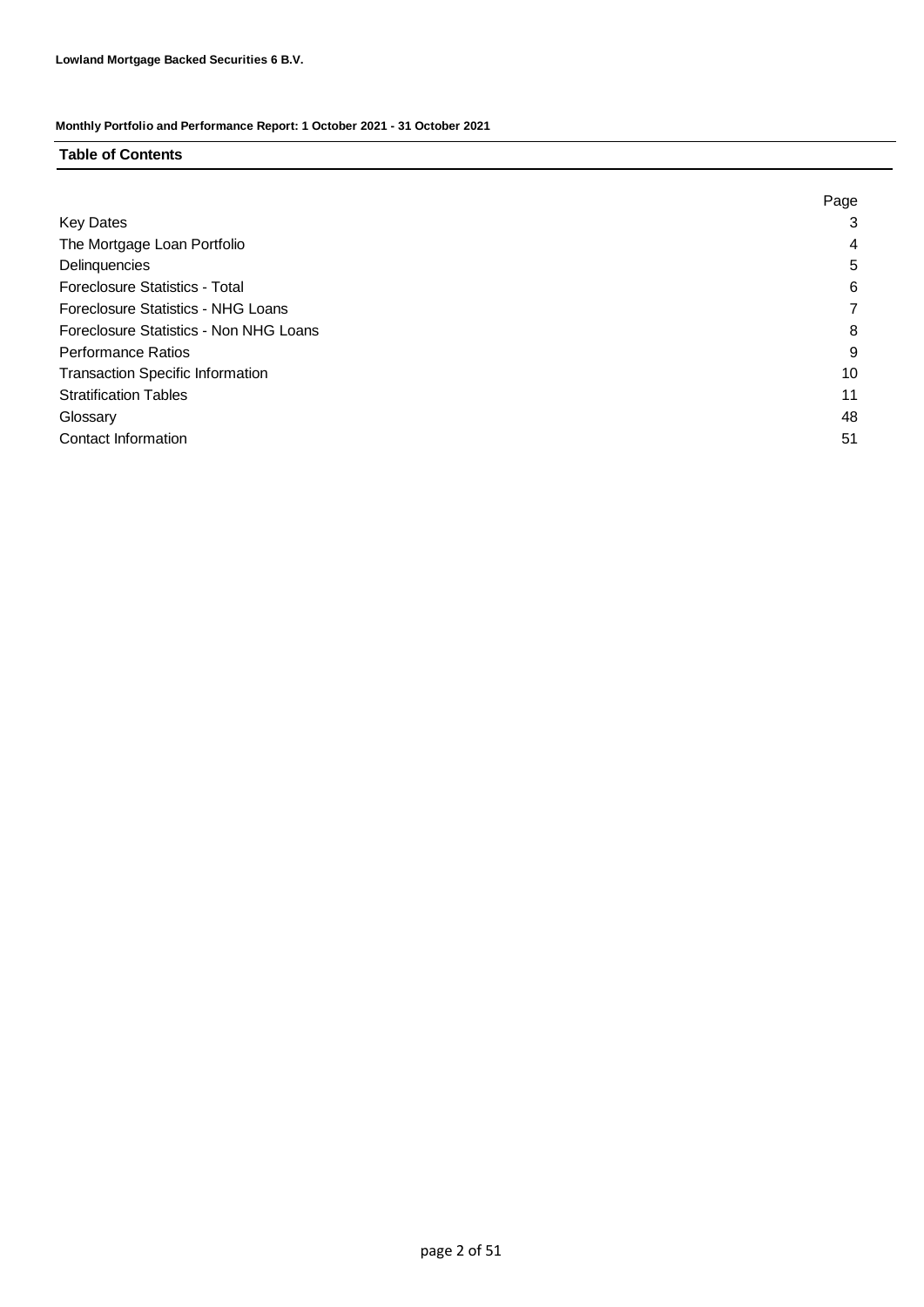**Lowland Mortgage Backed Securities 6 B.V.**

**Monthly Portfolio and Performance Report: 1 October 2021 - 31 October 2021**

## Table of Contents

| | Page |
|---|---|
| Key Dates | 3 |
| The Mortgage Loan Portfolio | 4 |
| Delinquencies | 5 |
| Foreclosure Statistics - Total | 6 |
| Foreclosure Statistics - NHG Loans | 7 |
| Foreclosure Statistics - Non NHG Loans | 8 |
| Performance Ratios | 9 |
| Transaction Specific Information | 10 |
| Stratification Tables | 11 |
| Glossary | 48 |
| Contact Information | 51 |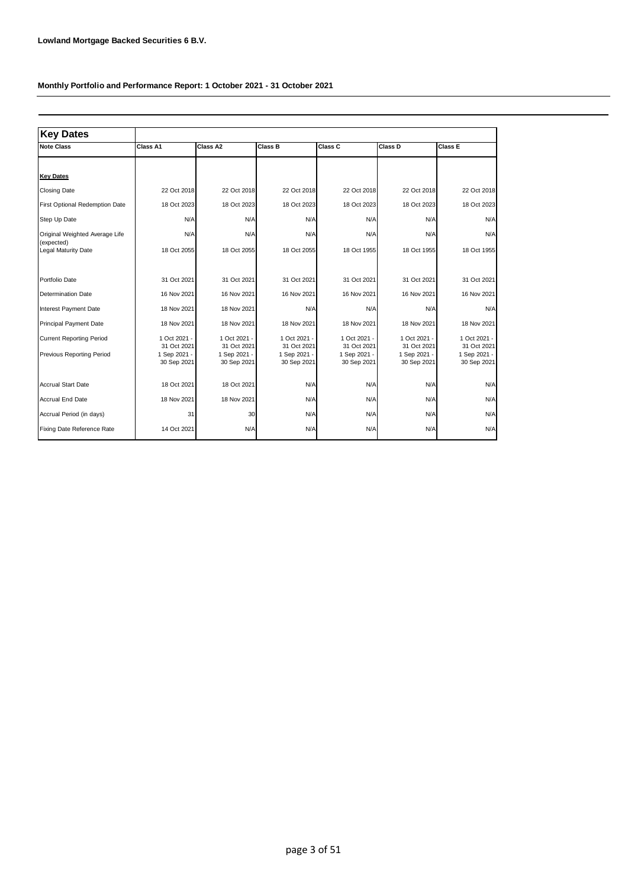**Lowland Mortgage Backed Securities 6 B.V.**

**Monthly Portfolio and Performance Report: 1 October 2021 - 31 October 2021**

## Key Dates

| Note Class | Class A1 | Class A2 | Class B | Class C | Class D | Class E |
|---|---|---|---|---|---|---|
| **Key Dates** | | | | | | |
| Closing Date | 22 Oct 2018 | 22 Oct 2018 | 22 Oct 2018 | 22 Oct 2018 | 22 Oct 2018 | 22 Oct 2018 |
| First Optional Redemption Date | 18 Oct 2023 | 18 Oct 2023 | 18 Oct 2023 | 18 Oct 2023 | 18 Oct 2023 | 18 Oct 2023 |
| Step Up Date | N/A | N/A | N/A | N/A | N/A | N/A |
| Original Weighted Average Life (expected) | N/A | N/A | N/A | N/A | N/A | N/A |
| Legal Maturity Date | 18 Oct 2055 | 18 Oct 2055 | 18 Oct 2055 | 18 Oct 1955 | 18 Oct 1955 | 18 Oct 1955 |
| Portfolio Date | 31 Oct 2021 | 31 Oct 2021 | 31 Oct 2021 | 31 Oct 2021 | 31 Oct 2021 | 31 Oct 2021 |
| Determination Date | 16 Nov 2021 | 16 Nov 2021 | 16 Nov 2021 | 16 Nov 2021 | 16 Nov 2021 | 16 Nov 2021 |
| Interest Payment Date | 18 Nov 2021 | 18 Nov 2021 | N/A | N/A | N/A | N/A |
| Principal Payment Date | 18 Nov 2021 | 18 Nov 2021 | 18 Nov 2021 | 18 Nov 2021 | 18 Nov 2021 | 18 Nov 2021 |
| Current Reporting Period | 1 Oct 2021 - 31 Oct 2021 | 1 Oct 2021 - 31 Oct 2021 | 1 Oct 2021 - 31 Oct 2021 | 1 Oct 2021 - 31 Oct 2021 | 1 Oct 2021 - 31 Oct 2021 | 1 Oct 2021 - 31 Oct 2021 |
| Previous Reporting Period | 1 Sep 2021 - 30 Sep 2021 | 1 Sep 2021 - 30 Sep 2021 | 1 Sep 2021 - 30 Sep 2021 | 1 Sep 2021 - 30 Sep 2021 | 1 Sep 2021 - 30 Sep 2021 | 1 Sep 2021 - 30 Sep 2021 |
| Accrual Start Date | 18 Oct 2021 | 18 Oct 2021 | N/A | N/A | N/A | N/A |
| Accrual End Date | 18 Nov 2021 | 18 Nov 2021 | N/A | N/A | N/A | N/A |
| Accrual Period (in days) | 31 | 30 | N/A | N/A | N/A | N/A |
| Fixing Date Reference Rate | 14 Oct 2021 | N/A | N/A | N/A | N/A | N/A |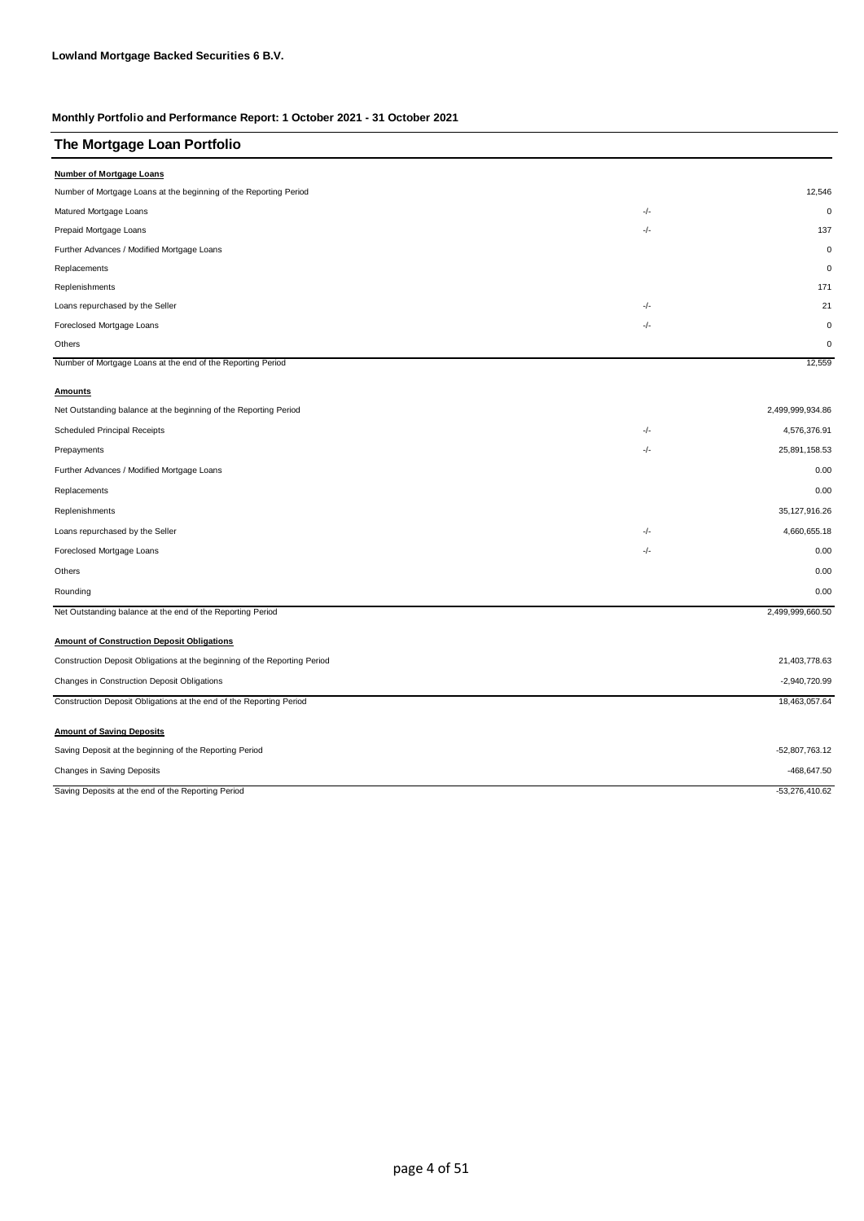**Lowland Mortgage Backed Securities 6 B.V.**

**Monthly Portfolio and Performance Report: 1 October 2021 - 31 October 2021**

## The Mortgage Loan Portfolio

**Number of Mortgage Loans**

| | | |
|---|---|---|
| Number of Mortgage Loans at the beginning of the Reporting Period | | 12,546 |
| Matured Mortgage Loans | -/- | 0 |
| Prepaid Mortgage Loans | -/- | 137 |
| Further Advances / Modified Mortgage Loans | | 0 |
| Replacements | | 0 |
| Replenishments | | 171 |
| Loans repurchased by the Seller | -/- | 21 |
| Foreclosed Mortgage Loans | -/- | 0 |
| Others | | 0 |
| Number of Mortgage Loans at the end of the Reporting Period | | 12,559 |

**Amounts**

| | | |
|---|---|---|
| Net Outstanding balance at the beginning of the Reporting Period | | 2,499,999,934.86 |
| Scheduled Principal Receipts | -/- | 4,576,376.91 |
| Prepayments | -/- | 25,891,158.53 |
| Further Advances / Modified Mortgage Loans | | 0.00 |
| Replacements | | 0.00 |
| Replenishments | | 35,127,916.26 |
| Loans repurchased by the Seller | -/- | 4,660,655.18 |
| Foreclosed Mortgage Loans | -/- | 0.00 |
| Others | | 0.00 |
| Rounding | | 0.00 |
| Net Outstanding balance at the end of the Reporting Period | | 2,499,999,660.50 |

**Amount of Construction Deposit Obligations**

| | |
|---|---|
| Construction Deposit Obligations at the beginning of the Reporting Period | 21,403,778.63 |
| Changes in Construction Deposit Obligations | -2,940,720.99 |
| Construction Deposit Obligations at the end of the Reporting Period | 18,463,057.64 |

**Amount of Saving Deposits**

| | |
|---|---|
| Saving Deposit at the beginning of the Reporting Period | -52,807,763.12 |
| Changes in Saving Deposits | -468,647.50 |
| Saving Deposits at the end of the Reporting Period | -53,276,410.62 |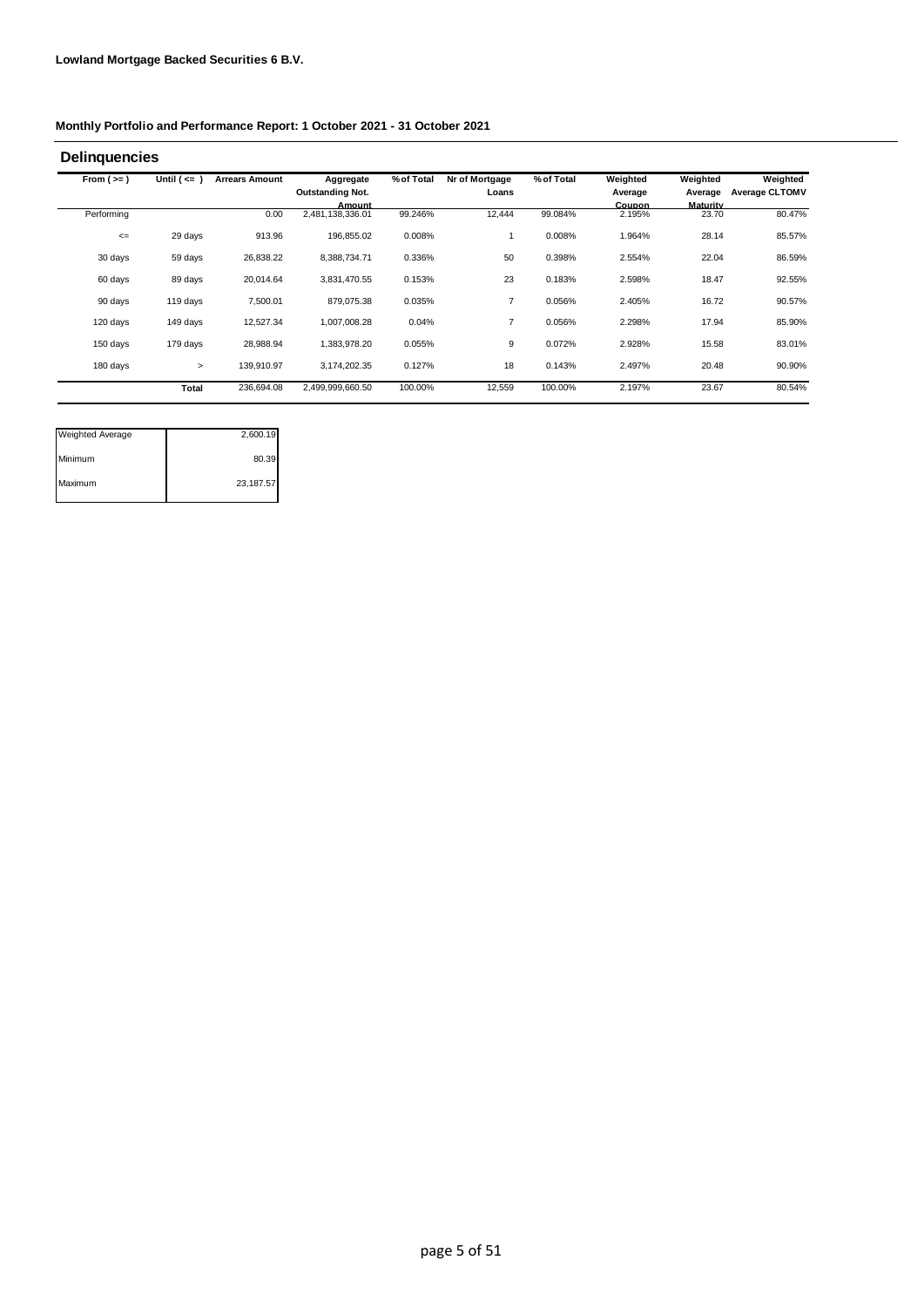**Lowland Mortgage Backed Securities 6 B.V.**

**Monthly Portfolio and Performance Report: 1 October 2021 - 31 October 2021**

## Delinquencies

| From ( >= ) | Until ( <= ) | Arrears Amount | Aggregate Outstanding Not. Amount | % of Total | Nr of Mortgage Loans | % of Total | Weighted Average Coupon | Weighted Average Maturity | Weighted Average CLTOMV |
|---|---|---|---|---|---|---|---|---|---|
| Performing | | 0.00 | 2,481,138,336.01 | 99.246% | 12,444 | 99.084% | 2.195% | 23.70 | 80.47% |
| <= | 29 days | 913.96 | 196,855.02 | 0.008% | 1 | 0.008% | 1.964% | 28.14 | 85.57% |
| 30 days | 59 days | 26,838.22 | 8,388,734.71 | 0.336% | 50 | 0.398% | 2.554% | 22.04 | 86.59% |
| 60 days | 89 days | 20,014.64 | 3,831,470.55 | 0.153% | 23 | 0.183% | 2.598% | 18.47 | 92.55% |
| 90 days | 119 days | 7,500.01 | 879,075.38 | 0.035% | 7 | 0.056% | 2.405% | 16.72 | 90.57% |
| 120 days | 149 days | 12,527.34 | 1,007,008.28 | 0.04% | 7 | 0.056% | 2.298% | 17.94 | 85.90% |
| 150 days | 179 days | 28,988.94 | 1,383,978.20 | 0.055% | 9 | 0.072% | 2.928% | 15.58 | 83.01% |
| 180 days | > | 139,910.97 | 3,174,202.35 | 0.127% | 18 | 0.143% | 2.497% | 20.48 | 90.90% |
| | **Total** | 236,694.08 | 2,499,999,660.50 | 100.00% | 12,559 | 100.00% | 2.197% | 23.67 | 80.54% |

| | |
|---|---|
| Weighted Average | 2,600.19 |
| Minimum | 80.39 |
| Maximum | 23,187.57 |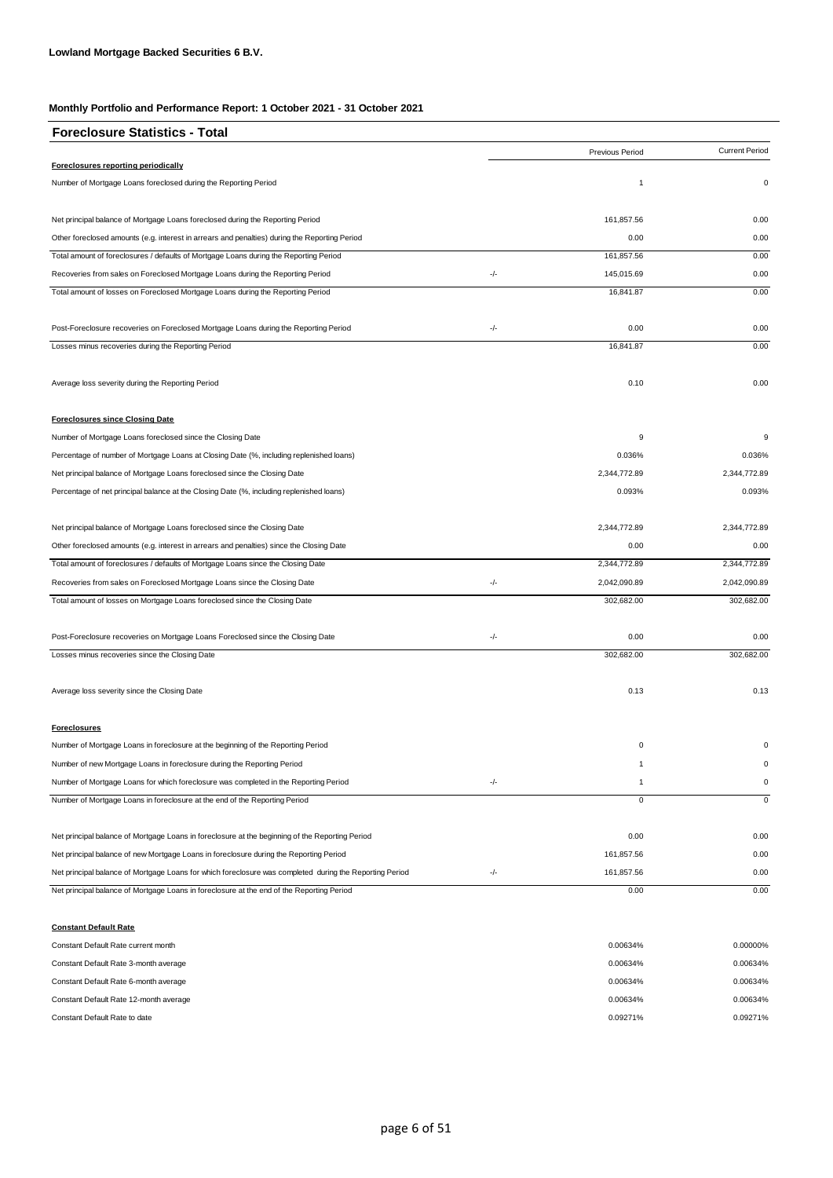**Lowland Mortgage Backed Securities 6 B.V.**

**Monthly Portfolio and Performance Report: 1 October 2021 - 31 October 2021**

## Foreclosure Statistics - Total

| | | Previous Period | Current Period |
|---|---|---|---|
| **Foreclosures reporting periodically** | | | |
| Number of Mortgage Loans foreclosed during the Reporting Period | | 1 | 0 |
| Net principal balance of Mortgage Loans foreclosed during the Reporting Period | | 161,857.56 | 0.00 |
| Other foreclosed amounts (e.g. interest in arrears and penalties) during the Reporting Period | | 0.00 | 0.00 |
| Total amount of foreclosures / defaults of Mortgage Loans during the Reporting Period | | 161,857.56 | 0.00 |
| Recoveries from sales on Foreclosed Mortgage Loans during the Reporting Period | -/- | 145,015.69 | 0.00 |
| Total amount of losses on Foreclosed Mortgage Loans during the Reporting Period | | 16,841.87 | 0.00 |
| Post-Foreclosure recoveries on Foreclosed Mortgage Loans during the Reporting Period | -/- | 0.00 | 0.00 |
| Losses minus recoveries during the Reporting Period | | 16,841.87 | 0.00 |
| Average loss severity during the Reporting Period | | 0.10 | 0.00 |
| **Foreclosures since Closing Date** | | | |
| Number of Mortgage Loans foreclosed since the Closing Date | | 9 | 9 |
| Percentage of number of Mortgage Loans at Closing Date (%, including replenished loans) | | 0.036% | 0.036% |
| Net principal balance of Mortgage Loans foreclosed since the Closing Date | | 2,344,772.89 | 2,344,772.89 |
| Percentage of net principal balance at the Closing Date (%, including replenished loans) | | 0.093% | 0.093% |
| Net principal balance of Mortgage Loans foreclosed since the Closing Date | | 2,344,772.89 | 2,344,772.89 |
| Other foreclosed amounts (e.g. interest in arrears and penalties) since the Closing Date | | 0.00 | 0.00 |
| Total amount of foreclosures / defaults of Mortgage Loans since the Closing Date | | 2,344,772.89 | 2,344,772.89 |
| Recoveries from sales on Foreclosed Mortgage Loans since the Closing Date | -/- | 2,042,090.89 | 2,042,090.89 |
| Total amount of losses on Mortgage Loans foreclosed since the Closing Date | | 302,682.00 | 302,682.00 |
| Post-Foreclosure recoveries on Mortgage Loans Foreclosed since the Closing Date | -/- | 0.00 | 0.00 |
| Losses minus recoveries since the Closing Date | | 302,682.00 | 302,682.00 |
| Average loss severity since the Closing Date | | 0.13 | 0.13 |
| **Foreclosures** | | | |
| Number of Mortgage Loans in foreclosure at the beginning of the Reporting Period | | 0 | 0 |
| Number of new Mortgage Loans in foreclosure during the Reporting Period | | 1 | 0 |
| Number of Mortgage Loans for which foreclosure was completed in the Reporting Period | -/- | 1 | 0 |
| Number of Mortgage Loans in foreclosure at the end of the Reporting Period | | 0 | 0 |
| Net principal balance of Mortgage Loans in foreclosure at the beginning of the Reporting Period | | 0.00 | 0.00 |
| Net principal balance of new Mortgage Loans in foreclosure during the Reporting Period | | 161,857.56 | 0.00 |
| Net principal balance of Mortgage Loans for which foreclosure was completed during the Reporting Period | -/- | 161,857.56 | 0.00 |
| Net principal balance of Mortgage Loans in foreclosure at the end of the Reporting Period | | 0.00 | 0.00 |
| **Constant Default Rate** | | | |
| Constant Default Rate current month | | 0.00634% | 0.00000% |
| Constant Default Rate 3-month average | | 0.00634% | 0.00634% |
| Constant Default Rate 6-month average | | 0.00634% | 0.00634% |
| Constant Default Rate 12-month average | | 0.00634% | 0.00634% |
| Constant Default Rate to date | | 0.09271% | 0.09271% |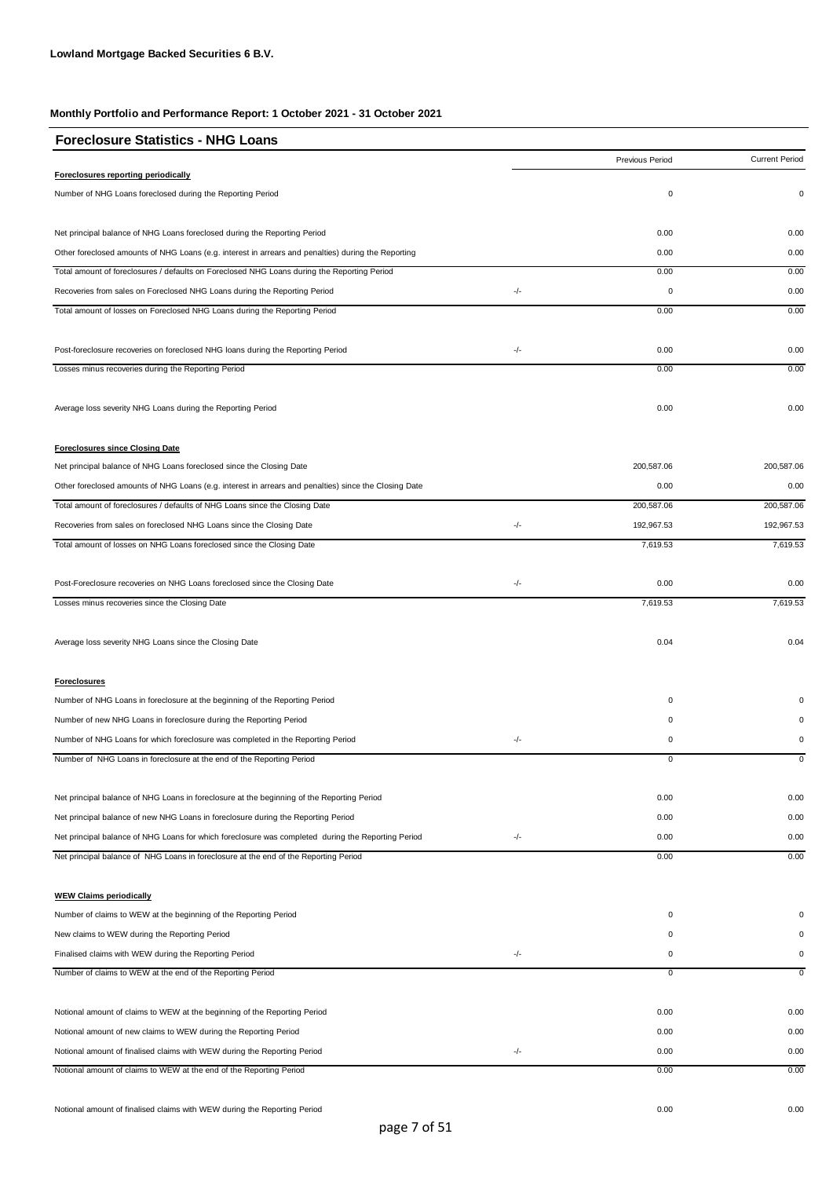**Lowland Mortgage Backed Securities 6 B.V.**

**Monthly Portfolio and Performance Report: 1 October 2021 - 31 October 2021**

## Foreclosure Statistics - NHG Loans

| | | Previous Period | Current Period |
|---|---|---|---|
| **Foreclosures reporting periodically** | | | |
| Number of NHG Loans foreclosed during the Reporting Period | | 0 | 0 |
| | | | |
| Net principal balance of NHG Loans foreclosed during the Reporting Period | | 0.00 | 0.00 |
| Other foreclosed amounts of NHG Loans (e.g. interest in arrears and penalties) during the Reporting | | 0.00 | 0.00 |
| Total amount of foreclosures / defaults on Foreclosed NHG Loans during the Reporting Period | | 0.00 | 0.00 |
| Recoveries from sales on Foreclosed NHG Loans during the Reporting Period | -/- | 0 | 0.00 |
| Total amount of losses on Foreclosed NHG Loans during the Reporting Period | | 0.00 | 0.00 |
| | | | |
| Post-foreclosure recoveries on foreclosed NHG loans during the Reporting Period | -/- | 0.00 | 0.00 |
| Losses minus recoveries during the Reporting Period | | 0.00 | 0.00 |
| | | | |
| Average loss severity NHG Loans during the Reporting Period | | 0.00 | 0.00 |
| | | | |
| **Foreclosures since Closing Date** | | | |
| Net principal balance of NHG Loans foreclosed since the Closing Date | | 200,587.06 | 200,587.06 |
| Other foreclosed amounts of NHG Loans (e.g. interest in arrears and penalties) since the Closing Date | | 0.00 | 0.00 |
| Total amount of foreclosures / defaults of NHG Loans since the Closing Date | | 200,587.06 | 200,587.06 |
| Recoveries from sales on foreclosed NHG Loans since the Closing Date | -/- | 192,967.53 | 192,967.53 |
| Total amount of losses on NHG Loans foreclosed since the Closing Date | | 7,619.53 | 7,619.53 |
| | | | |
| Post-Foreclosure recoveries on NHG Loans foreclosed since the Closing Date | -/- | 0.00 | 0.00 |
| Losses minus recoveries since the Closing Date | | 7,619.53 | 7,619.53 |
| | | | |
| Average loss severity NHG Loans since the Closing Date | | 0.04 | 0.04 |
| | | | |
| **Foreclosures** | | | |
| Number of NHG Loans in foreclosure at the beginning of the Reporting Period | | 0 | 0 |
| Number of new NHG Loans in foreclosure during the Reporting Period | | 0 | 0 |
| Number of NHG Loans for which foreclosure was completed in the Reporting Period | -/- | 0 | 0 |
| Number of NHG Loans in foreclosure at the end of the Reporting Period | | 0 | 0 |
| | | | |
| Net principal balance of NHG Loans in foreclosure at the beginning of the Reporting Period | | 0.00 | 0.00 |
| Net principal balance of new NHG Loans in foreclosure during the Reporting Period | | 0.00 | 0.00 |
| Net principal balance of NHG Loans for which foreclosure was completed during the Reporting Period | -/- | 0.00 | 0.00 |
| Net principal balance of NHG Loans in foreclosure at the end of the Reporting Period | | 0.00 | 0.00 |
| | | | |
| **WEW Claims periodically** | | | |
| Number of claims to WEW at the beginning of the Reporting Period | | 0 | 0 |
| New claims to WEW during the Reporting Period | | 0 | 0 |
| Finalised claims with WEW during the Reporting Period | -/- | 0 | 0 |
| Number of claims to WEW at the end of the Reporting Period | | 0 | 0 |
| | | | |
| Notional amount of claims to WEW at the beginning of the Reporting Period | | 0.00 | 0.00 |
| Notional amount of new claims to WEW during the Reporting Period | | 0.00 | 0.00 |
| Notional amount of finalised claims with WEW during the Reporting Period | -/- | 0.00 | 0.00 |
| Notional amount of claims to WEW at the end of the Reporting Period | | 0.00 | 0.00 |
| | | | |
| Notional amount of finalised claims with WEW during the Reporting Period | | 0.00 | 0.00 |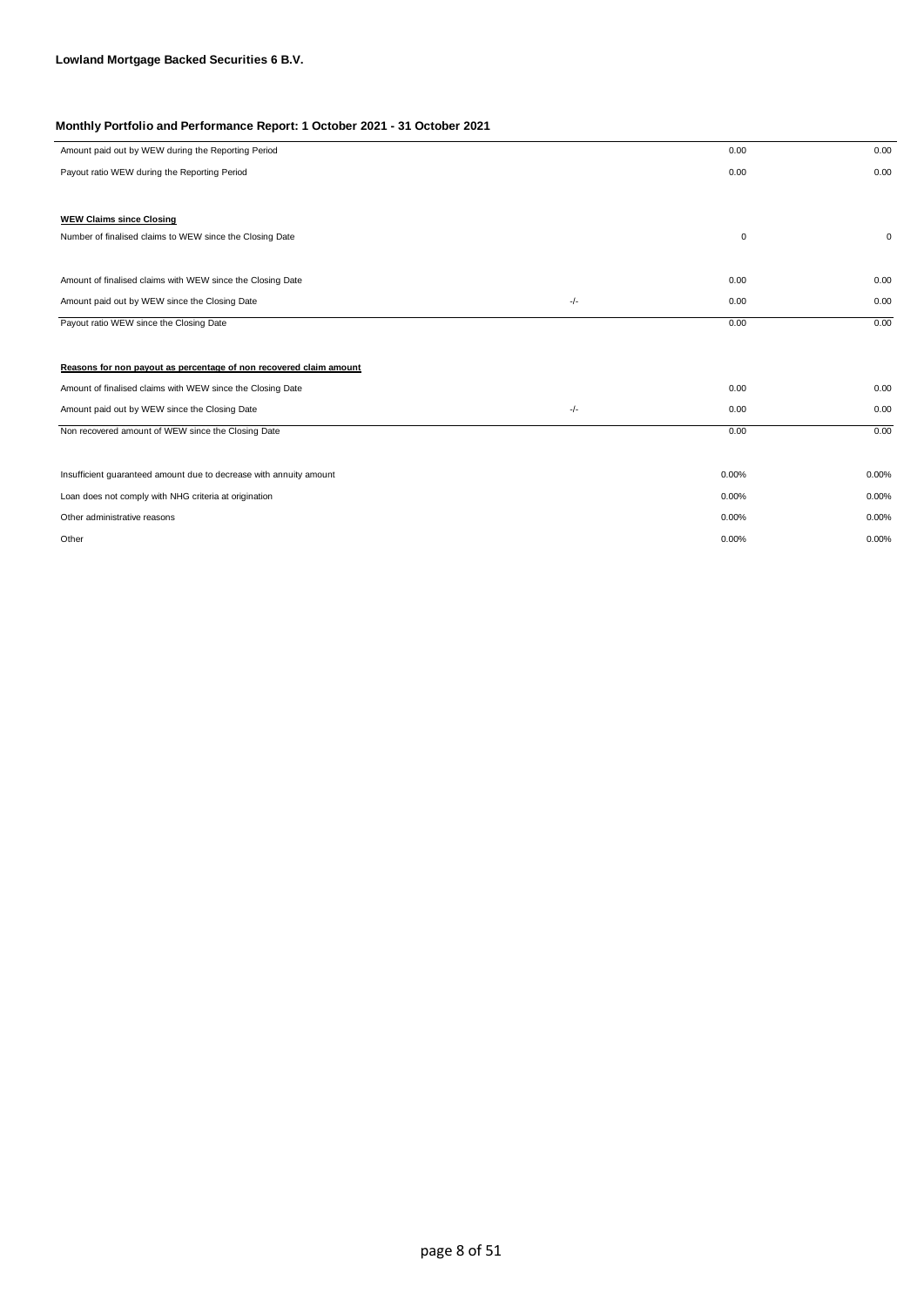**Lowland Mortgage Backed Securities 6 B.V.**

**Monthly Portfolio and Performance Report: 1 October 2021 - 31 October 2021**

| | | | |
|---|---|---|---|
| Amount paid out by WEW during the Reporting Period | | 0.00 | 0.00 |
| Payout ratio WEW during the Reporting Period | | 0.00 | 0.00 |
| | | | |
| **WEW Claims since Closing** | | | |
| Number of finalised claims to WEW since the Closing Date | | 0 | 0 |
| | | | |
| Amount of finalised claims with WEW since the Closing Date | | 0.00 | 0.00 |
| Amount paid out by WEW since the Closing Date | -/- | 0.00 | 0.00 |
| Payout ratio WEW since the Closing Date | | 0.00 | 0.00 |
| | | | |
| **Reasons for non payout as percentage of non recovered claim amount** | | | |
| Amount of finalised claims with WEW since the Closing Date | | 0.00 | 0.00 |
| Amount paid out by WEW since the Closing Date | -/- | 0.00 | 0.00 |
| Non recovered amount of WEW since the Closing Date | | 0.00 | 0.00 |
| | | | |
| Insufficient guaranteed amount due to decrease with annuity amount | | 0.00% | 0.00% |
| Loan does not comply with NHG criteria at origination | | 0.00% | 0.00% |
| Other administrative reasons | | 0.00% | 0.00% |
| Other | | 0.00% | 0.00% |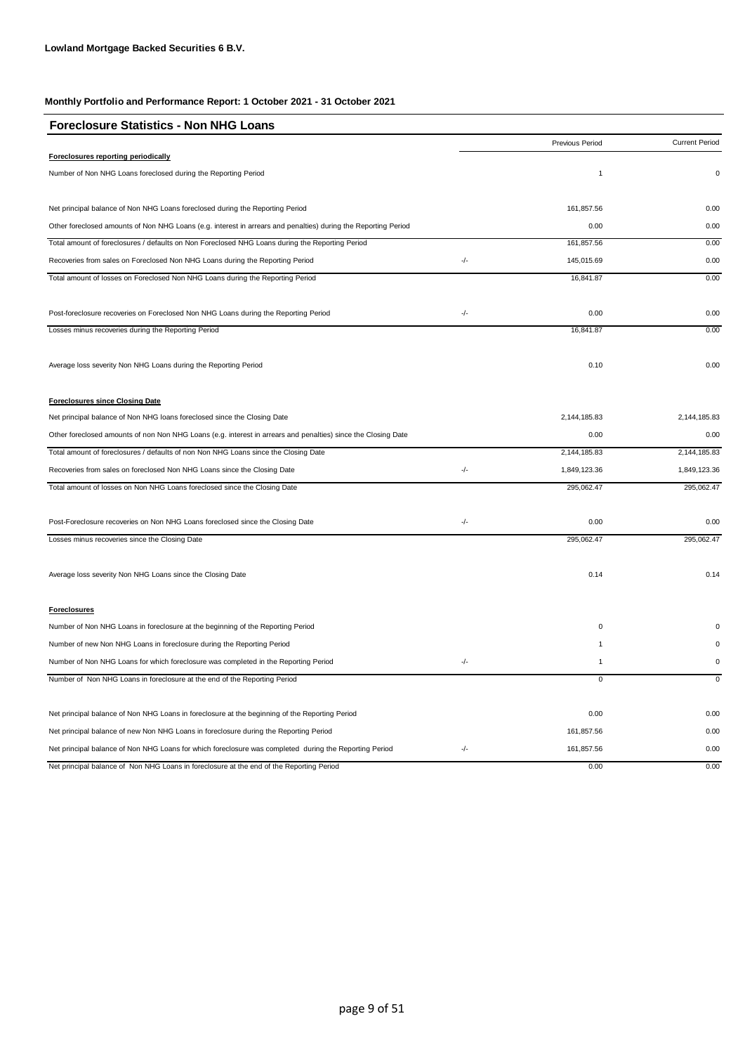**Lowland Mortgage Backed Securities 6 B.V.**

**Monthly Portfolio and Performance Report: 1 October 2021 - 31 October 2021**

## Foreclosure Statistics - Non NHG Loans

| | | Previous Period | Current Period |
|---|---|---|---|
| **Foreclosures reporting periodically** | | | |
| Number of Non NHG Loans foreclosed during the Reporting Period | | 1 | 0 |
| Net principal balance of Non NHG Loans foreclosed during the Reporting Period | | 161,857.56 | 0.00 |
| Other foreclosed amounts of Non NHG Loans (e.g. interest in arrears and penalties) during the Reporting Period | | 0.00 | 0.00 |
| Total amount of foreclosures / defaults on Non Foreclosed NHG Loans during the Reporting Period | | 161,857.56 | 0.00 |
| Recoveries from sales on Foreclosed Non NHG Loans during the Reporting Period | -/- | 145,015.69 | 0.00 |
| Total amount of losses on Foreclosed Non NHG Loans during the Reporting Period | | 16,841.87 | 0.00 |
| Post-foreclosure recoveries on Foreclosed Non NHG Loans during the Reporting Period | -/- | 0.00 | 0.00 |
| Losses minus recoveries during the Reporting Period | | 16,841.87 | 0.00 |
| Average loss severity Non NHG Loans during the Reporting Period | | 0.10 | 0.00 |
| **Foreclosures since Closing Date** | | | |
| Net principal balance of Non NHG loans foreclosed since the Closing Date | | 2,144,185.83 | 2,144,185.83 |
| Other foreclosed amounts of non Non NHG Loans (e.g. interest in arrears and penalties) since the Closing Date | | 0.00 | 0.00 |
| Total amount of foreclosures / defaults of non Non NHG Loans since the Closing Date | | 2,144,185.83 | 2,144,185.83 |
| Recoveries from sales on foreclosed Non NHG Loans since the Closing Date | -/- | 1,849,123.36 | 1,849,123.36 |
| Total amount of losses on Non NHG Loans foreclosed since the Closing Date | | 295,062.47 | 295,062.47 |
| Post-Foreclosure recoveries on Non NHG Loans foreclosed since the Closing Date | -/- | 0.00 | 0.00 |
| Losses minus recoveries since the Closing Date | | 295,062.47 | 295,062.47 |
| Average loss severity Non NHG Loans since the Closing Date | | 0.14 | 0.14 |
| **Foreclosures** | | | |
| Number of Non NHG Loans in foreclosure at the beginning of the Reporting Period | | 0 | 0 |
| Number of new Non NHG Loans in foreclosure during the Reporting Period | | 1 | 0 |
| Number of Non NHG Loans for which foreclosure was completed in the Reporting Period | -/- | 1 | 0 |
| Number of Non NHG Loans in foreclosure at the end of the Reporting Period | | 0 | 0 |
| Net principal balance of Non NHG Loans in foreclosure at the beginning of the Reporting Period | | 0.00 | 0.00 |
| Net principal balance of new Non NHG Loans in foreclosure during the Reporting Period | | 161,857.56 | 0.00 |
| Net principal balance of Non NHG Loans for which foreclosure was completed during the Reporting Period | -/- | 161,857.56 | 0.00 |
| Net principal balance of Non NHG Loans in foreclosure at the end of the Reporting Period | | 0.00 | 0.00 |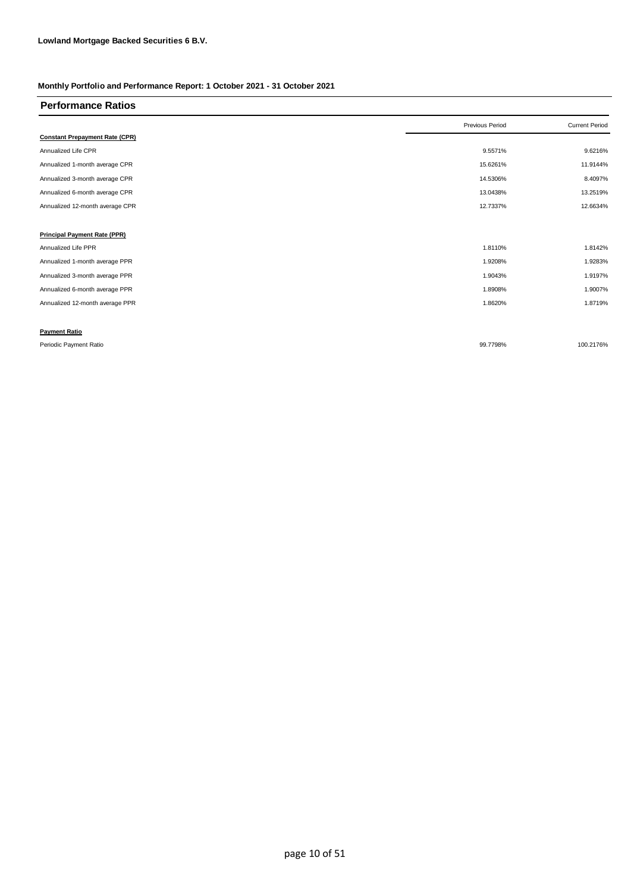**Lowland Mortgage Backed Securities 6 B.V.**

**Monthly Portfolio and Performance Report: 1 October 2021 - 31 October 2021**

## Performance Ratios

| | Previous Period | Current Period |
|---|---|---|
| **Constant Prepayment Rate (CPR)** | | |
| Annualized Life CPR | 9.5571% | 9.6216% |
| Annualized 1-month average CPR | 15.6261% | 11.9144% |
| Annualized 3-month average CPR | 14.5306% | 8.4097% |
| Annualized 6-month average CPR | 13.0438% | 13.2519% |
| Annualized 12-month average CPR | 12.7337% | 12.6634% |
| | | |
| **Principal Payment Rate (PPR)** | | |
| Annualized Life PPR | 1.8110% | 1.8142% |
| Annualized 1-month average PPR | 1.9208% | 1.9283% |
| Annualized 3-month average PPR | 1.9043% | 1.9197% |
| Annualized 6-month average PPR | 1.8908% | 1.9007% |
| Annualized 12-month average PPR | 1.8620% | 1.8719% |
| | | |
| **Payment Ratio** | | |
| Periodic Payment Ratio | 99.7798% | 100.2176% |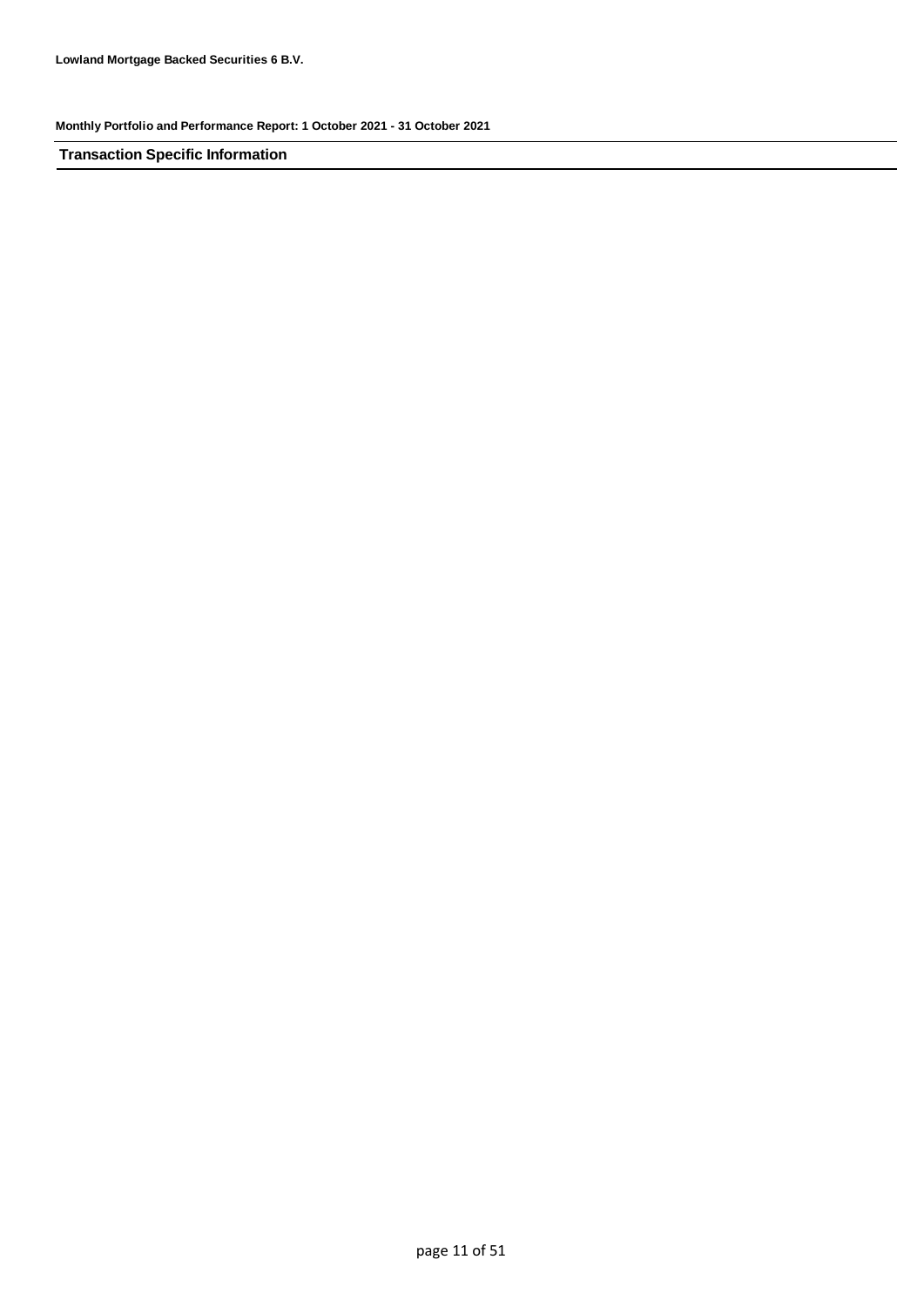## Transaction Specific Information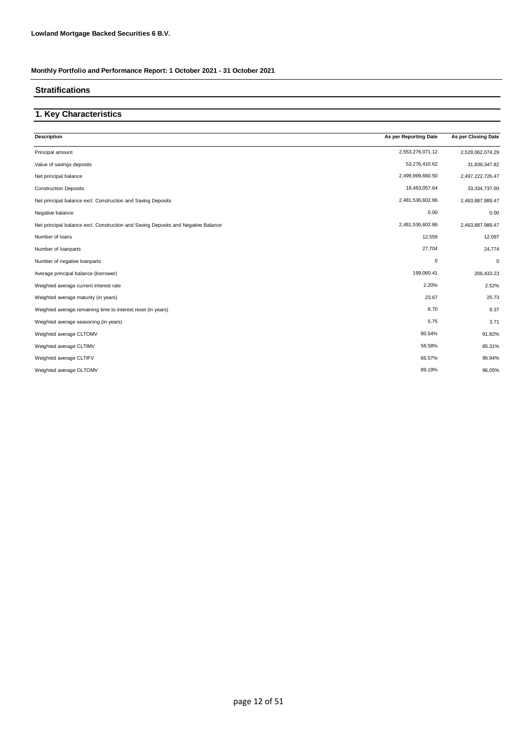**Lowland Mortgage Backed Securities 6 B.V.**

**Monthly Portfolio and Performance Report: 1 October 2021 - 31 October 2021**

## Stratifications

## 1. Key Characteristics

| Description | As per Reporting Date | As per Closing Date |
|---|---|---|
| Principal amount | 2,553,276,071.12 | 2,529,062,074.29 |
| Value of savings deposits | 53,276,410.62 | 31,839,347.82 |
| Net principal balance | 2,499,999,660.50 | 2,497,222,726.47 |
| Construction Deposits | 18,463,057.64 | 33,334,737.00 |
| Net principal balance excl. Construction and Saving Deposits | 2,481,536,602.86 | 2,463,887,989.47 |
| Negative balance | 0.00 | 0.00 |
| Net principal balance excl. Construction and Saving Deposits and Negative Balance | 2,481,536,602.86 | 2,463,887,989.47 |
| Number of loans | 12,559 | 12,097 |
| Number of loanparts | 27,704 | 24,774 |
| Number of negative loanparts | 0 | 0 |
| Average principal balance (borrower) | 199,060.41 | 206,433.23 |
| Weighted average current interest rate | 2.20% | 2.52% |
| Weighted average maturity (in years) | 23.67 | 25.73 |
| Weighted average remaining time to interest reset (in years) | 8.70 | 9.37 |
| Weighted average seasoning (in years) | 5.75 | 3.71 |
| Weighted average CLTOMV | 80.54% | 91.82% |
| Weighted average CLTIMV | 58.58% | 85.31% |
| Weighted average CLTIFV | 66.57% | 96.94% |
| Weighted average OLTOMV | 89.19% | 96.05% |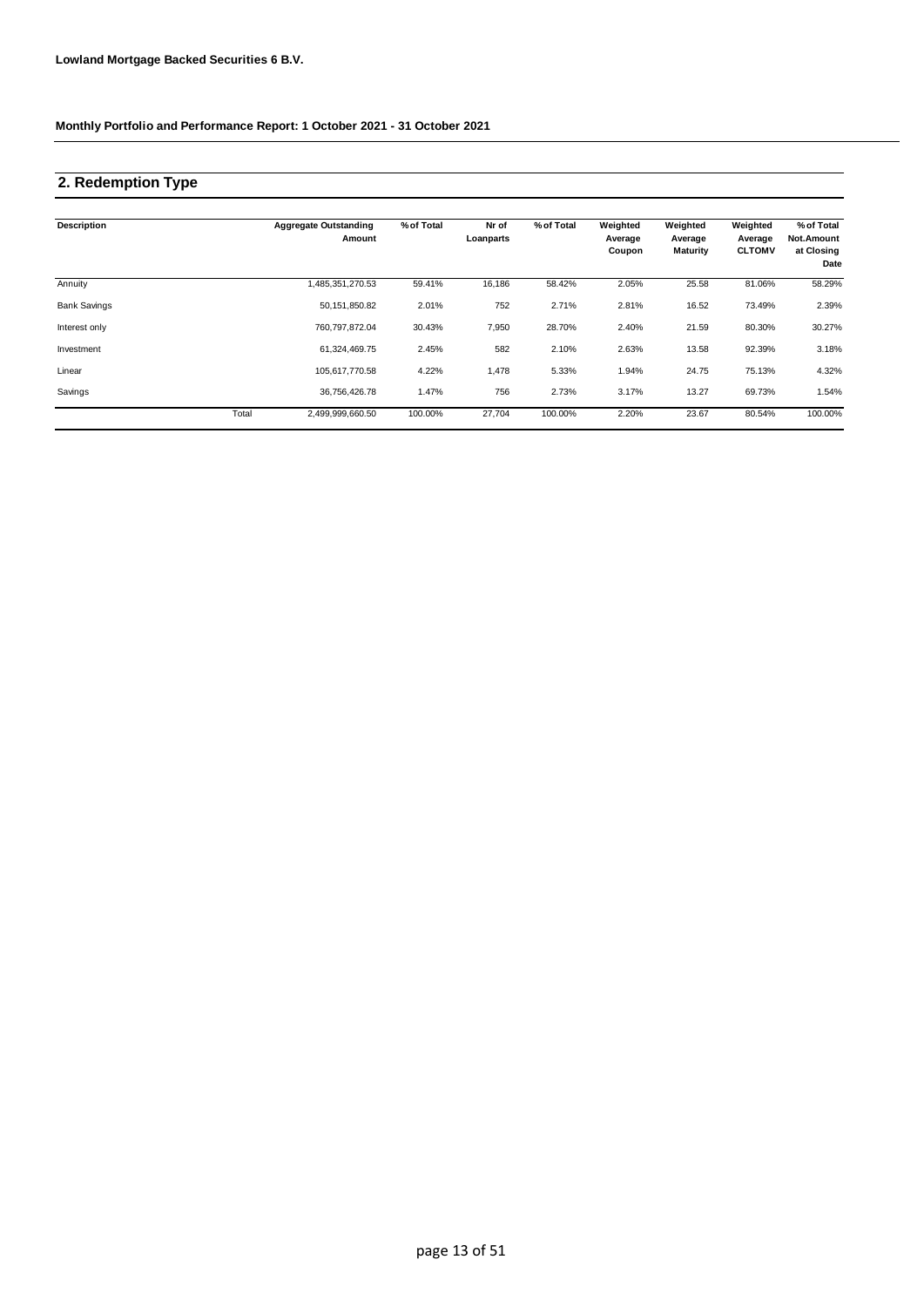**Lowland Mortgage Backed Securities 6 B.V.**

**Monthly Portfolio and Performance Report: 1 October 2021 - 31 October 2021**

## 2. Redemption Type

| Description | | Aggregate Outstanding Amount | % of Total | Nr of Loanparts | % of Total | Weighted Average Coupon | Weighted Average Maturity | Weighted Average CLTOMV | % of Total Not.Amount at Closing Date |
|---|---|---|---|---|---|---|---|---|---|
| Annuity | | 1,485,351,270.53 | 59.41% | 16,186 | 58.42% | 2.05% | 25.58 | 81.06% | 58.29% |
| Bank Savings | | 50,151,850.82 | 2.01% | 752 | 2.71% | 2.81% | 16.52 | 73.49% | 2.39% |
| Interest only | | 760,797,872.04 | 30.43% | 7,950 | 28.70% | 2.40% | 21.59 | 80.30% | 30.27% |
| Investment | | 61,324,469.75 | 2.45% | 582 | 2.10% | 2.63% | 13.58 | 92.39% | 3.18% |
| Linear | | 105,617,770.58 | 4.22% | 1,478 | 5.33% | 1.94% | 24.75 | 75.13% | 4.32% |
| Savings | | 36,756,426.78 | 1.47% | 756 | 2.73% | 3.17% | 13.27 | 69.73% | 1.54% |
| | Total | 2,499,999,660.50 | 100.00% | 27,704 | 100.00% | 2.20% | 23.67 | 80.54% | 100.00% |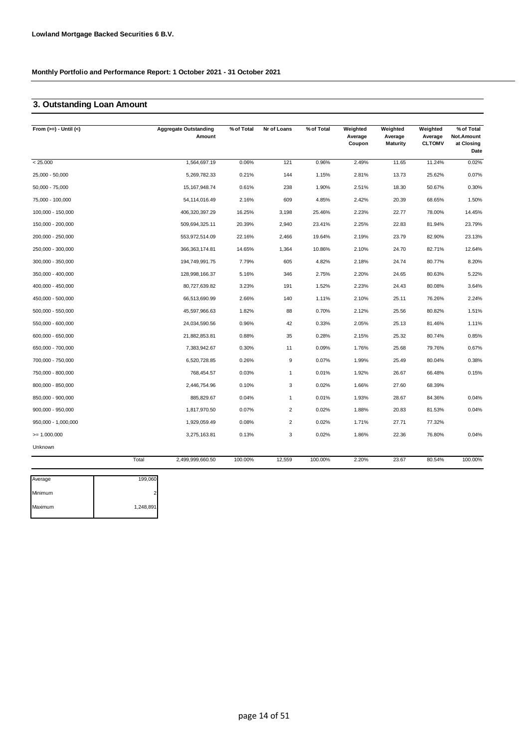**Lowland Mortgage Backed Securities 6 B.V.**

**Monthly Portfolio and Performance Report: 1 October 2021 - 31 October 2021**

## 3. Outstanding Loan Amount

| From (>=) - Until (<) | | Aggregate Outstanding Amount | % of Total | Nr of Loans | % of Total | Weighted Average Coupon | Weighted Average Maturity | Weighted Average CLTOMV | % of Total Not.Amount at Closing Date |
|---|---|---|---|---|---|---|---|---|---|
| < 25.000 | | 1,564,697.19 | 0.06% | 121 | 0.96% | 2.49% | 11.65 | 11.24% | 0.02% |
| 25,000 - 50,000 | | 5,269,782.33 | 0.21% | 144 | 1.15% | 2.81% | 13.73 | 25.62% | 0.07% |
| 50,000 - 75,000 | | 15,167,948.74 | 0.61% | 238 | 1.90% | 2.51% | 18.30 | 50.67% | 0.30% |
| 75,000 - 100,000 | | 54,114,016.49 | 2.16% | 609 | 4.85% | 2.42% | 20.39 | 68.65% | 1.50% |
| 100,000 - 150,000 | | 406,320,397.29 | 16.25% | 3,198 | 25.46% | 2.23% | 22.77 | 78.00% | 14.45% |
| 150,000 - 200,000 | | 509,694,325.11 | 20.39% | 2,940 | 23.41% | 2.25% | 22.83 | 81.94% | 23.79% |
| 200,000 - 250,000 | | 553,972,514.09 | 22.16% | 2,466 | 19.64% | 2.19% | 23.79 | 82.90% | 23.13% |
| 250,000 - 300,000 | | 366,363,174.81 | 14.65% | 1,364 | 10.86% | 2.10% | 24.70 | 82.71% | 12.64% |
| 300,000 - 350,000 | | 194,749,991.75 | 7.79% | 605 | 4.82% | 2.18% | 24.74 | 80.77% | 8.20% |
| 350,000 - 400,000 | | 128,998,166.37 | 5.16% | 346 | 2.75% | 2.20% | 24.65 | 80.63% | 5.22% |
| 400,000 - 450,000 | | 80,727,639.82 | 3.23% | 191 | 1.52% | 2.23% | 24.43 | 80.08% | 3.64% |
| 450,000 - 500,000 | | 66,513,690.99 | 2.66% | 140 | 1.11% | 2.10% | 25.11 | 76.26% | 2.24% |
| 500,000 - 550,000 | | 45,597,966.63 | 1.82% | 88 | 0.70% | 2.12% | 25.56 | 80.82% | 1.51% |
| 550,000 - 600,000 | | 24,034,590.56 | 0.96% | 42 | 0.33% | 2.05% | 25.13 | 81.46% | 1.11% |
| 600,000 - 650,000 | | 21,882,853.81 | 0.88% | 35 | 0.28% | 2.15% | 25.32 | 80.74% | 0.85% |
| 650,000 - 700,000 | | 7,383,942.67 | 0.30% | 11 | 0.09% | 1.76% | 25.68 | 79.76% | 0.67% |
| 700,000 - 750,000 | | 6,520,728.85 | 0.26% | 9 | 0.07% | 1.99% | 25.49 | 80.04% | 0.38% |
| 750,000 - 800,000 | | 768,454.57 | 0.03% | 1 | 0.01% | 1.92% | 26.67 | 66.48% | 0.15% |
| 800,000 - 850,000 | | 2,446,754.96 | 0.10% | 3 | 0.02% | 1.66% | 27.60 | 68.39% | |
| 850,000 - 900,000 | | 885,829.67 | 0.04% | 1 | 0.01% | 1.93% | 28.67 | 84.36% | 0.04% |
| 900,000 - 950,000 | | 1,817,970.50 | 0.07% | 2 | 0.02% | 1.88% | 20.83 | 81.53% | 0.04% |
| 950,000 - 1,000,000 | | 1,929,059.49 | 0.08% | 2 | 0.02% | 1.71% | 27.71 | 77.32% | |
| >= 1.000.000 | | 3,275,163.81 | 0.13% | 3 | 0.02% | 1.86% | 22.36 | 76.80% | 0.04% |
| Unknown | | | | | | | | | |
| | Total | 2,499,999,660.50 | 100.00% | 12,559 | 100.00% | 2.20% | 23.67 | 80.54% | 100.00% |

| | |
|---|---|
| Average | 199,060 |
| Minimum | 2 |
| Maximum | 1,248,891 |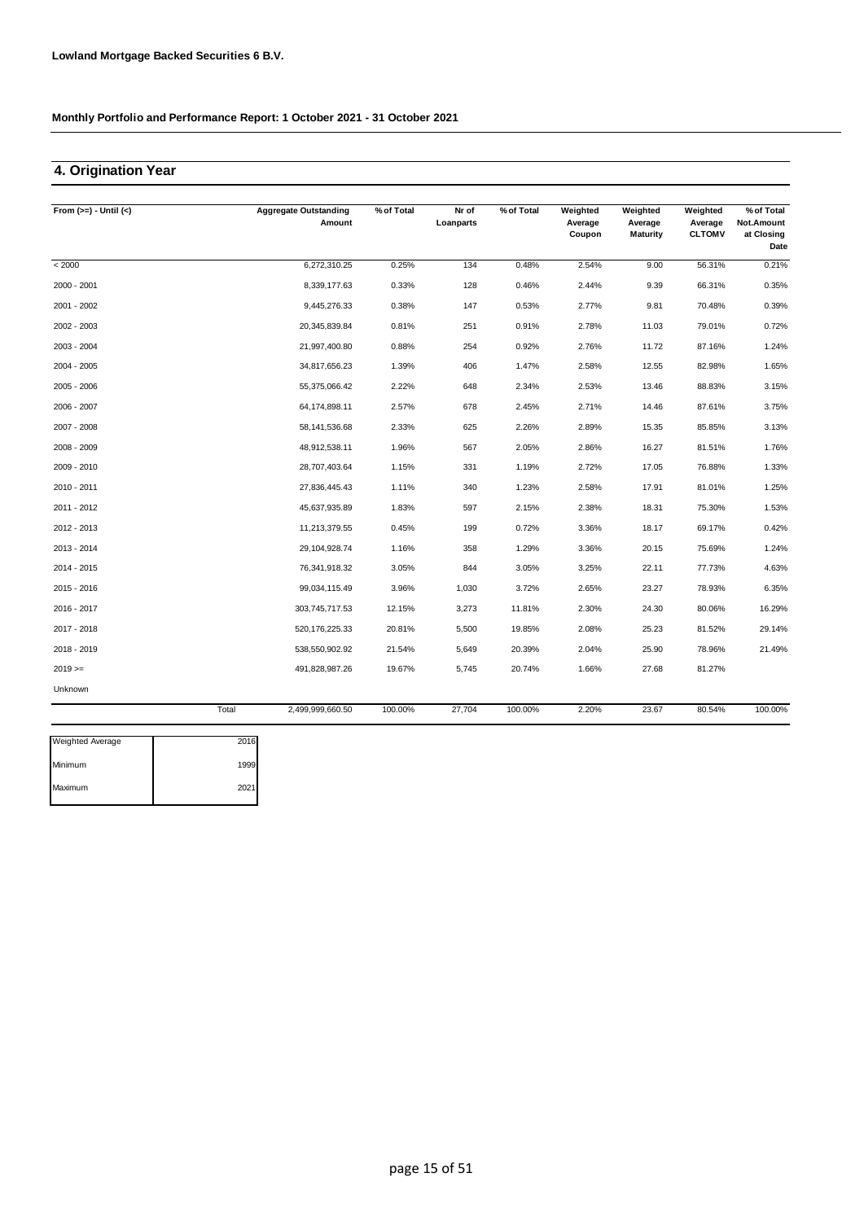**Lowland Mortgage Backed Securities 6 B.V.**

**Monthly Portfolio and Performance Report: 1 October 2021 - 31 October 2021**

## 4. Origination Year

| From (>=) - Until (<) | Aggregate Outstanding Amount | % of Total | Nr of Loanparts | % of Total | Weighted Average Coupon | Weighted Average Maturity | Weighted Average CLTOMV | % of Total Not.Amount at Closing Date |
|---|---|---|---|---|---|---|---|---|
| < 2000 | 6,272,310.25 | 0.25% | 134 | 0.48% | 2.54% | 9.00 | 56.31% | 0.21% |
| 2000 - 2001 | 8,339,177.63 | 0.33% | 128 | 0.46% | 2.44% | 9.39 | 66.31% | 0.35% |
| 2001 - 2002 | 9,445,276.33 | 0.38% | 147 | 0.53% | 2.77% | 9.81 | 70.48% | 0.39% |
| 2002 - 2003 | 20,345,839.84 | 0.81% | 251 | 0.91% | 2.78% | 11.03 | 79.01% | 0.72% |
| 2003 - 2004 | 21,997,400.80 | 0.88% | 254 | 0.92% | 2.76% | 11.72 | 87.16% | 1.24% |
| 2004 - 2005 | 34,817,656.23 | 1.39% | 406 | 1.47% | 2.58% | 12.55 | 82.98% | 1.65% |
| 2005 - 2006 | 55,375,066.42 | 2.22% | 648 | 2.34% | 2.53% | 13.46 | 88.83% | 3.15% |
| 2006 - 2007 | 64,174,898.11 | 2.57% | 678 | 2.45% | 2.71% | 14.46 | 87.61% | 3.75% |
| 2007 - 2008 | 58,141,536.68 | 2.33% | 625 | 2.26% | 2.89% | 15.35 | 85.85% | 3.13% |
| 2008 - 2009 | 48,912,538.11 | 1.96% | 567 | 2.05% | 2.86% | 16.27 | 81.51% | 1.76% |
| 2009 - 2010 | 28,707,403.64 | 1.15% | 331 | 1.19% | 2.72% | 17.05 | 76.88% | 1.33% |
| 2010 - 2011 | 27,836,445.43 | 1.11% | 340 | 1.23% | 2.58% | 17.91 | 81.01% | 1.25% |
| 2011 - 2012 | 45,637,935.89 | 1.83% | 597 | 2.15% | 2.38% | 18.31 | 75.30% | 1.53% |
| 2012 - 2013 | 11,213,379.55 | 0.45% | 199 | 0.72% | 3.36% | 18.17 | 69.17% | 0.42% |
| 2013 - 2014 | 29,104,928.74 | 1.16% | 358 | 1.29% | 3.36% | 20.15 | 75.69% | 1.24% |
| 2014 - 2015 | 76,341,918.32 | 3.05% | 844 | 3.05% | 3.25% | 22.11 | 77.73% | 4.63% |
| 2015 - 2016 | 99,034,115.49 | 3.96% | 1,030 | 3.72% | 2.65% | 23.27 | 78.93% | 6.35% |
| 2016 - 2017 | 303,745,717.53 | 12.15% | 3,273 | 11.81% | 2.30% | 24.30 | 80.06% | 16.29% |
| 2017 - 2018 | 520,176,225.33 | 20.81% | 5,500 | 19.85% | 2.08% | 25.23 | 81.52% | 29.14% |
| 2018 - 2019 | 538,550,902.92 | 21.54% | 5,649 | 20.39% | 2.04% | 25.90 | 78.96% | 21.49% |
| 2019 >= | 491,828,987.26 | 19.67% | 5,745 | 20.74% | 1.66% | 27.68 | 81.27% | |
| Unknown | | | | | | | | |
| Total | 2,499,999,660.50 | 100.00% | 27,704 | 100.00% | 2.20% | 23.67 | 80.54% | 100.00% |

| | |
|---|---|
| Weighted Average | 2016 |
| Minimum | 1999 |
| Maximum | 2021 |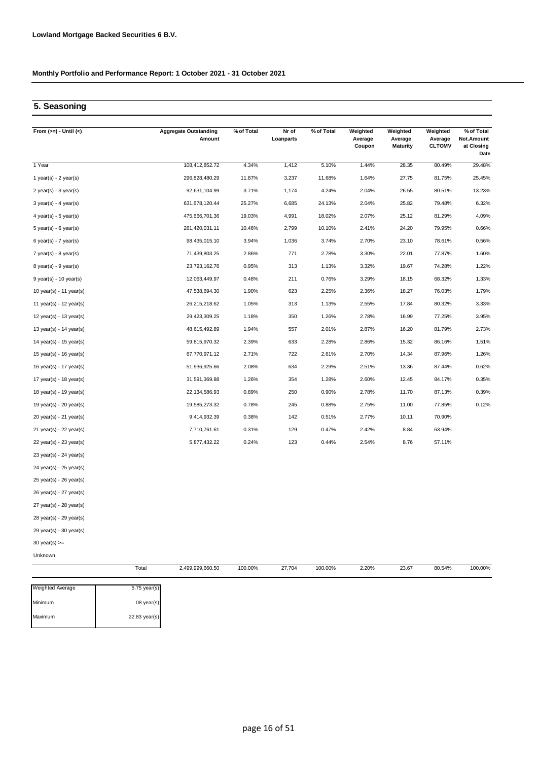**Lowland Mortgage Backed Securities 6 B.V.**

**Monthly Portfolio and Performance Report: 1 October 2021 - 31 October 2021**

## 5. Seasoning

| From (>=) - Until (<) | Aggregate Outstanding Amount | % of Total | Nr of Loanparts | % of Total | Weighted Average Coupon | Weighted Average Maturity | Weighted Average CLTOMV | % of Total Not.Amount at Closing Date |
|---|---|---|---|---|---|---|---|---|
| 1 Year | 108,412,852.72 | 4.34% | 1,412 | 5.10% | 1.44% | 28.35 | 80.49% | 29.48% |
| 1 year(s) - 2 year(s) | 296,828,480.29 | 11.87% | 3,237 | 11.68% | 1.64% | 27.75 | 81.75% | 25.45% |
| 2 year(s) - 3 year(s) | 92,631,104.99 | 3.71% | 1,174 | 4.24% | 2.04% | 26.55 | 80.51% | 13.23% |
| 3 year(s) - 4 year(s) | 631,678,120.44 | 25.27% | 6,685 | 24.13% | 2.04% | 25.82 | 79.48% | 6.32% |
| 4 year(s) - 5 year(s) | 475,666,701.36 | 19.03% | 4,991 | 18.02% | 2.07% | 25.12 | 81.29% | 4.09% |
| 5 year(s) - 6 year(s) | 261,420,031.11 | 10.46% | 2,799 | 10.10% | 2.41% | 24.20 | 79.95% | 0.66% |
| 6 year(s) - 7 year(s) | 98,435,015.10 | 3.94% | 1,036 | 3.74% | 2.70% | 23.10 | 78.61% | 0.56% |
| 7 year(s) - 8 year(s) | 71,439,803.25 | 2.86% | 771 | 2.78% | 3.30% | 22.01 | 77.87% | 1.60% |
| 8 year(s) - 9 year(s) | 23,793,162.76 | 0.95% | 313 | 1.13% | 3.32% | 19.67 | 74.28% | 1.22% |
| 9 year(s) - 10 year(s) | 12,063,449.97 | 0.48% | 211 | 0.76% | 3.29% | 18.15 | 68.32% | 1.33% |
| 10 year(s) - 11 year(s) | 47,538,694.30 | 1.90% | 623 | 2.25% | 2.36% | 18.27 | 76.03% | 1.79% |
| 11 year(s) - 12 year(s) | 26,215,218.62 | 1.05% | 313 | 1.13% | 2.55% | 17.84 | 80.32% | 3.33% |
| 12 year(s) - 13 year(s) | 29,423,309.25 | 1.18% | 350 | 1.26% | 2.78% | 16.99 | 77.25% | 3.95% |
| 13 year(s) - 14 year(s) | 48,615,492.89 | 1.94% | 557 | 2.01% | 2.87% | 16.20 | 81.79% | 2.73% |
| 14 year(s) - 15 year(s) | 59,815,970.32 | 2.39% | 633 | 2.28% | 2.86% | 15.32 | 86.16% | 1.51% |
| 15 year(s) - 16 year(s) | 67,770,971.12 | 2.71% | 722 | 2.61% | 2.70% | 14.34 | 87.96% | 1.26% |
| 16 year(s) - 17 year(s) | 51,936,925.66 | 2.08% | 634 | 2.29% | 2.51% | 13.36 | 87.44% | 0.62% |
| 17 year(s) - 18 year(s) | 31,591,369.88 | 1.26% | 354 | 1.28% | 2.60% | 12.45 | 84.17% | 0.35% |
| 18 year(s) - 19 year(s) | 22,134,586.93 | 0.89% | 250 | 0.90% | 2.78% | 11.70 | 87.13% | 0.39% |
| 19 year(s) - 20 year(s) | 19,585,273.32 | 0.78% | 245 | 0.88% | 2.75% | 11.00 | 77.85% | 0.12% |
| 20 year(s) - 21 year(s) | 9,414,932.39 | 0.38% | 142 | 0.51% | 2.77% | 10.11 | 70.90% | |
| 21 year(s) - 22 year(s) | 7,710,761.61 | 0.31% | 129 | 0.47% | 2.42% | 8.84 | 63.94% | |
| 22 year(s) - 23 year(s) | 5,877,432.22 | 0.24% | 123 | 0.44% | 2.54% | 8.76 | 57.11% | |
| 23 year(s) - 24 year(s) | | | | | | | | |
| 24 year(s) - 25 year(s) | | | | | | | | |
| 25 year(s) - 26 year(s) | | | | | | | | |
| 26 year(s) - 27 year(s) | | | | | | | | |
| 27 year(s) - 28 year(s) | | | | | | | | |
| 28 year(s) - 29 year(s) | | | | | | | | |
| 29 year(s) - 30 year(s) | | | | | | | | |
| 30 year(s) >= | | | | | | | | |
| Unknown | | | | | | | | |
| Total | 2,499,999,660.50 | 100.00% | 27,704 | 100.00% | 2.20% | 23.67 | 80.54% | 100.00% |

| | |
|---|---|
| Weighted Average | 5.75 year(s) |
| Minimum | .08 year(s) |
| Maximum | 22.83 year(s) |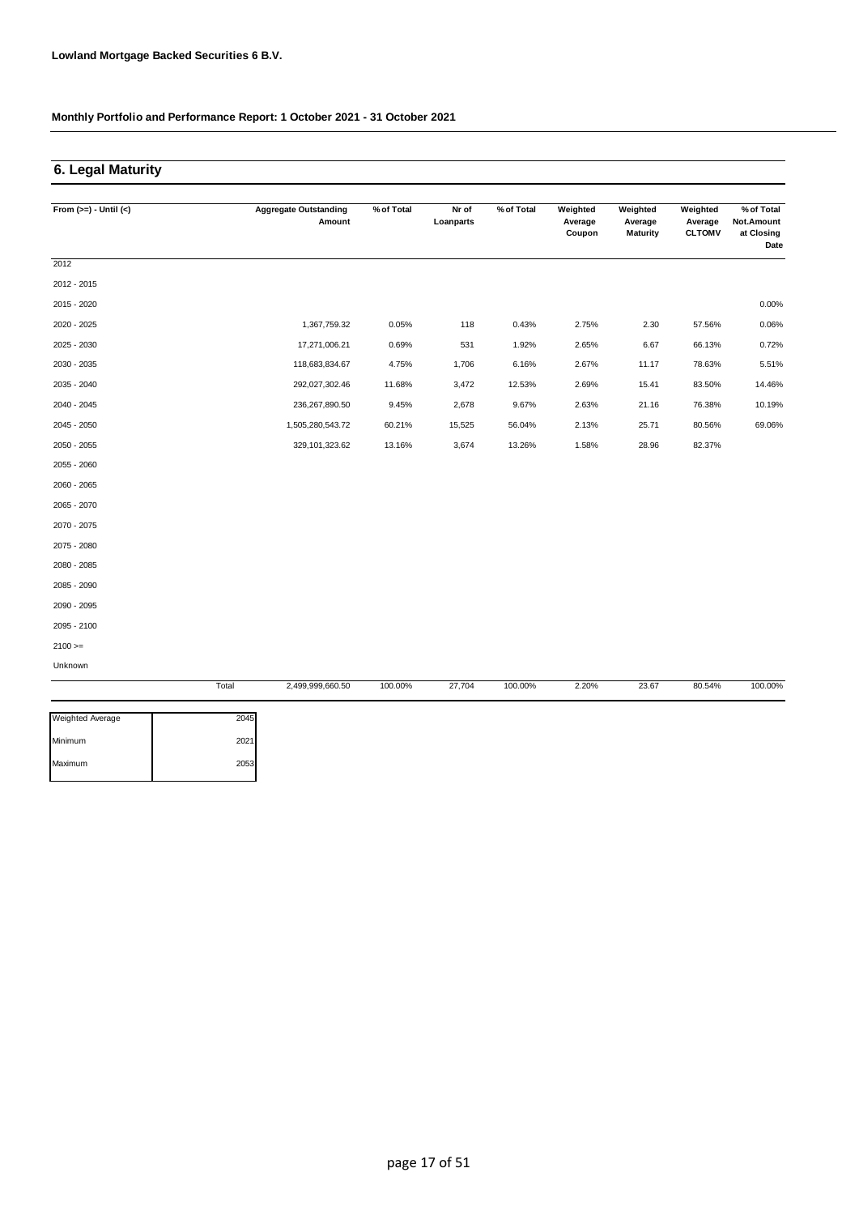**Lowland Mortgage Backed Securities 6 B.V.**

**Monthly Portfolio and Performance Report: 1 October 2021 - 31 October 2021**

## 6. Legal Maturity

| From (>=) - Until (<) | Aggregate Outstanding Amount | % of Total | Nr of Loanparts | % of Total | Weighted Average Coupon | Weighted Average Maturity | Weighted Average CLTOMV | % of Total Not.Amount at Closing Date |
|---|---|---|---|---|---|---|---|---|
| 2012 | | | | | | | | |
| 2012 - 2015 | | | | | | | | |
| 2015 - 2020 | | | | | | | | 0.00% |
| 2020 - 2025 | 1,367,759.32 | 0.05% | 118 | 0.43% | 2.75% | 2.30 | 57.56% | 0.06% |
| 2025 - 2030 | 17,271,006.21 | 0.69% | 531 | 1.92% | 2.65% | 6.67 | 66.13% | 0.72% |
| 2030 - 2035 | 118,683,834.67 | 4.75% | 1,706 | 6.16% | 2.67% | 11.17 | 78.63% | 5.51% |
| 2035 - 2040 | 292,027,302.46 | 11.68% | 3,472 | 12.53% | 2.69% | 15.41 | 83.50% | 14.46% |
| 2040 - 2045 | 236,267,890.50 | 9.45% | 2,678 | 9.67% | 2.63% | 21.16 | 76.38% | 10.19% |
| 2045 - 2050 | 1,505,280,543.72 | 60.21% | 15,525 | 56.04% | 2.13% | 25.71 | 80.56% | 69.06% |
| 2050 - 2055 | 329,101,323.62 | 13.16% | 3,674 | 13.26% | 1.58% | 28.96 | 82.37% | |
| 2055 - 2060 | | | | | | | | |
| 2060 - 2065 | | | | | | | | |
| 2065 - 2070 | | | | | | | | |
| 2070 - 2075 | | | | | | | | |
| 2075 - 2080 | | | | | | | | |
| 2080 - 2085 | | | | | | | | |
| 2085 - 2090 | | | | | | | | |
| 2090 - 2095 | | | | | | | | |
| 2095 - 2100 | | | | | | | | |
| 2100 >= | | | | | | | | |
| Unknown | | | | | | | | |
| Total | 2,499,999,660.50 | 100.00% | 27,704 | 100.00% | 2.20% | 23.67 | 80.54% | 100.00% |

| | |
|---|---|
| Weighted Average | 2045 |
| Minimum | 2021 |
| Maximum | 2053 |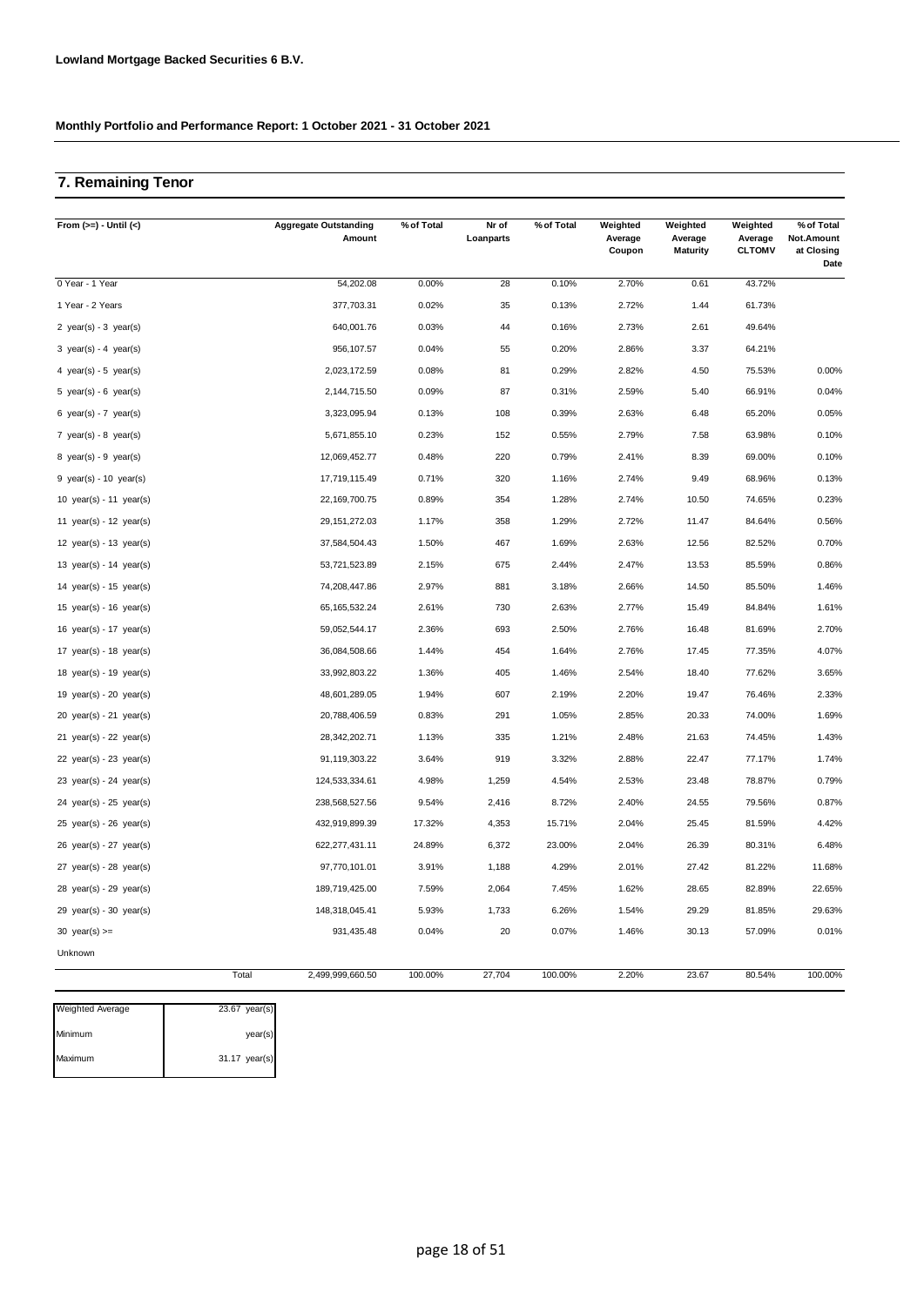**Lowland Mortgage Backed Securities 6 B.V.**

**Monthly Portfolio and Performance Report: 1 October 2021 - 31 October 2021**

## 7. Remaining Tenor

| From (>=) - Until (<) | Aggregate Outstanding Amount | % of Total | Nr of Loanparts | % of Total | Weighted Average Coupon | Weighted Average Maturity | Weighted Average CLTOMV | % of Total Not.Amount at Closing Date |
|---|---|---|---|---|---|---|---|---|
| 0 Year - 1 Year | 54,202.08 | 0.00% | 28 | 0.10% | 2.70% | 0.61 | 43.72% | |
| 1 Year - 2 Years | 377,703.31 | 0.02% | 35 | 0.13% | 2.72% | 1.44 | 61.73% | |
| 2 year(s) - 3 year(s) | 640,001.76 | 0.03% | 44 | 0.16% | 2.73% | 2.61 | 49.64% | |
| 3 year(s) - 4 year(s) | 956,107.57 | 0.04% | 55 | 0.20% | 2.86% | 3.37 | 64.21% | |
| 4 year(s) - 5 year(s) | 2,023,172.59 | 0.08% | 81 | 0.29% | 2.82% | 4.50 | 75.53% | 0.00% |
| 5 year(s) - 6 year(s) | 2,144,715.50 | 0.09% | 87 | 0.31% | 2.59% | 5.40 | 66.91% | 0.04% |
| 6 year(s) - 7 year(s) | 3,323,095.94 | 0.13% | 108 | 0.39% | 2.63% | 6.48 | 65.20% | 0.05% |
| 7 year(s) - 8 year(s) | 5,671,855.10 | 0.23% | 152 | 0.55% | 2.79% | 7.58 | 63.98% | 0.10% |
| 8 year(s) - 9 year(s) | 12,069,452.77 | 0.48% | 220 | 0.79% | 2.41% | 8.39 | 69.00% | 0.10% |
| 9 year(s) - 10 year(s) | 17,719,115.49 | 0.71% | 320 | 1.16% | 2.74% | 9.49 | 68.96% | 0.13% |
| 10 year(s) - 11 year(s) | 22,169,700.75 | 0.89% | 354 | 1.28% | 2.74% | 10.50 | 74.65% | 0.23% |
| 11 year(s) - 12 year(s) | 29,151,272.03 | 1.17% | 358 | 1.29% | 2.72% | 11.47 | 84.64% | 0.56% |
| 12 year(s) - 13 year(s) | 37,584,504.43 | 1.50% | 467 | 1.69% | 2.63% | 12.56 | 82.52% | 0.70% |
| 13 year(s) - 14 year(s) | 53,721,523.89 | 2.15% | 675 | 2.44% | 2.47% | 13.53 | 85.59% | 0.86% |
| 14 year(s) - 15 year(s) | 74,208,447.86 | 2.97% | 881 | 3.18% | 2.66% | 14.50 | 85.50% | 1.46% |
| 15 year(s) - 16 year(s) | 65,165,532.24 | 2.61% | 730 | 2.63% | 2.77% | 15.49 | 84.84% | 1.61% |
| 16 year(s) - 17 year(s) | 59,052,544.17 | 2.36% | 693 | 2.50% | 2.76% | 16.48 | 81.69% | 2.70% |
| 17 year(s) - 18 year(s) | 36,084,508.66 | 1.44% | 454 | 1.64% | 2.76% | 17.45 | 77.35% | 4.07% |
| 18 year(s) - 19 year(s) | 33,992,803.22 | 1.36% | 405 | 1.46% | 2.54% | 18.40 | 77.62% | 3.65% |
| 19 year(s) - 20 year(s) | 48,601,289.05 | 1.94% | 607 | 2.19% | 2.20% | 19.47 | 76.46% | 2.33% |
| 20 year(s) - 21 year(s) | 20,788,406.59 | 0.83% | 291 | 1.05% | 2.85% | 20.33 | 74.00% | 1.69% |
| 21 year(s) - 22 year(s) | 28,342,202.71 | 1.13% | 335 | 1.21% | 2.48% | 21.63 | 74.45% | 1.43% |
| 22 year(s) - 23 year(s) | 91,119,303.22 | 3.64% | 919 | 3.32% | 2.88% | 22.47 | 77.17% | 1.74% |
| 23 year(s) - 24 year(s) | 124,533,334.61 | 4.98% | 1,259 | 4.54% | 2.53% | 23.48 | 78.87% | 0.79% |
| 24 year(s) - 25 year(s) | 238,568,527.56 | 9.54% | 2,416 | 8.72% | 2.40% | 24.55 | 79.56% | 0.87% |
| 25 year(s) - 26 year(s) | 432,919,899.39 | 17.32% | 4,353 | 15.71% | 2.04% | 25.45 | 81.59% | 4.42% |
| 26 year(s) - 27 year(s) | 622,277,431.11 | 24.89% | 6,372 | 23.00% | 2.04% | 26.39 | 80.31% | 6.48% |
| 27 year(s) - 28 year(s) | 97,770,101.01 | 3.91% | 1,188 | 4.29% | 2.01% | 27.42 | 81.22% | 11.68% |
| 28 year(s) - 29 year(s) | 189,719,425.00 | 7.59% | 2,064 | 7.45% | 1.62% | 28.65 | 82.89% | 22.65% |
| 29 year(s) - 30 year(s) | 148,318,045.41 | 5.93% | 1,733 | 6.26% | 1.54% | 29.29 | 81.85% | 29.63% |
| 30 year(s) >= | 931,435.48 | 0.04% | 20 | 0.07% | 1.46% | 30.13 | 57.09% | 0.01% |
| Unknown | | | | | | | | |
| Total | 2,499,999,660.50 | 100.00% | 27,704 | 100.00% | 2.20% | 23.67 | 80.54% | 100.00% |

| | |
|---|---|
| Weighted Average | 23.67 year(s) |
| Minimum | year(s) |
| Maximum | 31.17 year(s) |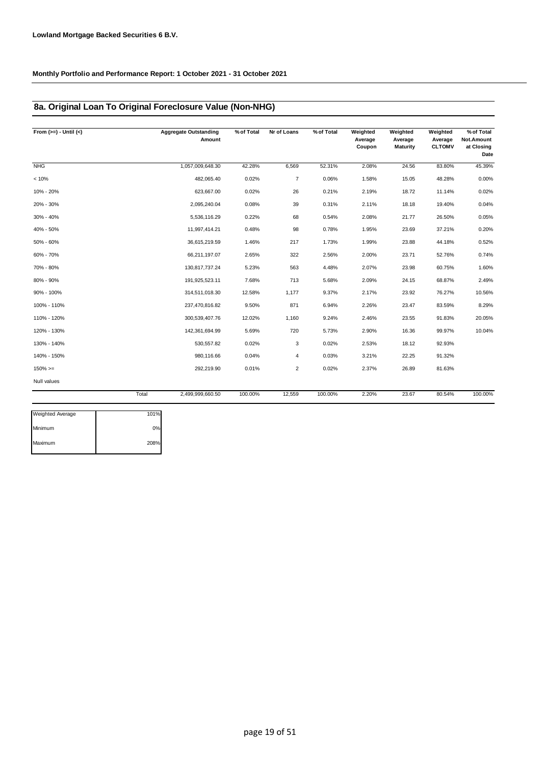**Lowland Mortgage Backed Securities 6 B.V.**

**Monthly Portfolio and Performance Report: 1 October 2021 - 31 October 2021**

## 8a. Original Loan To Original Foreclosure Value (Non-NHG)

| From (>=) - Until (<) | | Aggregate Outstanding Amount | % of Total | Nr of Loans | % of Total | Weighted Average Coupon | Weighted Average Maturity | Weighted Average CLTOMV | % of Total Not.Amount at Closing Date |
|---|---|---|---|---|---|---|---|---|---|
| NHG | | 1,057,009,648.30 | 42.28% | 6,569 | 52.31% | 2.08% | 24.56 | 83.80% | 45.39% |
| < 10% | | 482,065.40 | 0.02% | 7 | 0.06% | 1.58% | 15.05 | 48.28% | 0.00% |
| 10% - 20% | | 623,667.00 | 0.02% | 26 | 0.21% | 2.19% | 18.72 | 11.14% | 0.02% |
| 20% - 30% | | 2,095,240.04 | 0.08% | 39 | 0.31% | 2.11% | 18.18 | 19.40% | 0.04% |
| 30% - 40% | | 5,536,116.29 | 0.22% | 68 | 0.54% | 2.08% | 21.77 | 26.50% | 0.05% |
| 40% - 50% | | 11,997,414.21 | 0.48% | 98 | 0.78% | 1.95% | 23.69 | 37.21% | 0.20% |
| 50% - 60% | | 36,615,219.59 | 1.46% | 217 | 1.73% | 1.99% | 23.88 | 44.18% | 0.52% |
| 60% - 70% | | 66,211,197.07 | 2.65% | 322 | 2.56% | 2.00% | 23.71 | 52.76% | 0.74% |
| 70% - 80% | | 130,817,737.24 | 5.23% | 563 | 4.48% | 2.07% | 23.98 | 60.75% | 1.60% |
| 80% - 90% | | 191,925,523.11 | 7.68% | 713 | 5.68% | 2.09% | 24.15 | 68.87% | 2.49% |
| 90% - 100% | | 314,511,018.30 | 12.58% | 1,177 | 9.37% | 2.17% | 23.92 | 76.27% | 10.56% |
| 100% - 110% | | 237,470,816.82 | 9.50% | 871 | 6.94% | 2.26% | 23.47 | 83.59% | 8.29% |
| 110% - 120% | | 300,539,407.76 | 12.02% | 1,160 | 9.24% | 2.46% | 23.55 | 91.83% | 20.05% |
| 120% - 130% | | 142,361,694.99 | 5.69% | 720 | 5.73% | 2.90% | 16.36 | 99.97% | 10.04% |
| 130% - 140% | | 530,557.82 | 0.02% | 3 | 0.02% | 2.53% | 18.12 | 92.93% | |
| 140% - 150% | | 980,116.66 | 0.04% | 4 | 0.03% | 3.21% | 22.25 | 91.32% | |
| 150% >= | | 292,219.90 | 0.01% | 2 | 0.02% | 2.37% | 26.89 | 81.63% | |
| Null values | | | | | | | | | |
| | Total | 2,499,999,660.50 | 100.00% | 12,559 | 100.00% | 2.20% | 23.67 | 80.54% | 100.00% |

| | |
|---|---|
| Weighted Average | 101% |
| Minimum | 0% |
| Maximum | 208% |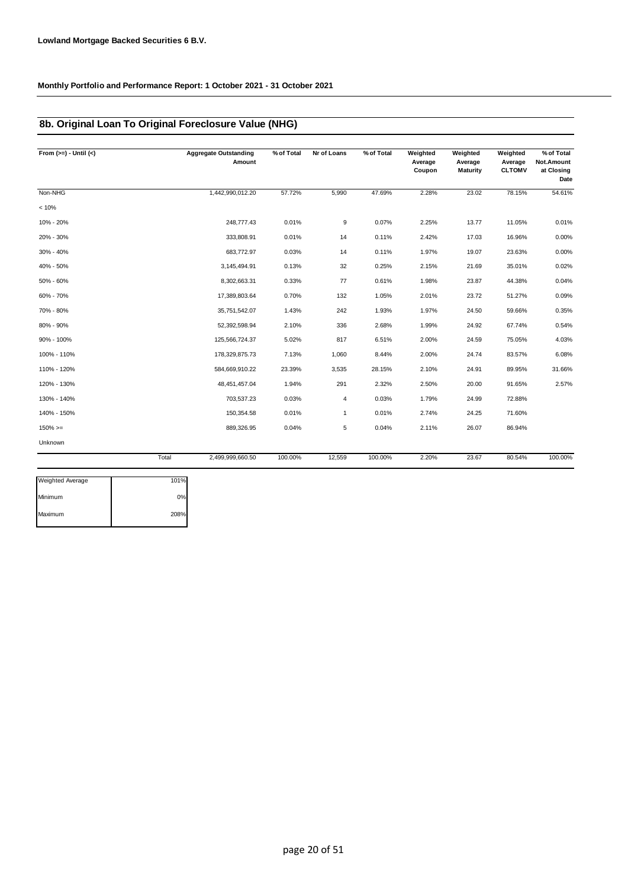**Lowland Mortgage Backed Securities 6 B.V.**

**Monthly Portfolio and Performance Report: 1 October 2021 - 31 October 2021**

## 8b. Original Loan To Original Foreclosure Value (NHG)

| From (>=) - Until (<) | Aggregate Outstanding Amount | % of Total | Nr of Loans | % of Total | Weighted Average Coupon | Weighted Average Maturity | Weighted Average CLTOMV | % of Total Not.Amount at Closing Date |
|---|---|---|---|---|---|---|---|---|
| Non-NHG | 1,442,990,012.20 | 57.72% | 5,990 | 47.69% | 2.28% | 23.02 | 78.15% | 54.61% |
| < 10% | | | | | | | | |
| 10% - 20% | 248,777.43 | 0.01% | 9 | 0.07% | 2.25% | 13.77 | 11.05% | 0.01% |
| 20% - 30% | 333,808.91 | 0.01% | 14 | 0.11% | 2.42% | 17.03 | 16.96% | 0.00% |
| 30% - 40% | 683,772.97 | 0.03% | 14 | 0.11% | 1.97% | 19.07 | 23.63% | 0.00% |
| 40% - 50% | 3,145,494.91 | 0.13% | 32 | 0.25% | 2.15% | 21.69 | 35.01% | 0.02% |
| 50% - 60% | 8,302,663.31 | 0.33% | 77 | 0.61% | 1.98% | 23.87 | 44.38% | 0.04% |
| 60% - 70% | 17,389,803.64 | 0.70% | 132 | 1.05% | 2.01% | 23.72 | 51.27% | 0.09% |
| 70% - 80% | 35,751,542.07 | 1.43% | 242 | 1.93% | 1.97% | 24.50 | 59.66% | 0.35% |
| 80% - 90% | 52,392,598.94 | 2.10% | 336 | 2.68% | 1.99% | 24.92 | 67.74% | 0.54% |
| 90% - 100% | 125,566,724.37 | 5.02% | 817 | 6.51% | 2.00% | 24.59 | 75.05% | 4.03% |
| 100% - 110% | 178,329,875.73 | 7.13% | 1,060 | 8.44% | 2.00% | 24.74 | 83.57% | 6.08% |
| 110% - 120% | 584,669,910.22 | 23.39% | 3,535 | 28.15% | 2.10% | 24.91 | 89.95% | 31.66% |
| 120% - 130% | 48,451,457.04 | 1.94% | 291 | 2.32% | 2.50% | 20.00 | 91.65% | 2.57% |
| 130% - 140% | 703,537.23 | 0.03% | 4 | 0.03% | 1.79% | 24.99 | 72.88% | |
| 140% - 150% | 150,354.58 | 0.01% | 1 | 0.01% | 2.74% | 24.25 | 71.60% | |
| 150% >= | 889,326.95 | 0.04% | 5 | 0.04% | 2.11% | 26.07 | 86.94% | |
| Unknown | | | | | | | | |
| Total | 2,499,999,660.50 | 100.00% | 12,559 | 100.00% | 2.20% | 23.67 | 80.54% | 100.00% |

| | |
|---|---|
| Weighted Average | 101% |
| Minimum | 0% |
| Maximum | 208% |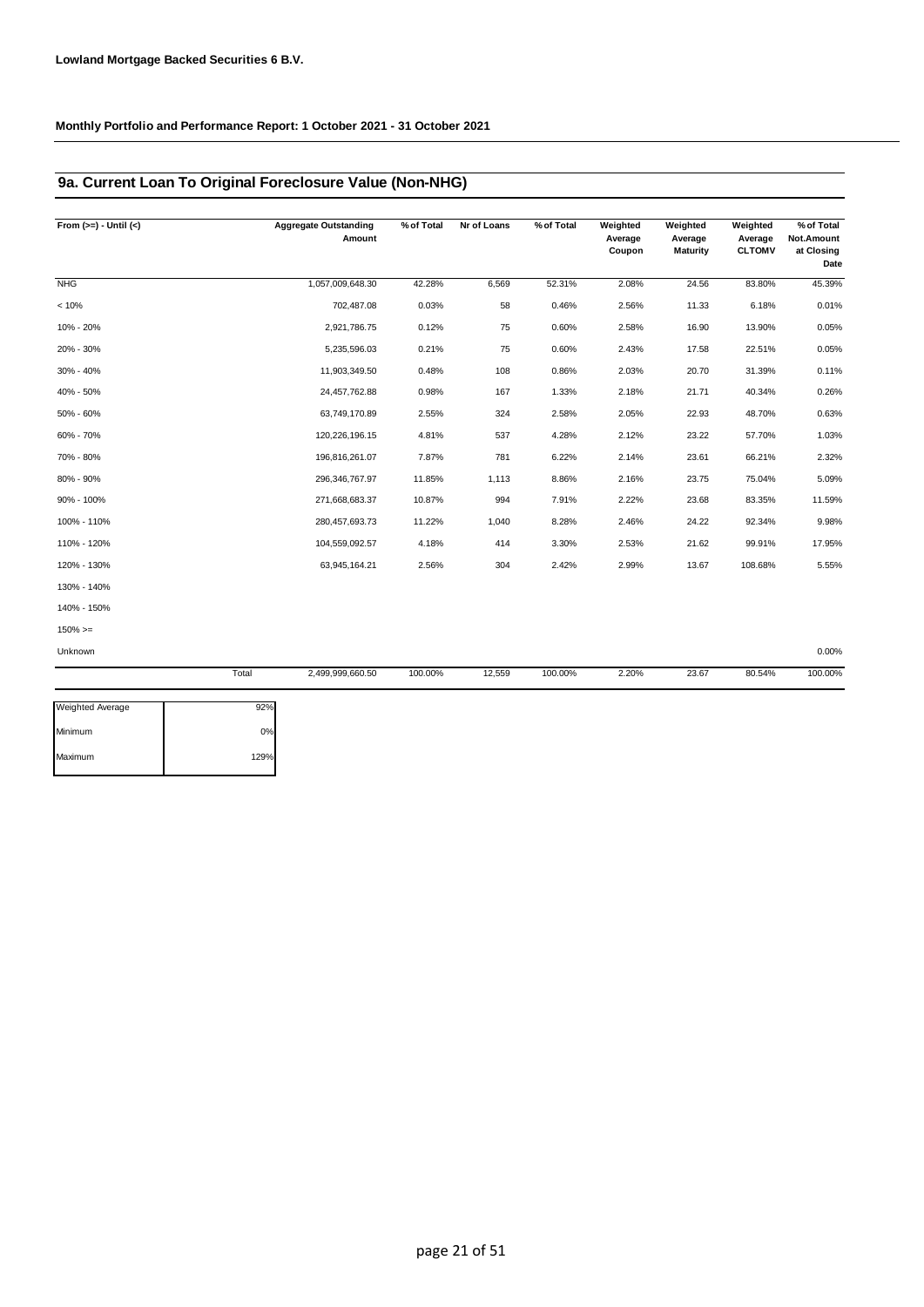**Lowland Mortgage Backed Securities 6 B.V.**

**Monthly Portfolio and Performance Report: 1 October 2021 - 31 October 2021**

## 9a. Current Loan To Original Foreclosure Value (Non-NHG)

| From (>=) - Until (<) | | Aggregate Outstanding Amount | % of Total | Nr of Loans | % of Total | Weighted Average Coupon | Weighted Average Maturity | Weighted Average CLTOMV | % of Total Not.Amount at Closing Date |
|---|---|---|---|---|---|---|---|---|---|
| NHG | | 1,057,009,648.30 | 42.28% | 6,569 | 52.31% | 2.08% | 24.56 | 83.80% | 45.39% |
| < 10% | | 702,487.08 | 0.03% | 58 | 0.46% | 2.56% | 11.33 | 6.18% | 0.01% |
| 10% - 20% | | 2,921,786.75 | 0.12% | 75 | 0.60% | 2.58% | 16.90 | 13.90% | 0.05% |
| 20% - 30% | | 5,235,596.03 | 0.21% | 75 | 0.60% | 2.43% | 17.58 | 22.51% | 0.05% |
| 30% - 40% | | 11,903,349.50 | 0.48% | 108 | 0.86% | 2.03% | 20.70 | 31.39% | 0.11% |
| 40% - 50% | | 24,457,762.88 | 0.98% | 167 | 1.33% | 2.18% | 21.71 | 40.34% | 0.26% |
| 50% - 60% | | 63,749,170.89 | 2.55% | 324 | 2.58% | 2.05% | 22.93 | 48.70% | 0.63% |
| 60% - 70% | | 120,226,196.15 | 4.81% | 537 | 4.28% | 2.12% | 23.22 | 57.70% | 1.03% |
| 70% - 80% | | 196,816,261.07 | 7.87% | 781 | 6.22% | 2.14% | 23.61 | 66.21% | 2.32% |
| 80% - 90% | | 296,346,767.97 | 11.85% | 1,113 | 8.86% | 2.16% | 23.75 | 75.04% | 5.09% |
| 90% - 100% | | 271,668,683.37 | 10.87% | 994 | 7.91% | 2.22% | 23.68 | 83.35% | 11.59% |
| 100% - 110% | | 280,457,693.73 | 11.22% | 1,040 | 8.28% | 2.46% | 24.22 | 92.34% | 9.98% |
| 110% - 120% | | 104,559,092.57 | 4.18% | 414 | 3.30% | 2.53% | 21.62 | 99.91% | 17.95% |
| 120% - 130% | | 63,945,164.21 | 2.56% | 304 | 2.42% | 2.99% | 13.67 | 108.68% | 5.55% |
| 130% - 140% | | | | | | | | | |
| 140% - 150% | | | | | | | | | |
| 150% >= | | | | | | | | | |
| Unknown | | | | | | | | | 0.00% |
| | Total | 2,499,999,660.50 | 100.00% | 12,559 | 100.00% | 2.20% | 23.67 | 80.54% | 100.00% |

| | |
|---|---|
| Weighted Average | 92% |
| Minimum | 0% |
| Maximum | 129% |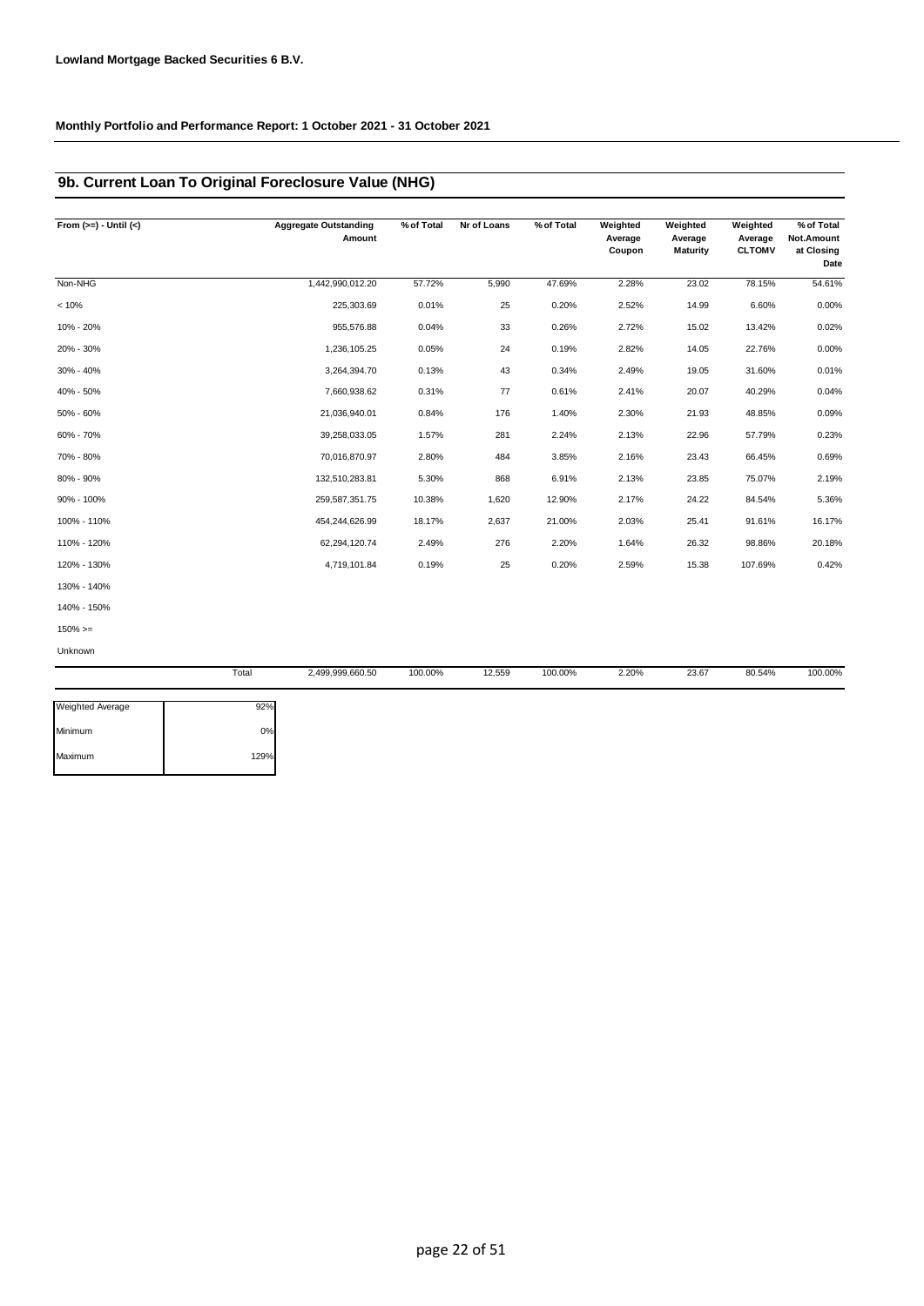**Lowland Mortgage Backed Securities 6 B.V.**

**Monthly Portfolio and Performance Report: 1 October 2021 - 31 October 2021**

## 9b. Current Loan To Original Foreclosure Value (NHG)

| From (>=) - Until (<) | Aggregate Outstanding Amount | % of Total | Nr of Loans | % of Total | Weighted Average Coupon | Weighted Average Maturity | Weighted Average CLTOMV | % of Total Not.Amount at Closing Date |
|---|---|---|---|---|---|---|---|---|
| Non-NHG | 1,442,990,012.20 | 57.72% | 5,990 | 47.69% | 2.28% | 23.02 | 78.15% | 54.61% |
| < 10% | 225,303.69 | 0.01% | 25 | 0.20% | 2.52% | 14.99 | 6.60% | 0.00% |
| 10% - 20% | 955,576.88 | 0.04% | 33 | 0.26% | 2.72% | 15.02 | 13.42% | 0.02% |
| 20% - 30% | 1,236,105.25 | 0.05% | 24 | 0.19% | 2.82% | 14.05 | 22.76% | 0.00% |
| 30% - 40% | 3,264,394.70 | 0.13% | 43 | 0.34% | 2.49% | 19.05 | 31.60% | 0.01% |
| 40% - 50% | 7,660,938.62 | 0.31% | 77 | 0.61% | 2.41% | 20.07 | 40.29% | 0.04% |
| 50% - 60% | 21,036,940.01 | 0.84% | 176 | 1.40% | 2.30% | 21.93 | 48.85% | 0.09% |
| 60% - 70% | 39,258,033.05 | 1.57% | 281 | 2.24% | 2.13% | 22.96 | 57.79% | 0.23% |
| 70% - 80% | 70,016,870.97 | 2.80% | 484 | 3.85% | 2.16% | 23.43 | 66.45% | 0.69% |
| 80% - 90% | 132,510,283.81 | 5.30% | 868 | 6.91% | 2.13% | 23.85 | 75.07% | 2.19% |
| 90% - 100% | 259,587,351.75 | 10.38% | 1,620 | 12.90% | 2.17% | 24.22 | 84.54% | 5.36% |
| 100% - 110% | 454,244,626.99 | 18.17% | 2,637 | 21.00% | 2.03% | 25.41 | 91.61% | 16.17% |
| 110% - 120% | 62,294,120.74 | 2.49% | 276 | 2.20% | 1.64% | 26.32 | 98.86% | 20.18% |
| 120% - 130% | 4,719,101.84 | 0.19% | 25 | 0.20% | 2.59% | 15.38 | 107.69% | 0.42% |
| 130% - 140% | | | | | | | | |
| 140% - 150% | | | | | | | | |
| 150% >= | | | | | | | | |
| Unknown | | | | | | | | |
| Total | 2,499,999,660.50 | 100.00% | 12,559 | 100.00% | 2.20% | 23.67 | 80.54% | 100.00% |

| | |
|---|---|
| Weighted Average | 92% |
| Minimum | 0% |
| Maximum | 129% |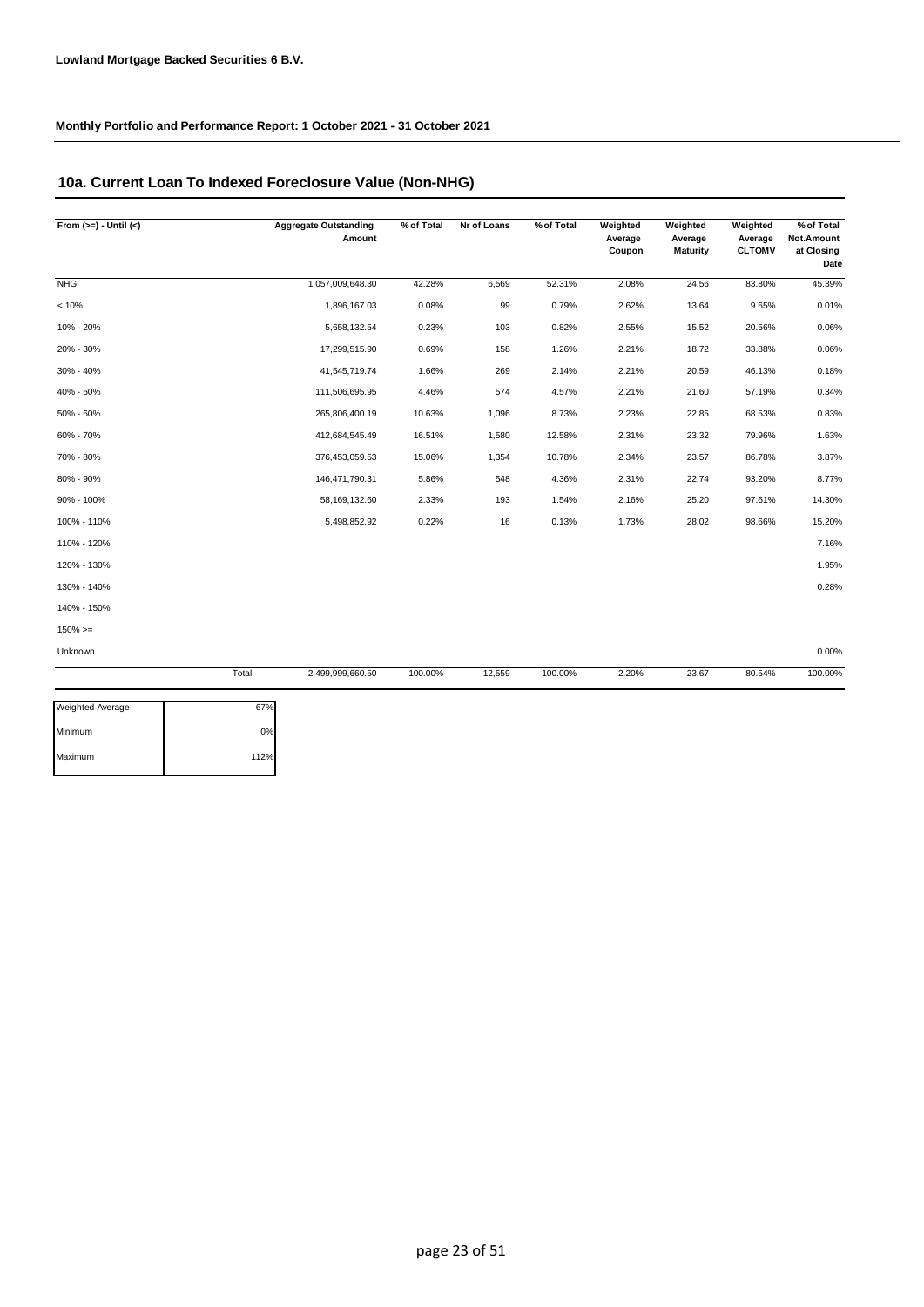**Lowland Mortgage Backed Securities 6 B.V.**

**Monthly Portfolio and Performance Report: 1 October 2021 - 31 October 2021**

## 10a. Current Loan To Indexed Foreclosure Value (Non-NHG)

| From (>=) - Until (<) | | Aggregate Outstanding Amount | % of Total | Nr of Loans | % of Total | Weighted Average Coupon | Weighted Average Maturity | Weighted Average CLTOMV | % of Total Not.Amount at Closing Date |
|---|---|---|---|---|---|---|---|---|---|
| NHG | | 1,057,009,648.30 | 42.28% | 6,569 | 52.31% | 2.08% | 24.56 | 83.80% | 45.39% |
| < 10% | | 1,896,167.03 | 0.08% | 99 | 0.79% | 2.62% | 13.64 | 9.65% | 0.01% |
| 10% - 20% | | 5,658,132.54 | 0.23% | 103 | 0.82% | 2.55% | 15.52 | 20.56% | 0.06% |
| 20% - 30% | | 17,299,515.90 | 0.69% | 158 | 1.26% | 2.21% | 18.72 | 33.88% | 0.06% |
| 30% - 40% | | 41,545,719.74 | 1.66% | 269 | 2.14% | 2.21% | 20.59 | 46.13% | 0.18% |
| 40% - 50% | | 111,506,695.95 | 4.46% | 574 | 4.57% | 2.21% | 21.60 | 57.19% | 0.34% |
| 50% - 60% | | 265,806,400.19 | 10.63% | 1,096 | 8.73% | 2.23% | 22.85 | 68.53% | 0.83% |
| 60% - 70% | | 412,684,545.49 | 16.51% | 1,580 | 12.58% | 2.31% | 23.32 | 79.96% | 1.63% |
| 70% - 80% | | 376,453,059.53 | 15.06% | 1,354 | 10.78% | 2.34% | 23.57 | 86.78% | 3.87% |
| 80% - 90% | | 146,471,790.31 | 5.86% | 548 | 4.36% | 2.31% | 22.74 | 93.20% | 8.77% |
| 90% - 100% | | 58,169,132.60 | 2.33% | 193 | 1.54% | 2.16% | 25.20 | 97.61% | 14.30% |
| 100% - 110% | | 5,498,852.92 | 0.22% | 16 | 0.13% | 1.73% | 28.02 | 98.66% | 15.20% |
| 110% - 120% | | | | | | | | | 7.16% |
| 120% - 130% | | | | | | | | | 1.95% |
| 130% - 140% | | | | | | | | | 0.28% |
| 140% - 150% | | | | | | | | | |
| 150% >= | | | | | | | | | |
| Unknown | | | | | | | | | 0.00% |
| | Total | 2,499,999,660.50 | 100.00% | 12,559 | 100.00% | 2.20% | 23.67 | 80.54% | 100.00% |

| | |
|---|---|
| Weighted Average | 67% |
| Minimum | 0% |
| Maximum | 112% |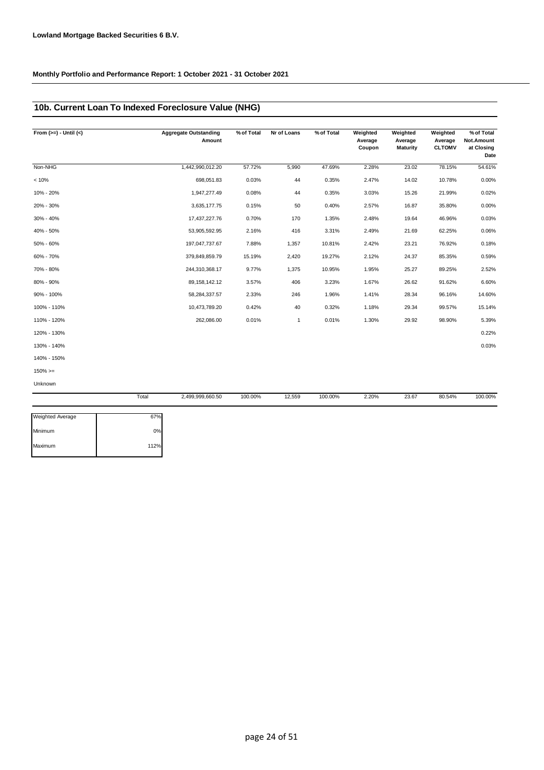**Lowland Mortgage Backed Securities 6 B.V.**

**Monthly Portfolio and Performance Report: 1 October 2021 - 31 October 2021**

## 10b. Current Loan To Indexed Foreclosure Value (NHG)

| From (>=) - Until (<) | Aggregate Outstanding Amount | % of Total | Nr of Loans | % of Total | Weighted Average Coupon | Weighted Average Maturity | Weighted Average CLTOMV | % of Total Not.Amount at Closing Date |
|---|---|---|---|---|---|---|---|---|
| Non-NHG | 1,442,990,012.20 | 57.72% | 5,990 | 47.69% | 2.28% | 23.02 | 78.15% | 54.61% |
| < 10% | 698,051.83 | 0.03% | 44 | 0.35% | 2.47% | 14.02 | 10.78% | 0.00% |
| 10% - 20% | 1,947,277.49 | 0.08% | 44 | 0.35% | 3.03% | 15.26 | 21.99% | 0.02% |
| 20% - 30% | 3,635,177.75 | 0.15% | 50 | 0.40% | 2.57% | 16.87 | 35.80% | 0.00% |
| 30% - 40% | 17,437,227.76 | 0.70% | 170 | 1.35% | 2.48% | 19.64 | 46.96% | 0.03% |
| 40% - 50% | 53,905,592.95 | 2.16% | 416 | 3.31% | 2.49% | 21.69 | 62.25% | 0.06% |
| 50% - 60% | 197,047,737.67 | 7.88% | 1,357 | 10.81% | 2.42% | 23.21 | 76.92% | 0.18% |
| 60% - 70% | 379,849,859.79 | 15.19% | 2,420 | 19.27% | 2.12% | 24.37 | 85.35% | 0.59% |
| 70% - 80% | 244,310,368.17 | 9.77% | 1,375 | 10.95% | 1.95% | 25.27 | 89.25% | 2.52% |
| 80% - 90% | 89,158,142.12 | 3.57% | 406 | 3.23% | 1.67% | 26.62 | 91.62% | 6.60% |
| 90% - 100% | 58,284,337.57 | 2.33% | 246 | 1.96% | 1.41% | 28.34 | 96.16% | 14.60% |
| 100% - 110% | 10,473,789.20 | 0.42% | 40 | 0.32% | 1.18% | 29.34 | 99.57% | 15.14% |
| 110% - 120% | 262,086.00 | 0.01% | 1 | 0.01% | 1.30% | 29.92 | 98.90% | 5.39% |
| 120% - 130% | | | | | | | | 0.22% |
| 130% - 140% | | | | | | | | 0.03% |
| 140% - 150% | | | | | | | | |
| 150% >= | | | | | | | | |
| Unknown | | | | | | | | |
| Total | 2,499,999,660.50 | 100.00% | 12,559 | 100.00% | 2.20% | 23.67 | 80.54% | 100.00% |

| | |
|---|---|
| Weighted Average | 67% |
| Minimum | 0% |
| Maximum | 112% |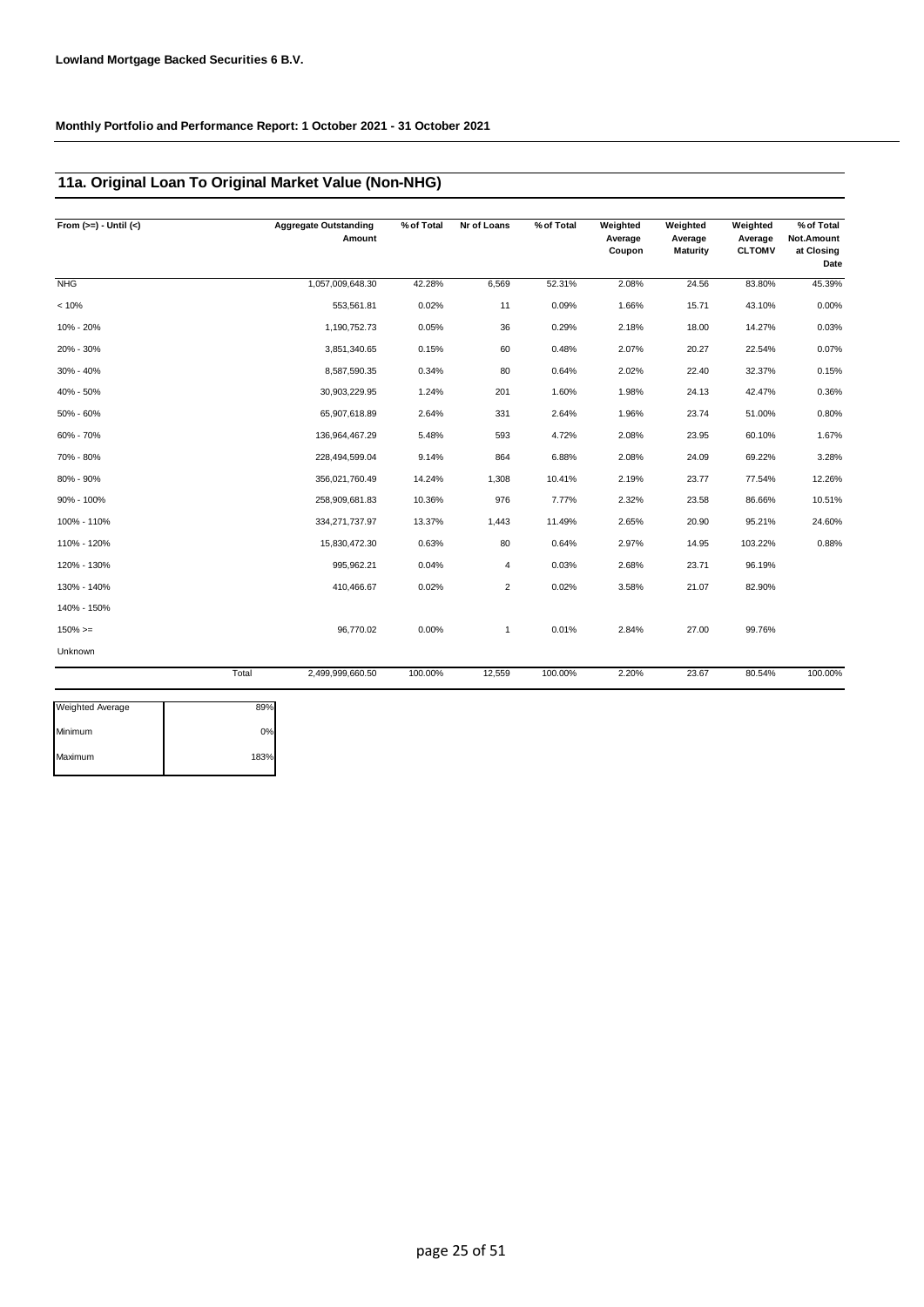**Lowland Mortgage Backed Securities 6 B.V.**

**Monthly Portfolio and Performance Report: 1 October 2021 - 31 October 2021**

## 11a. Original Loan To Original Market Value (Non-NHG)

| From (>=) - Until (<) | Aggregate Outstanding Amount | % of Total | Nr of Loans | % of Total | Weighted Average Coupon | Weighted Average Maturity | Weighted Average CLTOMV | % of Total Not.Amount at Closing Date |
|---|---|---|---|---|---|---|---|---|
| NHG | 1,057,009,648.30 | 42.28% | 6,569 | 52.31% | 2.08% | 24.56 | 83.80% | 45.39% |
| < 10% | 553,561.81 | 0.02% | 11 | 0.09% | 1.66% | 15.71 | 43.10% | 0.00% |
| 10% - 20% | 1,190,752.73 | 0.05% | 36 | 0.29% | 2.18% | 18.00 | 14.27% | 0.03% |
| 20% - 30% | 3,851,340.65 | 0.15% | 60 | 0.48% | 2.07% | 20.27 | 22.54% | 0.07% |
| 30% - 40% | 8,587,590.35 | 0.34% | 80 | 0.64% | 2.02% | 22.40 | 32.37% | 0.15% |
| 40% - 50% | 30,903,229.95 | 1.24% | 201 | 1.60% | 1.98% | 24.13 | 42.47% | 0.36% |
| 50% - 60% | 65,907,618.89 | 2.64% | 331 | 2.64% | 1.96% | 23.74 | 51.00% | 0.80% |
| 60% - 70% | 136,964,467.29 | 5.48% | 593 | 4.72% | 2.08% | 23.95 | 60.10% | 1.67% |
| 70% - 80% | 228,494,599.04 | 9.14% | 864 | 6.88% | 2.08% | 24.09 | 69.22% | 3.28% |
| 80% - 90% | 356,021,760.49 | 14.24% | 1,308 | 10.41% | 2.19% | 23.77 | 77.54% | 12.26% |
| 90% - 100% | 258,909,681.83 | 10.36% | 976 | 7.77% | 2.32% | 23.58 | 86.66% | 10.51% |
| 100% - 110% | 334,271,737.97 | 13.37% | 1,443 | 11.49% | 2.65% | 20.90 | 95.21% | 24.60% |
| 110% - 120% | 15,830,472.30 | 0.63% | 80 | 0.64% | 2.97% | 14.95 | 103.22% | 0.88% |
| 120% - 130% | 995,962.21 | 0.04% | 4 | 0.03% | 2.68% | 23.71 | 96.19% | |
| 130% - 140% | 410,466.67 | 0.02% | 2 | 0.02% | 3.58% | 21.07 | 82.90% | |
| 140% - 150% | | | | | | | | |
| 150% >= | 96,770.02 | 0.00% | 1 | 0.01% | 2.84% | 27.00 | 99.76% | |
| Unknown | | | | | | | | |
| Total | 2,499,999,660.50 | 100.00% | 12,559 | 100.00% | 2.20% | 23.67 | 80.54% | 100.00% |

| | |
|---|---|
| Weighted Average | 89% |
| Minimum | 0% |
| Maximum | 183% |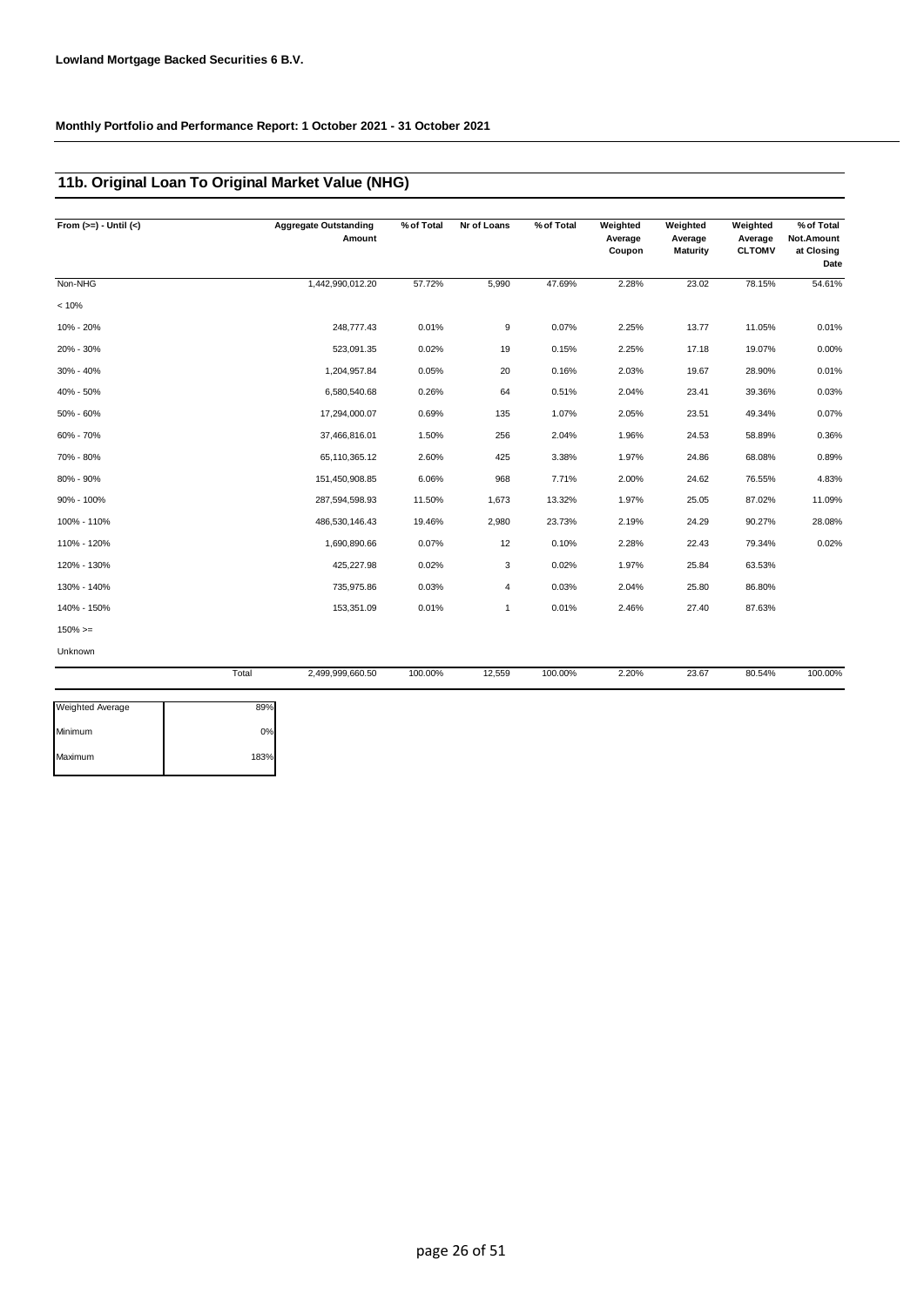**Lowland Mortgage Backed Securities 6 B.V.**

**Monthly Portfolio and Performance Report: 1 October 2021 - 31 October 2021**

## 11b. Original Loan To Original Market Value (NHG)

| From (>=) - Until (<) | Aggregate Outstanding Amount | % of Total | Nr of Loans | % of Total | Weighted Average Coupon | Weighted Average Maturity | Weighted Average CLTOMV | % of Total Not.Amount at Closing Date |
|---|---|---|---|---|---|---|---|---|
| Non-NHG | 1,442,990,012.20 | 57.72% | 5,990 | 47.69% | 2.28% | 23.02 | 78.15% | 54.61% |
| < 10% | | | | | | | | |
| 10% - 20% | 248,777.43 | 0.01% | 9 | 0.07% | 2.25% | 13.77 | 11.05% | 0.01% |
| 20% - 30% | 523,091.35 | 0.02% | 19 | 0.15% | 2.25% | 17.18 | 19.07% | 0.00% |
| 30% - 40% | 1,204,957.84 | 0.05% | 20 | 0.16% | 2.03% | 19.67 | 28.90% | 0.01% |
| 40% - 50% | 6,580,540.68 | 0.26% | 64 | 0.51% | 2.04% | 23.41 | 39.36% | 0.03% |
| 50% - 60% | 17,294,000.07 | 0.69% | 135 | 1.07% | 2.05% | 23.51 | 49.34% | 0.07% |
| 60% - 70% | 37,466,816.01 | 1.50% | 256 | 2.04% | 1.96% | 24.53 | 58.89% | 0.36% |
| 70% - 80% | 65,110,365.12 | 2.60% | 425 | 3.38% | 1.97% | 24.86 | 68.08% | 0.89% |
| 80% - 90% | 151,450,908.85 | 6.06% | 968 | 7.71% | 2.00% | 24.62 | 76.55% | 4.83% |
| 90% - 100% | 287,594,598.93 | 11.50% | 1,673 | 13.32% | 1.97% | 25.05 | 87.02% | 11.09% |
| 100% - 110% | 486,530,146.43 | 19.46% | 2,980 | 23.73% | 2.19% | 24.29 | 90.27% | 28.08% |
| 110% - 120% | 1,690,890.66 | 0.07% | 12 | 0.10% | 2.28% | 22.43 | 79.34% | 0.02% |
| 120% - 130% | 425,227.98 | 0.02% | 3 | 0.02% | 1.97% | 25.84 | 63.53% | |
| 130% - 140% | 735,975.86 | 0.03% | 4 | 0.03% | 2.04% | 25.80 | 86.80% | |
| 140% - 150% | 153,351.09 | 0.01% | 1 | 0.01% | 2.46% | 27.40 | 87.63% | |
| 150% >= | | | | | | | | |
| Unknown | | | | | | | | |
| Total | 2,499,999,660.50 | 100.00% | 12,559 | 100.00% | 2.20% | 23.67 | 80.54% | 100.00% |

| | |
|---|---|
| Weighted Average | 89% |
| Minimum | 0% |
| Maximum | 183% |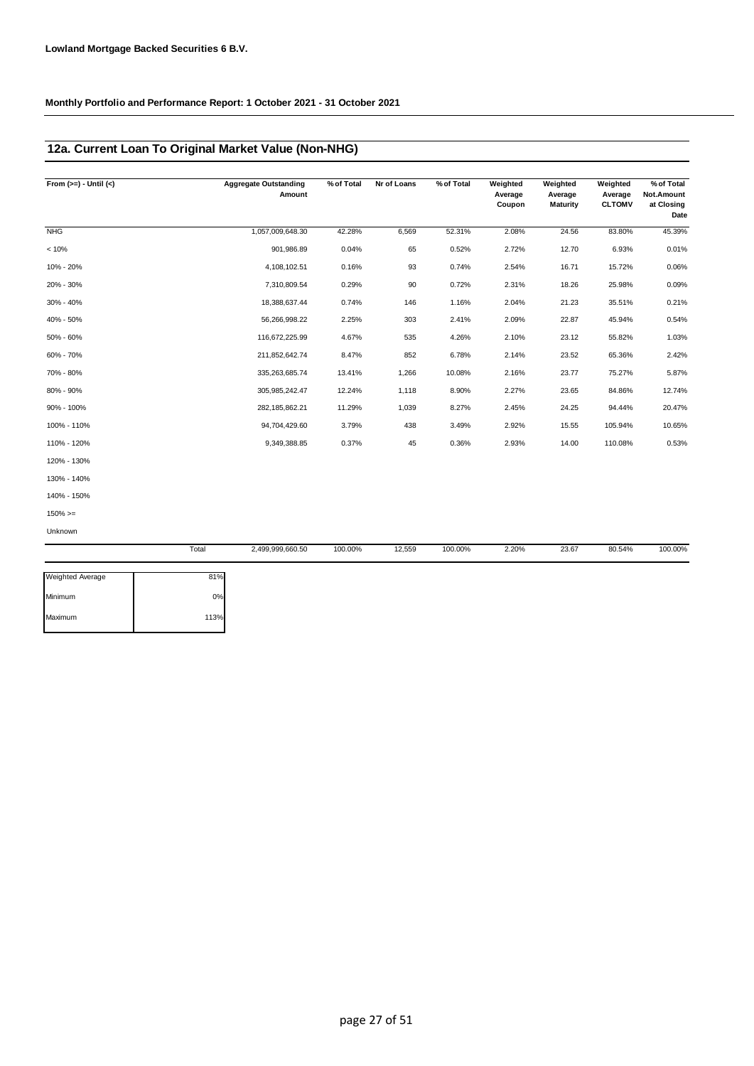**Lowland Mortgage Backed Securities 6 B.V.**

**Monthly Portfolio and Performance Report: 1 October 2021 - 31 October 2021**

## 12a. Current Loan To Original Market Value (Non-NHG)

| From (>=) - Until (<) | Aggregate Outstanding Amount | % of Total | Nr of Loans | % of Total | Weighted Average Coupon | Weighted Average Maturity | Weighted Average CLTOMV | % of Total Not.Amount at Closing Date |
|---|---|---|---|---|---|---|---|---|
| NHG | 1,057,009,648.30 | 42.28% | 6,569 | 52.31% | 2.08% | 24.56 | 83.80% | 45.39% |
| < 10% | 901,986.89 | 0.04% | 65 | 0.52% | 2.72% | 12.70 | 6.93% | 0.01% |
| 10% - 20% | 4,108,102.51 | 0.16% | 93 | 0.74% | 2.54% | 16.71 | 15.72% | 0.06% |
| 20% - 30% | 7,310,809.54 | 0.29% | 90 | 0.72% | 2.31% | 18.26 | 25.98% | 0.09% |
| 30% - 40% | 18,388,637.44 | 0.74% | 146 | 1.16% | 2.04% | 21.23 | 35.51% | 0.21% |
| 40% - 50% | 56,266,998.22 | 2.25% | 303 | 2.41% | 2.09% | 22.87 | 45.94% | 0.54% |
| 50% - 60% | 116,672,225.99 | 4.67% | 535 | 4.26% | 2.10% | 23.12 | 55.82% | 1.03% |
| 60% - 70% | 211,852,642.74 | 8.47% | 852 | 6.78% | 2.14% | 23.52 | 65.36% | 2.42% |
| 70% - 80% | 335,263,685.74 | 13.41% | 1,266 | 10.08% | 2.16% | 23.77 | 75.27% | 5.87% |
| 80% - 90% | 305,985,242.47 | 12.24% | 1,118 | 8.90% | 2.27% | 23.65 | 84.86% | 12.74% |
| 90% - 100% | 282,185,862.21 | 11.29% | 1,039 | 8.27% | 2.45% | 24.25 | 94.44% | 20.47% |
| 100% - 110% | 94,704,429.60 | 3.79% | 438 | 3.49% | 2.92% | 15.55 | 105.94% | 10.65% |
| 110% - 120% | 9,349,388.85 | 0.37% | 45 | 0.36% | 2.93% | 14.00 | 110.08% | 0.53% |
| 120% - 130% | | | | | | | | |
| 130% - 140% | | | | | | | | |
| 140% - 150% | | | | | | | | |
| 150% >= | | | | | | | | |
| Unknown | | | | | | | | |
| Total | 2,499,999,660.50 | 100.00% | 12,559 | 100.00% | 2.20% | 23.67 | 80.54% | 100.00% |

| | |
|---|---|
| Weighted Average | 81% |
| Minimum | 0% |
| Maximum | 113% |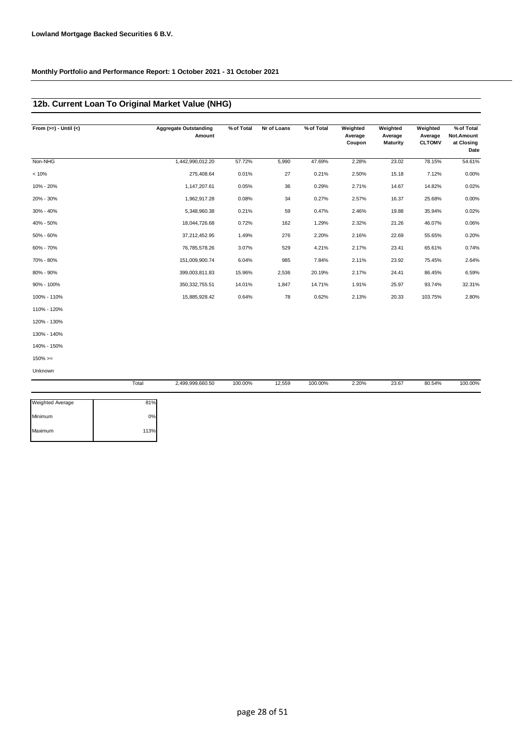**Lowland Mortgage Backed Securities 6 B.V.**

**Monthly Portfolio and Performance Report: 1 October 2021 - 31 October 2021**

## 12b. Current Loan To Original Market Value (NHG)

| From (>=) - Until (<) | Aggregate Outstanding Amount | % of Total | Nr of Loans | % of Total | Weighted Average Coupon | Weighted Average Maturity | Weighted Average CLTOMV | % of Total Not.Amount at Closing Date |
|---|---|---|---|---|---|---|---|---|
| Non-NHG | 1,442,990,012.20 | 57.72% | 5,990 | 47.69% | 2.28% | 23.02 | 78.15% | 54.61% |
| < 10% | 275,408.64 | 0.01% | 27 | 0.21% | 2.50% | 15.18 | 7.12% | 0.00% |
| 10% - 20% | 1,147,207.61 | 0.05% | 36 | 0.29% | 2.71% | 14.67 | 14.82% | 0.02% |
| 20% - 30% | 1,962,917.28 | 0.08% | 34 | 0.27% | 2.57% | 16.37 | 25.68% | 0.00% |
| 30% - 40% | 5,348,960.38 | 0.21% | 59 | 0.47% | 2.46% | 19.88 | 35.94% | 0.02% |
| 40% - 50% | 18,044,726.68 | 0.72% | 162 | 1.29% | 2.32% | 21.26 | 46.07% | 0.06% |
| 50% - 60% | 37,212,452.95 | 1.49% | 276 | 2.20% | 2.16% | 22.69 | 55.65% | 0.20% |
| 60% - 70% | 76,785,578.26 | 3.07% | 529 | 4.21% | 2.17% | 23.41 | 65.61% | 0.74% |
| 70% - 80% | 151,009,900.74 | 6.04% | 985 | 7.84% | 2.11% | 23.92 | 75.45% | 2.64% |
| 80% - 90% | 399,003,811.83 | 15.96% | 2,536 | 20.19% | 2.17% | 24.41 | 86.45% | 6.59% |
| 90% - 100% | 350,332,755.51 | 14.01% | 1,847 | 14.71% | 1.91% | 25.97 | 93.74% | 32.31% |
| 100% - 110% | 15,885,928.42 | 0.64% | 78 | 0.62% | 2.13% | 20.33 | 103.75% | 2.80% |
| 110% - 120% | | | | | | | | |
| 120% - 130% | | | | | | | | |
| 130% - 140% | | | | | | | | |
| 140% - 150% | | | | | | | | |
| 150% >= | | | | | | | | |
| Unknown | | | | | | | | |
| Total | 2,499,999,660.50 | 100.00% | 12,559 | 100.00% | 2.20% | 23.67 | 80.54% | 100.00% |

| | |
|---|---|
| Weighted Average | 81% |
| Minimum | 0% |
| Maximum | 113% |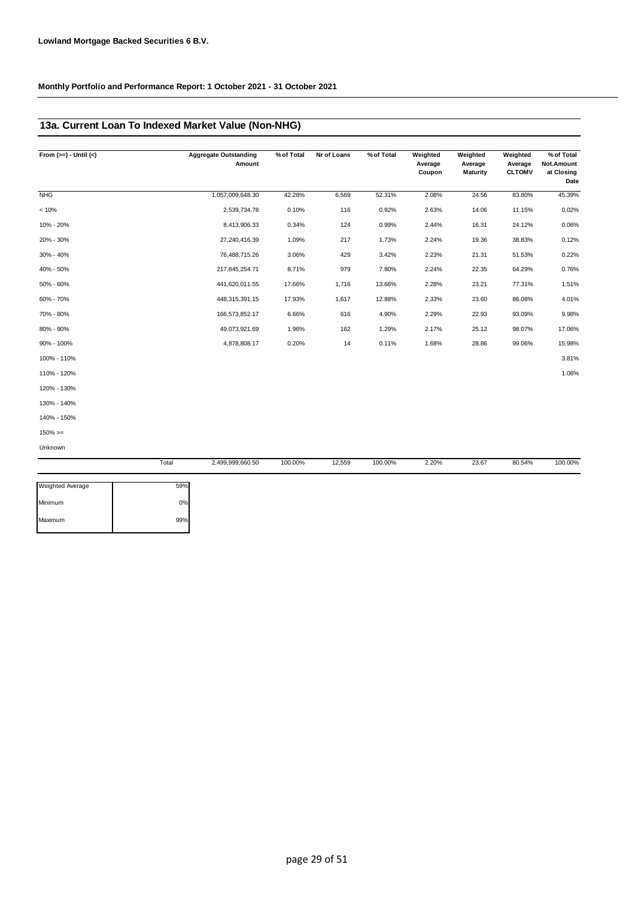**Lowland Mortgage Backed Securities 6 B.V.**

**Monthly Portfolio and Performance Report: 1 October 2021 - 31 October 2021**

## 13a. Current Loan To Indexed Market Value (Non-NHG)

| From (>=) - Until (<) | Aggregate Outstanding Amount | % of Total | Nr of Loans | % of Total | Weighted Average Coupon | Weighted Average Maturity | Weighted Average CLTOMV | % of Total Not.Amount at Closing Date |
|---|---|---|---|---|---|---|---|---|
| NHG | 1,057,009,648.30 | 42.28% | 6,569 | 52.31% | 2.08% | 24.56 | 83.80% | 45.39% |
| < 10% | 2,539,734.78 | 0.10% | 116 | 0.92% | 2.63% | 14.06 | 11.15% | 0.02% |
| 10% - 20% | 8,413,906.33 | 0.34% | 124 | 0.99% | 2.44% | 16.31 | 24.12% | 0.06% |
| 20% - 30% | 27,240,416.39 | 1.09% | 217 | 1.73% | 2.24% | 19.36 | 38.83% | 0.12% |
| 30% - 40% | 76,488,715.26 | 3.06% | 429 | 3.42% | 2.23% | 21.31 | 51.53% | 0.22% |
| 40% - 50% | 217,845,254.71 | 8.71% | 979 | 7.80% | 2.24% | 22.35 | 64.29% | 0.76% |
| 50% - 60% | 441,620,011.55 | 17.66% | 1,716 | 13.66% | 2.28% | 23.21 | 77.31% | 1.51% |
| 60% - 70% | 448,315,391.15 | 17.93% | 1,617 | 12.88% | 2.33% | 23.60 | 86.08% | 4.01% |
| 70% - 80% | 166,573,852.17 | 6.66% | 616 | 4.90% | 2.29% | 22.93 | 93.09% | 9.98% |
| 80% - 90% | 49,073,921.69 | 1.96% | 162 | 1.29% | 2.17% | 25.12 | 98.07% | 17.06% |
| 90% - 100% | 4,878,808.17 | 0.20% | 14 | 0.11% | 1.68% | 28.86 | 99.06% | 15.98% |
| 100% - 110% | | | | | | | | 3.81% |
| 110% - 120% | | | | | | | | 1.06% |
| 120% - 130% | | | | | | | | |
| 130% - 140% | | | | | | | | |
| 140% - 150% | | | | | | | | |
| 150% >= | | | | | | | | |
| Unknown | | | | | | | | |
| Total | 2,499,999,660.50 | 100.00% | 12,559 | 100.00% | 2.20% | 23.67 | 80.54% | 100.00% |

| | |
|---|---|
| Weighted Average | 59% |
| Minimum | 0% |
| Maximum | 99% |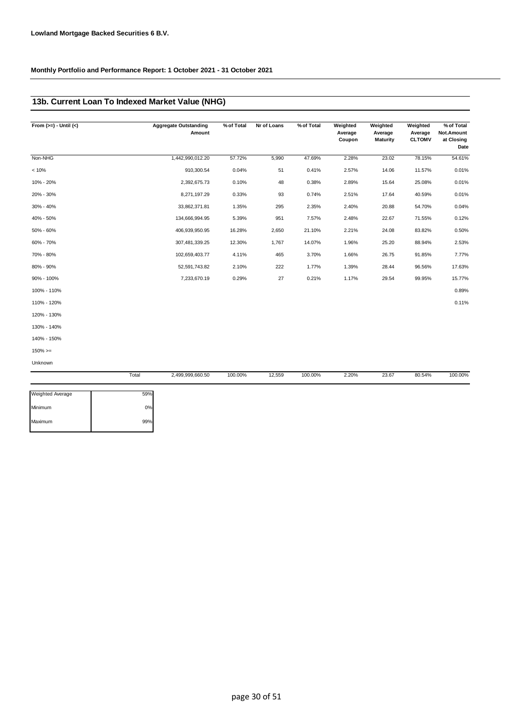**Lowland Mortgage Backed Securities 6 B.V.**

**Monthly Portfolio and Performance Report: 1 October 2021 - 31 October 2021**

## 13b. Current Loan To Indexed Market Value (NHG)

| From (>=) - Until (<) | Aggregate Outstanding Amount | % of Total | Nr of Loans | % of Total | Weighted Average Coupon | Weighted Average Maturity | Weighted Average CLTOMV | % of Total Not.Amount at Closing Date |
|---|---|---|---|---|---|---|---|---|
| Non-NHG | 1,442,990,012.20 | 57.72% | 5,990 | 47.69% | 2.28% | 23.02 | 78.15% | 54.61% |
| < 10% | 910,300.54 | 0.04% | 51 | 0.41% | 2.57% | 14.06 | 11.57% | 0.01% |
| 10% - 20% | 2,392,675.73 | 0.10% | 48 | 0.38% | 2.89% | 15.64 | 25.08% | 0.01% |
| 20% - 30% | 8,271,197.29 | 0.33% | 93 | 0.74% | 2.51% | 17.64 | 40.59% | 0.01% |
| 30% - 40% | 33,862,371.81 | 1.35% | 295 | 2.35% | 2.40% | 20.88 | 54.70% | 0.04% |
| 40% - 50% | 134,666,994.95 | 5.39% | 951 | 7.57% | 2.48% | 22.67 | 71.55% | 0.12% |
| 50% - 60% | 406,939,950.95 | 16.28% | 2,650 | 21.10% | 2.21% | 24.08 | 83.82% | 0.50% |
| 60% - 70% | 307,481,339.25 | 12.30% | 1,767 | 14.07% | 1.96% | 25.20 | 88.94% | 2.53% |
| 70% - 80% | 102,659,403.77 | 4.11% | 465 | 3.70% | 1.66% | 26.75 | 91.85% | 7.77% |
| 80% - 90% | 52,591,743.82 | 2.10% | 222 | 1.77% | 1.39% | 28.44 | 96.56% | 17.63% |
| 90% - 100% | 7,233,670.19 | 0.29% | 27 | 0.21% | 1.17% | 29.54 | 99.95% | 15.77% |
| 100% - 110% | | | | | | | | 0.89% |
| 110% - 120% | | | | | | | | 0.11% |
| 120% - 130% | | | | | | | | |
| 130% - 140% | | | | | | | | |
| 140% - 150% | | | | | | | | |
| 150% >= | | | | | | | | |
| Unknown | | | | | | | | |
| Total | 2,499,999,660.50 | 100.00% | 12,559 | 100.00% | 2.20% | 23.67 | 80.54% | 100.00% |

| | |
|---|---|
| Weighted Average | 59% |
| Minimum | 0% |
| Maximum | 99% |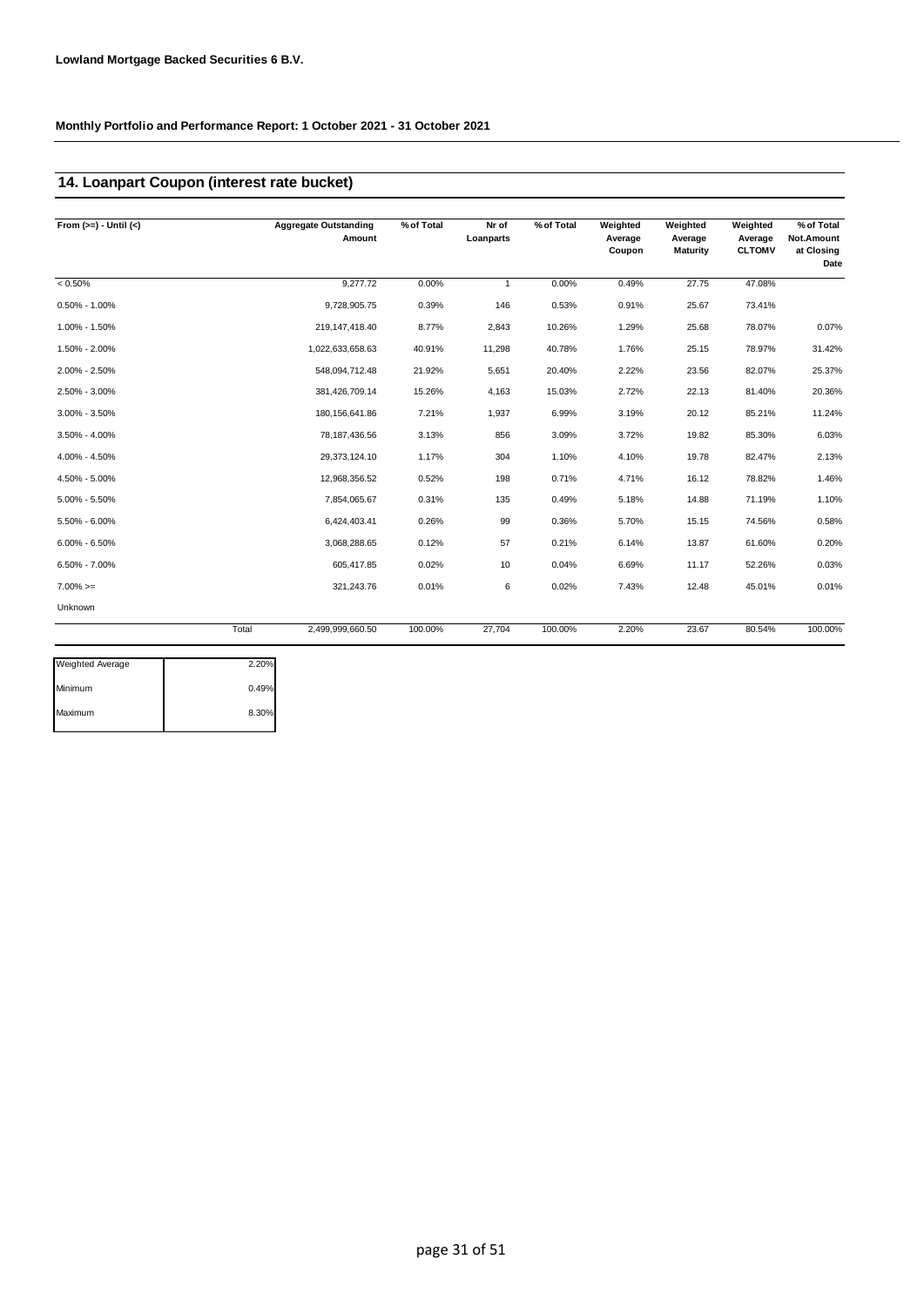**Lowland Mortgage Backed Securities 6 B.V.**

**Monthly Portfolio and Performance Report: 1 October 2021 - 31 October 2021**

## 14. Loanpart Coupon (interest rate bucket)

| From (>=) - Until (<) | | Aggregate Outstanding Amount | % of Total | Nr of Loanparts | % of Total | Weighted Average Coupon | Weighted Average Maturity | Weighted Average CLTOMV | % of Total Not.Amount at Closing Date |
|---|---|---|---|---|---|---|---|---|---|
| < 0.50% | | 9,277.72 | 0.00% | 1 | 0.00% | 0.49% | 27.75 | 47.08% | |
| 0.50% - 1.00% | | 9,728,905.75 | 0.39% | 146 | 0.53% | 0.91% | 25.67 | 73.41% | |
| 1.00% - 1.50% | | 219,147,418.40 | 8.77% | 2,843 | 10.26% | 1.29% | 25.68 | 78.07% | 0.07% |
| 1.50% - 2.00% | | 1,022,633,658.63 | 40.91% | 11,298 | 40.78% | 1.76% | 25.15 | 78.97% | 31.42% |
| 2.00% - 2.50% | | 548,094,712.48 | 21.92% | 5,651 | 20.40% | 2.22% | 23.56 | 82.07% | 25.37% |
| 2.50% - 3.00% | | 381,426,709.14 | 15.26% | 4,163 | 15.03% | 2.72% | 22.13 | 81.40% | 20.36% |
| 3.00% - 3.50% | | 180,156,641.86 | 7.21% | 1,937 | 6.99% | 3.19% | 20.12 | 85.21% | 11.24% |
| 3.50% - 4.00% | | 78,187,436.56 | 3.13% | 856 | 3.09% | 3.72% | 19.82 | 85.30% | 6.03% |
| 4.00% - 4.50% | | 29,373,124.10 | 1.17% | 304 | 1.10% | 4.10% | 19.78 | 82.47% | 2.13% |
| 4.50% - 5.00% | | 12,968,356.52 | 0.52% | 198 | 0.71% | 4.71% | 16.12 | 78.82% | 1.46% |
| 5.00% - 5.50% | | 7,854,065.67 | 0.31% | 135 | 0.49% | 5.18% | 14.88 | 71.19% | 1.10% |
| 5.50% - 6.00% | | 6,424,403.41 | 0.26% | 99 | 0.36% | 5.70% | 15.15 | 74.56% | 0.58% |
| 6.00% - 6.50% | | 3,068,288.65 | 0.12% | 57 | 0.21% | 6.14% | 13.87 | 61.60% | 0.20% |
| 6.50% - 7.00% | | 605,417.85 | 0.02% | 10 | 0.04% | 6.69% | 11.17 | 52.26% | 0.03% |
| 7.00% >= | | 321,243.76 | 0.01% | 6 | 0.02% | 7.43% | 12.48 | 45.01% | 0.01% |
| Unknown | | | | | | | | | |
| | Total | 2,499,999,660.50 | 100.00% | 27,704 | 100.00% | 2.20% | 23.67 | 80.54% | 100.00% |

| | |
|---|---|
| Weighted Average | 2.20% |
| Minimum | 0.49% |
| Maximum | 8.30% |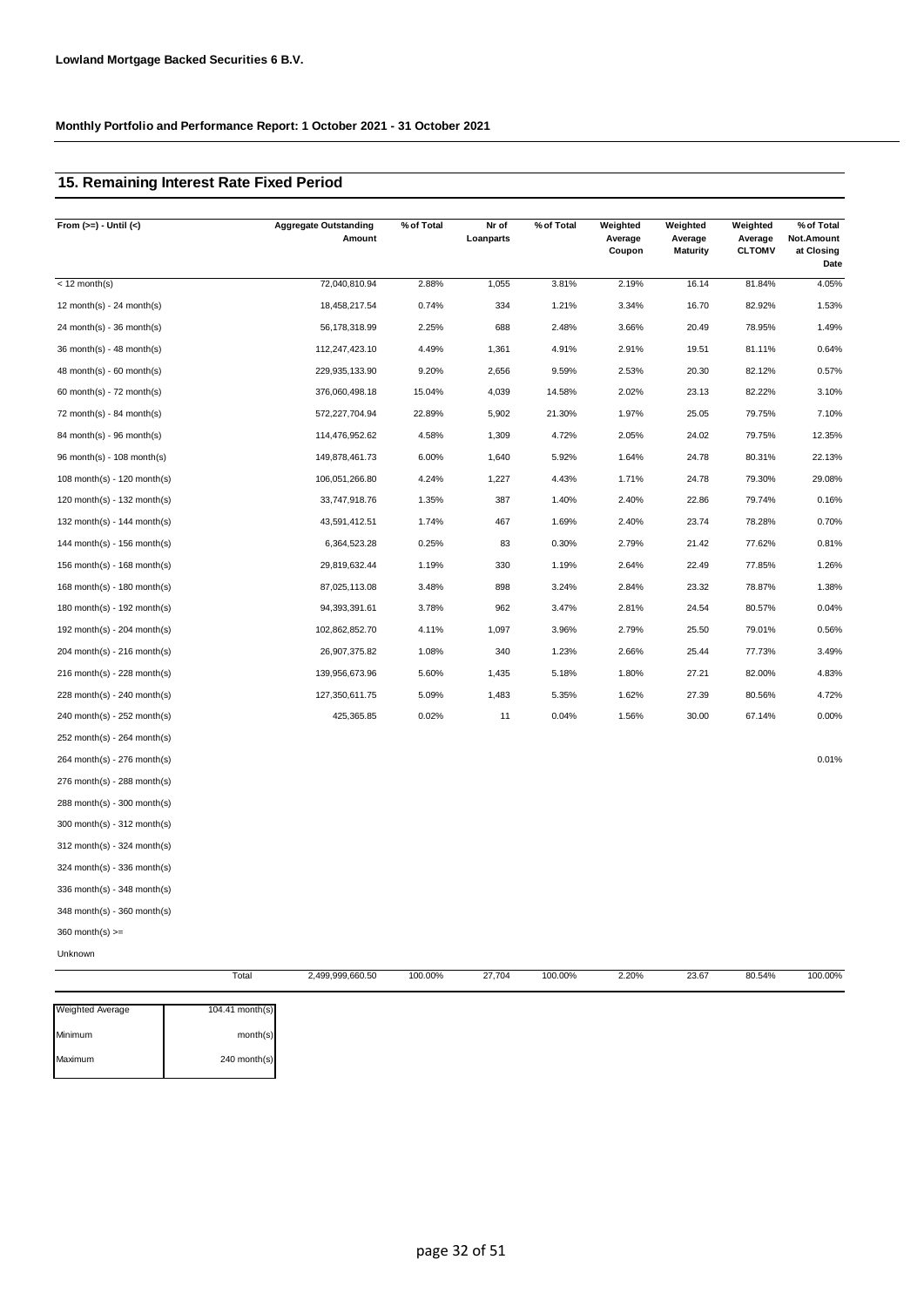**Lowland Mortgage Backed Securities 6 B.V.**

**Monthly Portfolio and Performance Report: 1 October 2021 - 31 October 2021**

## 15. Remaining Interest Rate Fixed Period

| From (>=) - Until (<) | Aggregate Outstanding Amount | % of Total | Nr of Loanparts | % of Total | Weighted Average Coupon | Weighted Average Maturity | Weighted Average CLTOMV | % of Total Not.Amount at Closing Date |
|---|---|---|---|---|---|---|---|---|
| < 12 month(s) | 72,040,810.94 | 2.88% | 1,055 | 3.81% | 2.19% | 16.14 | 81.84% | 4.05% |
| 12 month(s) - 24 month(s) | 18,458,217.54 | 0.74% | 334 | 1.21% | 3.34% | 16.70 | 82.92% | 1.53% |
| 24 month(s) - 36 month(s) | 56,178,318.99 | 2.25% | 688 | 2.48% | 3.66% | 20.49 | 78.95% | 1.49% |
| 36 month(s) - 48 month(s) | 112,247,423.10 | 4.49% | 1,361 | 4.91% | 2.91% | 19.51 | 81.11% | 0.64% |
| 48 month(s) - 60 month(s) | 229,935,133.90 | 9.20% | 2,656 | 9.59% | 2.53% | 20.30 | 82.12% | 0.57% |
| 60 month(s) - 72 month(s) | 376,060,498.18 | 15.04% | 4,039 | 14.58% | 2.02% | 23.13 | 82.22% | 3.10% |
| 72 month(s) - 84 month(s) | 572,227,704.94 | 22.89% | 5,902 | 21.30% | 1.97% | 25.05 | 79.75% | 7.10% |
| 84 month(s) - 96 month(s) | 114,476,952.62 | 4.58% | 1,309 | 4.72% | 2.05% | 24.02 | 79.75% | 12.35% |
| 96 month(s) - 108 month(s) | 149,878,461.73 | 6.00% | 1,640 | 5.92% | 1.64% | 24.78 | 80.31% | 22.13% |
| 108 month(s) - 120 month(s) | 106,051,266.80 | 4.24% | 1,227 | 4.43% | 1.71% | 24.78 | 79.30% | 29.08% |
| 120 month(s) - 132 month(s) | 33,747,918.76 | 1.35% | 387 | 1.40% | 2.40% | 22.86 | 79.74% | 0.16% |
| 132 month(s) - 144 month(s) | 43,591,412.51 | 1.74% | 467 | 1.69% | 2.40% | 23.74 | 78.28% | 0.70% |
| 144 month(s) - 156 month(s) | 6,364,523.28 | 0.25% | 83 | 0.30% | 2.79% | 21.42 | 77.62% | 0.81% |
| 156 month(s) - 168 month(s) | 29,819,632.44 | 1.19% | 330 | 1.19% | 2.64% | 22.49 | 77.85% | 1.26% |
| 168 month(s) - 180 month(s) | 87,025,113.08 | 3.48% | 898 | 3.24% | 2.84% | 23.32 | 78.87% | 1.38% |
| 180 month(s) - 192 month(s) | 94,393,391.61 | 3.78% | 962 | 3.47% | 2.81% | 24.54 | 80.57% | 0.04% |
| 192 month(s) - 204 month(s) | 102,862,852.70 | 4.11% | 1,097 | 3.96% | 2.79% | 25.50 | 79.01% | 0.56% |
| 204 month(s) - 216 month(s) | 26,907,375.82 | 1.08% | 340 | 1.23% | 2.66% | 25.44 | 77.73% | 3.49% |
| 216 month(s) - 228 month(s) | 139,956,673.96 | 5.60% | 1,435 | 5.18% | 1.80% | 27.21 | 82.00% | 4.83% |
| 228 month(s) - 240 month(s) | 127,350,611.75 | 5.09% | 1,483 | 5.35% | 1.62% | 27.39 | 80.56% | 4.72% |
| 240 month(s) - 252 month(s) | 425,365.85 | 0.02% | 11 | 0.04% | 1.56% | 30.00 | 67.14% | 0.00% |
| 252 month(s) - 264 month(s) | | | | | | | | |
| 264 month(s) - 276 month(s) | | | | | | | | 0.01% |
| 276 month(s) - 288 month(s) | | | | | | | | |
| 288 month(s) - 300 month(s) | | | | | | | | |
| 300 month(s) - 312 month(s) | | | | | | | | |
| 312 month(s) - 324 month(s) | | | | | | | | |
| 324 month(s) - 336 month(s) | | | | | | | | |
| 336 month(s) - 348 month(s) | | | | | | | | |
| 348 month(s) - 360 month(s) | | | | | | | | |
| 360 month(s) >= | | | | | | | | |
| Unknown | | | | | | | | |
| Total | 2,499,999,660.50 | 100.00% | 27,704 | 100.00% | 2.20% | 23.67 | 80.54% | 100.00% |

| | |
|---|---|
| Weighted Average | 104.41 month(s) |
| Minimum | month(s) |
| Maximum | 240 month(s) |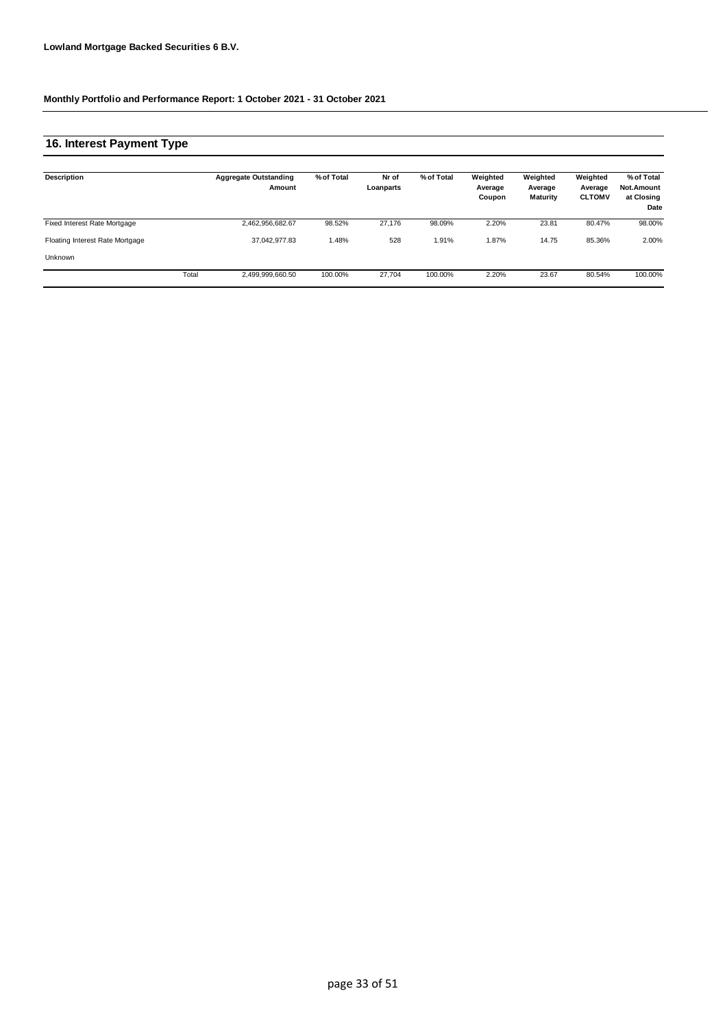**Lowland Mortgage Backed Securities 6 B.V.**

**Monthly Portfolio and Performance Report: 1 October 2021 - 31 October 2021**

## 16. Interest Payment Type

| Description | | Aggregate Outstanding Amount | % of Total | Nr of Loanparts | % of Total | Weighted Average Coupon | Weighted Average Maturity | Weighted Average CLTOMV | % of Total Not.Amount at Closing Date |
|---|---|---|---|---|---|---|---|---|---|
| Fixed Interest Rate Mortgage | | 2,462,956,682.67 | 98.52% | 27,176 | 98.09% | 2.20% | 23.81 | 80.47% | 98.00% |
| Floating Interest Rate Mortgage | | 37,042,977.83 | 1.48% | 528 | 1.91% | 1.87% | 14.75 | 85.36% | 2.00% |
| Unknown | | | | | | | | | |
| | Total | 2,499,999,660.50 | 100.00% | 27,704 | 100.00% | 2.20% | 23.67 | 80.54% | 100.00% |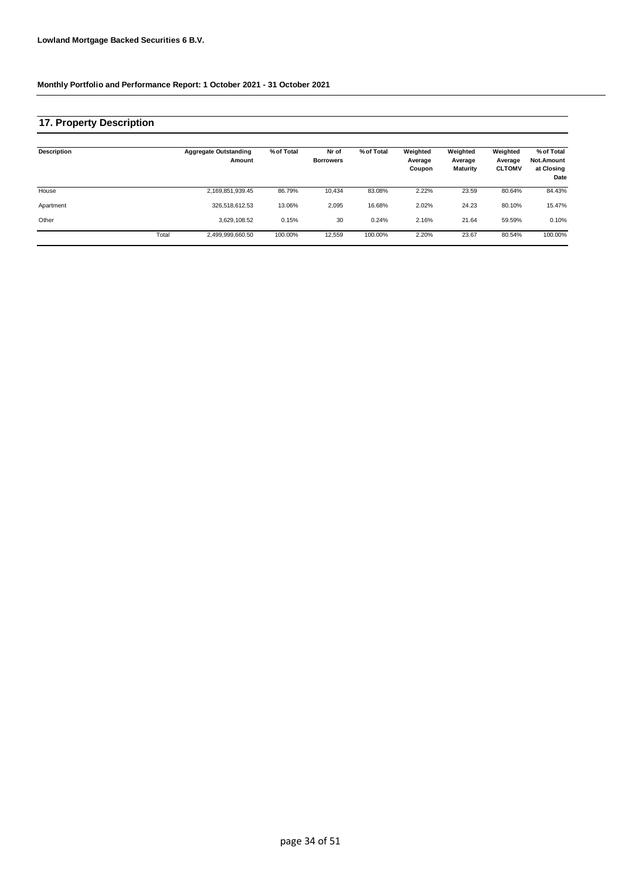**Lowland Mortgage Backed Securities 6 B.V.**

**Monthly Portfolio and Performance Report: 1 October 2021 - 31 October 2021**

## 17. Property Description

| Description | | Aggregate Outstanding Amount | % of Total | Nr of Borrowers | % of Total | Weighted Average Coupon | Weighted Average Maturity | Weighted Average CLTOMV | % of Total Not.Amount at Closing Date |
|---|---|---|---|---|---|---|---|---|---|
| House | | 2,169,851,939.45 | 86.79% | 10,434 | 83.08% | 2.22% | 23.59 | 80.64% | 84.43% |
| Apartment | | 326,518,612.53 | 13.06% | 2,095 | 16.68% | 2.02% | 24.23 | 80.10% | 15.47% |
| Other | | 3,629,108.52 | 0.15% | 30 | 0.24% | 2.16% | 21.64 | 59.59% | 0.10% |
| | Total | 2,499,999,660.50 | 100.00% | 12,559 | 100.00% | 2.20% | 23.67 | 80.54% | 100.00% |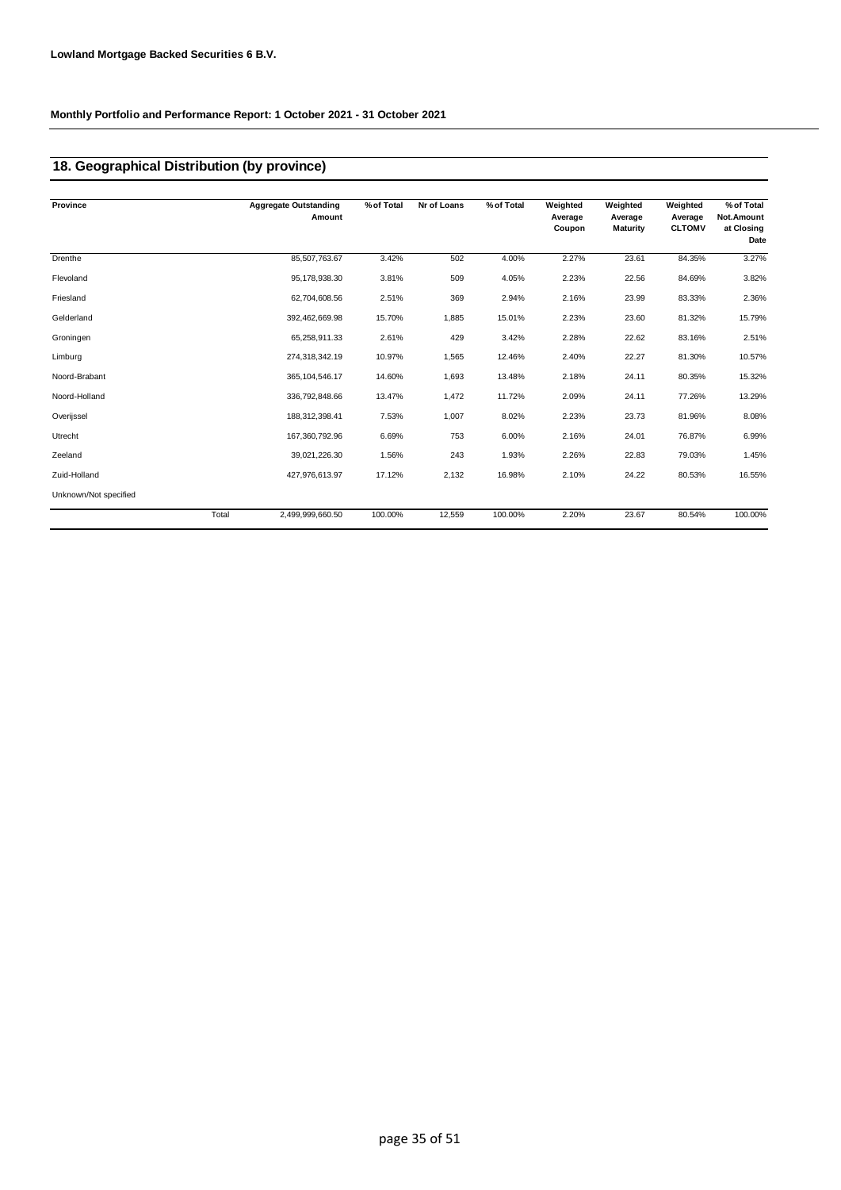**Lowland Mortgage Backed Securities 6 B.V.**

**Monthly Portfolio and Performance Report: 1 October 2021 - 31 October 2021**

## 18. Geographical Distribution (by province)

| Province | Aggregate Outstanding Amount | % of Total | Nr of Loans | % of Total | Weighted Average Coupon | Weighted Average Maturity | Weighted Average CLTOMV | % of Total Not.Amount at Closing Date |
|---|---|---|---|---|---|---|---|---|
| Drenthe | 85,507,763.67 | 3.42% | 502 | 4.00% | 2.27% | 23.61 | 84.35% | 3.27% |
| Flevoland | 95,178,938.30 | 3.81% | 509 | 4.05% | 2.23% | 22.56 | 84.69% | 3.82% |
| Friesland | 62,704,608.56 | 2.51% | 369 | 2.94% | 2.16% | 23.99 | 83.33% | 2.36% |
| Gelderland | 392,462,669.98 | 15.70% | 1,885 | 15.01% | 2.23% | 23.60 | 81.32% | 15.79% |
| Groningen | 65,258,911.33 | 2.61% | 429 | 3.42% | 2.28% | 22.62 | 83.16% | 2.51% |
| Limburg | 274,318,342.19 | 10.97% | 1,565 | 12.46% | 2.40% | 22.27 | 81.30% | 10.57% |
| Noord-Brabant | 365,104,546.17 | 14.60% | 1,693 | 13.48% | 2.18% | 24.11 | 80.35% | 15.32% |
| Noord-Holland | 336,792,848.66 | 13.47% | 1,472 | 11.72% | 2.09% | 24.11 | 77.26% | 13.29% |
| Overijssel | 188,312,398.41 | 7.53% | 1,007 | 8.02% | 2.23% | 23.73 | 81.96% | 8.08% |
| Utrecht | 167,360,792.96 | 6.69% | 753 | 6.00% | 2.16% | 24.01 | 76.87% | 6.99% |
| Zeeland | 39,021,226.30 | 1.56% | 243 | 1.93% | 2.26% | 22.83 | 79.03% | 1.45% |
| Zuid-Holland | 427,976,613.97 | 17.12% | 2,132 | 16.98% | 2.10% | 24.22 | 80.53% | 16.55% |
| Unknown/Not specified | | | | | | | | |
| Total | 2,499,999,660.50 | 100.00% | 12,559 | 100.00% | 2.20% | 23.67 | 80.54% | 100.00% |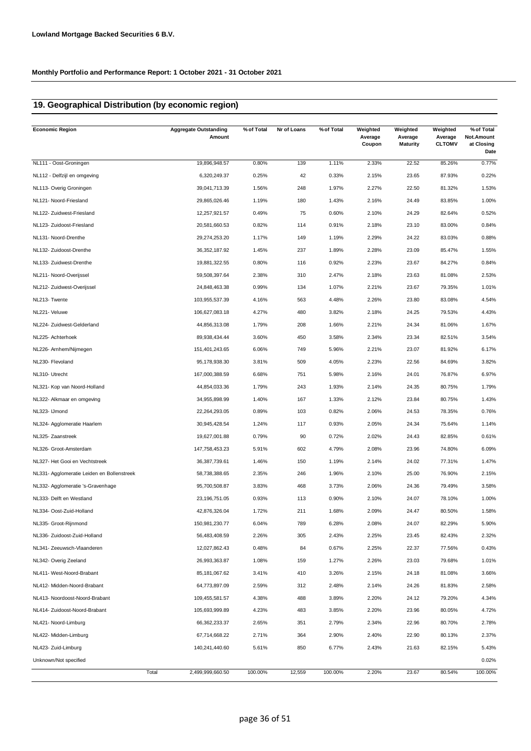**Lowland Mortgage Backed Securities 6 B.V.**

**Monthly Portfolio and Performance Report: 1 October 2021 - 31 October 2021**

## 19. Geographical Distribution (by economic region)

| Economic Region | Aggregate Outstanding Amount | % of Total | Nr of Loans | % of Total | Weighted Average Coupon | Weighted Average Maturity | Weighted Average CLTOMV | % of Total Not.Amount at Closing Date |
|---|---|---|---|---|---|---|---|---|
| NL111 - Oost-Groningen | 19,896,948.57 | 0.80% | 139 | 1.11% | 2.33% | 22.52 | 85.26% | 0.77% |
| NL112 - Delfzijl en omgeving | 6,320,249.37 | 0.25% | 42 | 0.33% | 2.15% | 23.65 | 87.93% | 0.22% |
| NL113- Overig Groningen | 39,041,713.39 | 1.56% | 248 | 1.97% | 2.27% | 22.50 | 81.32% | 1.53% |
| NL121- Noord-Friesland | 29,865,026.46 | 1.19% | 180 | 1.43% | 2.16% | 24.49 | 83.85% | 1.00% |
| NL122- Zuidwest-Friesland | 12,257,921.57 | 0.49% | 75 | 0.60% | 2.10% | 24.29 | 82.64% | 0.52% |
| NL123- Zuidoost-Friesland | 20,581,660.53 | 0.82% | 114 | 0.91% | 2.18% | 23.10 | 83.00% | 0.84% |
| NL131- Noord-Drenthe | 29,274,253.20 | 1.17% | 149 | 1.19% | 2.29% | 24.22 | 83.03% | 0.88% |
| NL132- Zuidoost-Drenthe | 36,352,187.92 | 1.45% | 237 | 1.89% | 2.28% | 23.09 | 85.47% | 1.55% |
| NL133- Zuidwest-Drenthe | 19,881,322.55 | 0.80% | 116 | 0.92% | 2.23% | 23.67 | 84.27% | 0.84% |
| NL211- Noord-Overijssel | 59,508,397.64 | 2.38% | 310 | 2.47% | 2.18% | 23.63 | 81.08% | 2.53% |
| NL212- Zuidwest-Overijssel | 24,848,463.38 | 0.99% | 134 | 1.07% | 2.21% | 23.67 | 79.35% | 1.01% |
| NL213- Twente | 103,955,537.39 | 4.16% | 563 | 4.48% | 2.26% | 23.80 | 83.08% | 4.54% |
| NL221- Veluwe | 106,627,083.18 | 4.27% | 480 | 3.82% | 2.18% | 24.25 | 79.53% | 4.43% |
| NL224- Zuidwest-Gelderland | 44,856,313.08 | 1.79% | 208 | 1.66% | 2.21% | 24.34 | 81.06% | 1.67% |
| NL225- Achterhoek | 89,938,434.44 | 3.60% | 450 | 3.58% | 2.34% | 23.34 | 82.51% | 3.54% |
| NL226- Arnhem/Nijmegen | 151,401,243.65 | 6.06% | 749 | 5.96% | 2.21% | 23.07 | 81.92% | 6.17% |
| NL230- Flevoland | 95,178,938.30 | 3.81% | 509 | 4.05% | 2.23% | 22.56 | 84.69% | 3.82% |
| NL310- Utrecht | 167,000,388.59 | 6.68% | 751 | 5.98% | 2.16% | 24.01 | 76.87% | 6.97% |
| NL321- Kop van Noord-Holland | 44,854,033.36 | 1.79% | 243 | 1.93% | 2.14% | 24.35 | 80.75% | 1.79% |
| NL322- Alkmaar en omgeving | 34,955,898.99 | 1.40% | 167 | 1.33% | 2.12% | 23.84 | 80.75% | 1.43% |
| NL323- IJmond | 22,264,293.05 | 0.89% | 103 | 0.82% | 2.06% | 24.53 | 78.35% | 0.76% |
| NL324- Agglomeratie Haarlem | 30,945,428.54 | 1.24% | 117 | 0.93% | 2.05% | 24.34 | 75.64% | 1.14% |
| NL325- Zaanstreek | 19,627,001.88 | 0.79% | 90 | 0.72% | 2.02% | 24.43 | 82.85% | 0.61% |
| NL326- Groot-Amsterdam | 147,758,453.23 | 5.91% | 602 | 4.79% | 2.08% | 23.96 | 74.80% | 6.09% |
| NL327- Het Gooi en Vechtstreek | 36,387,739.61 | 1.46% | 150 | 1.19% | 2.14% | 24.02 | 77.31% | 1.47% |
| NL331- Agglomeratie Leiden en Bollenstreek | 58,738,388.65 | 2.35% | 246 | 1.96% | 2.10% | 25.00 | 76.90% | 2.15% |
| NL332- Agglomeratie 's-Gravenhage | 95,700,508.87 | 3.83% | 468 | 3.73% | 2.06% | 24.36 | 79.49% | 3.58% |
| NL333- Delft en Westland | 23,196,751.05 | 0.93% | 113 | 0.90% | 2.10% | 24.07 | 78.10% | 1.00% |
| NL334- Oost-Zuid-Holland | 42,876,326.04 | 1.72% | 211 | 1.68% | 2.09% | 24.47 | 80.50% | 1.58% |
| NL335- Groot-Rijnmond | 150,981,230.77 | 6.04% | 789 | 6.28% | 2.08% | 24.07 | 82.29% | 5.90% |
| NL336- Zuidoost-Zuid-Holland | 56,483,408.59 | 2.26% | 305 | 2.43% | 2.25% | 23.45 | 82.43% | 2.32% |
| NL341- Zeeuwsch-Vlaanderen | 12,027,862.43 | 0.48% | 84 | 0.67% | 2.25% | 22.37 | 77.56% | 0.43% |
| NL342- Overig Zeeland | 26,993,363.87 | 1.08% | 159 | 1.27% | 2.26% | 23.03 | 79.68% | 1.01% |
| NL411- West-Noord-Brabant | 85,181,067.62 | 3.41% | 410 | 3.26% | 2.15% | 24.18 | 81.08% | 3.66% |
| NL412- Midden-Noord-Brabant | 64,773,897.09 | 2.59% | 312 | 2.48% | 2.14% | 24.26 | 81.83% | 2.58% |
| NL413- Noordoost-Noord-Brabant | 109,455,581.57 | 4.38% | 488 | 3.89% | 2.20% | 24.12 | 79.20% | 4.34% |
| NL414- Zuidoost-Noord-Brabant | 105,693,999.89 | 4.23% | 483 | 3.85% | 2.20% | 23.96 | 80.05% | 4.72% |
| NL421- Noord-Limburg | 66,362,233.37 | 2.65% | 351 | 2.79% | 2.34% | 22.96 | 80.70% | 2.78% |
| NL422- Midden-Limburg | 67,714,668.22 | 2.71% | 364 | 2.90% | 2.40% | 22.90 | 80.13% | 2.37% |
| NL423- Zuid-Limburg | 140,241,440.60 | 5.61% | 850 | 6.77% | 2.43% | 21.63 | 82.15% | 5.43% |
| Unknown/Not specified | | | | | | | | 0.02% |
| Total | 2,499,999,660.50 | 100.00% | 12,559 | 100.00% | 2.20% | 23.67 | 80.54% | 100.00% |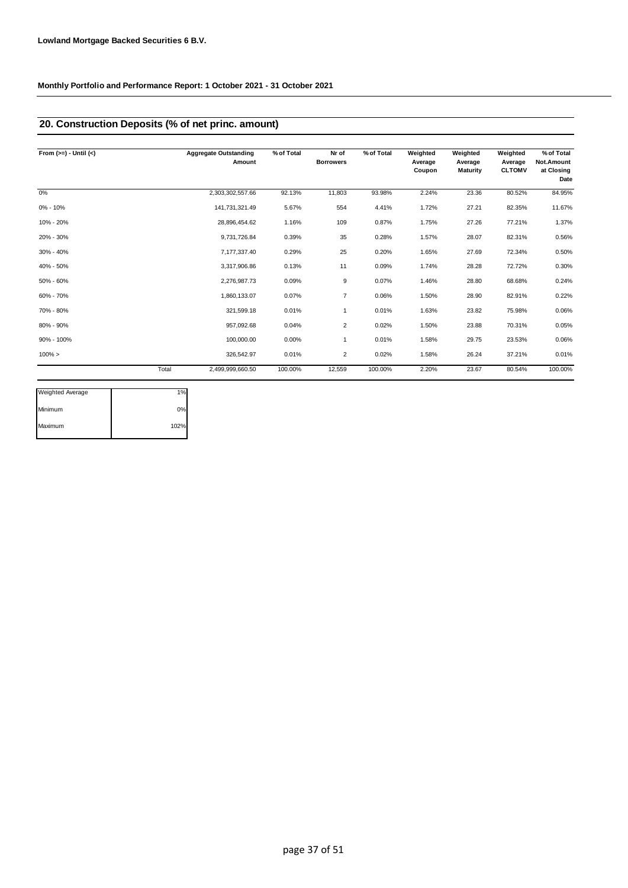**Lowland Mortgage Backed Securities 6 B.V.**

**Monthly Portfolio and Performance Report: 1 October 2021 - 31 October 2021**

## 20. Construction Deposits (% of net princ. amount)

| From (>=) - Until (<) | | Aggregate Outstanding Amount | % of Total | Nr of Borrowers | % of Total | Weighted Average Coupon | Weighted Average Maturity | Weighted Average CLTOMV | % of Total Not.Amount at Closing Date |
|---|---|---|---|---|---|---|---|---|---|
| 0% | | 2,303,302,557.66 | 92.13% | 11,803 | 93.98% | 2.24% | 23.36 | 80.52% | 84.95% |
| 0% - 10% | | 141,731,321.49 | 5.67% | 554 | 4.41% | 1.72% | 27.21 | 82.35% | 11.67% |
| 10% - 20% | | 28,896,454.62 | 1.16% | 109 | 0.87% | 1.75% | 27.26 | 77.21% | 1.37% |
| 20% - 30% | | 9,731,726.84 | 0.39% | 35 | 0.28% | 1.57% | 28.07 | 82.31% | 0.56% |
| 30% - 40% | | 7,177,337.40 | 0.29% | 25 | 0.20% | 1.65% | 27.69 | 72.34% | 0.50% |
| 40% - 50% | | 3,317,906.86 | 0.13% | 11 | 0.09% | 1.74% | 28.28 | 72.72% | 0.30% |
| 50% - 60% | | 2,276,987.73 | 0.09% | 9 | 0.07% | 1.46% | 28.80 | 68.68% | 0.24% |
| 60% - 70% | | 1,860,133.07 | 0.07% | 7 | 0.06% | 1.50% | 28.90 | 82.91% | 0.22% |
| 70% - 80% | | 321,599.18 | 0.01% | 1 | 0.01% | 1.63% | 23.82 | 75.98% | 0.06% |
| 80% - 90% | | 957,092.68 | 0.04% | 2 | 0.02% | 1.50% | 23.88 | 70.31% | 0.05% |
| 90% - 100% | | 100,000.00 | 0.00% | 1 | 0.01% | 1.58% | 29.75 | 23.53% | 0.06% |
| 100% > | | 326,542.97 | 0.01% | 2 | 0.02% | 1.58% | 26.24 | 37.21% | 0.01% |
| | Total | 2,499,999,660.50 | 100.00% | 12,559 | 100.00% | 2.20% | 23.67 | 80.54% | 100.00% |

| | |
|---|---|
| Weighted Average | 1% |
| Minimum | 0% |
| Maximum | 102% |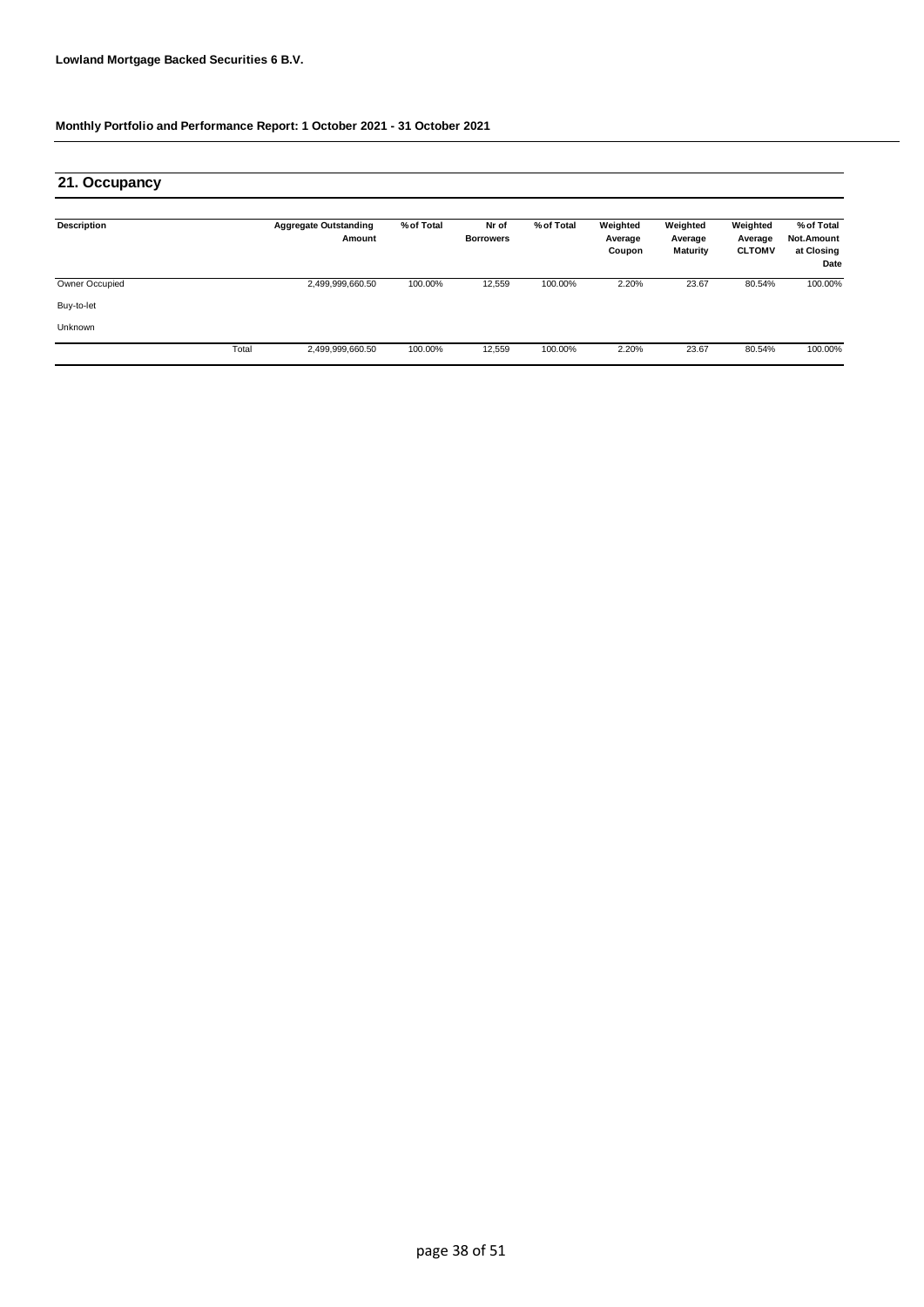**Lowland Mortgage Backed Securities 6 B.V.**

**Monthly Portfolio and Performance Report: 1 October 2021 - 31 October 2021**

## 21. Occupancy

| Description | | Aggregate Outstanding Amount | % of Total | Nr of Borrowers | % of Total | Weighted Average Coupon | Weighted Average Maturity | Weighted Average CLTOMV | % of Total Not.Amount at Closing Date |
|---|---|---|---|---|---|---|---|---|---|
| Owner Occupied | | 2,499,999,660.50 | 100.00% | 12,559 | 100.00% | 2.20% | 23.67 | 80.54% | 100.00% |
| Buy-to-let | | | | | | | | | |
| Unknown | | | | | | | | | |
| | Total | 2,499,999,660.50 | 100.00% | 12,559 | 100.00% | 2.20% | 23.67 | 80.54% | 100.00% |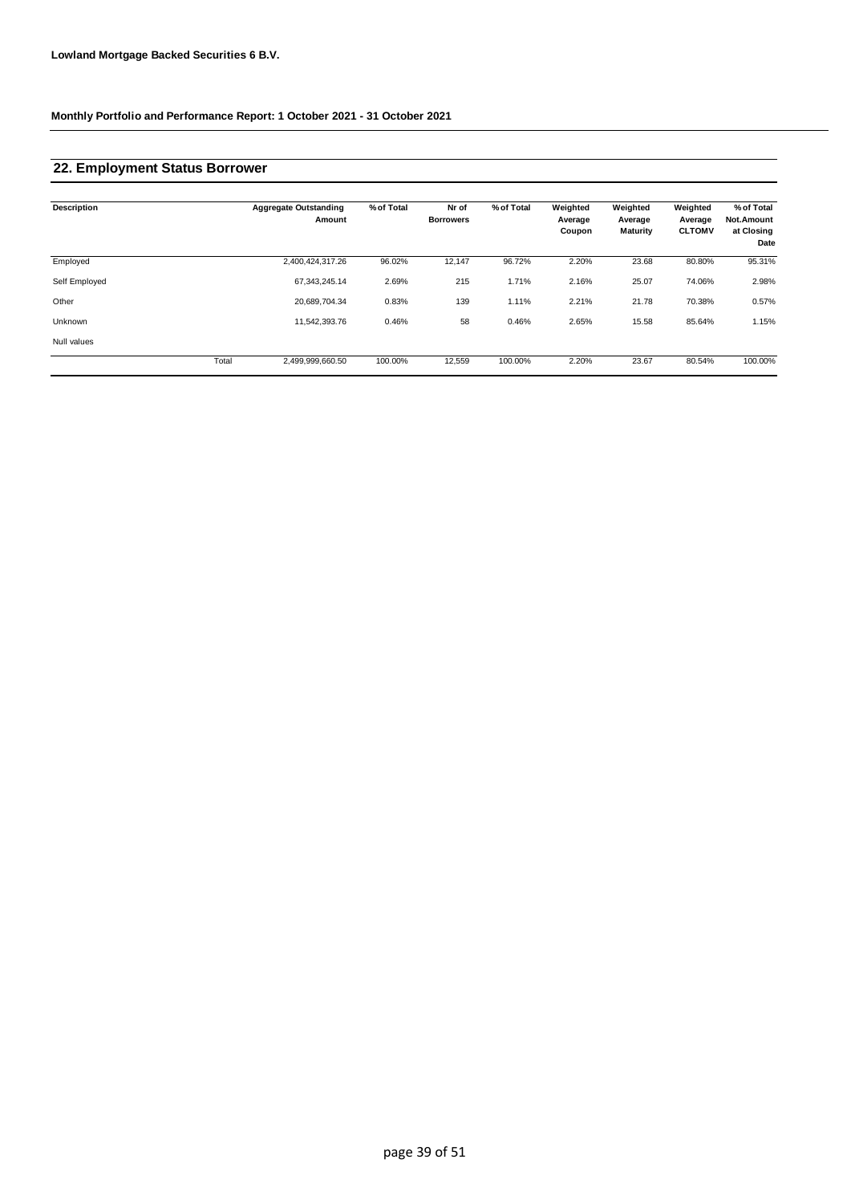**Lowland Mortgage Backed Securities 6 B.V.**

**Monthly Portfolio and Performance Report: 1 October 2021 - 31 October 2021**

## 22. Employment Status Borrower

| Description | | Aggregate Outstanding Amount | % of Total | Nr of Borrowers | % of Total | Weighted Average Coupon | Weighted Average Maturity | Weighted Average CLTOMV | % of Total Not.Amount at Closing Date |
|---|---|---|---|---|---|---|---|---|---|
| Employed | | 2,400,424,317.26 | 96.02% | 12,147 | 96.72% | 2.20% | 23.68 | 80.80% | 95.31% |
| Self Employed | | 67,343,245.14 | 2.69% | 215 | 1.71% | 2.16% | 25.07 | 74.06% | 2.98% |
| Other | | 20,689,704.34 | 0.83% | 139 | 1.11% | 2.21% | 21.78 | 70.38% | 0.57% |
| Unknown | | 11,542,393.76 | 0.46% | 58 | 0.46% | 2.65% | 15.58 | 85.64% | 1.15% |
| Null values | | | | | | | | | |
| | Total | 2,499,999,660.50 | 100.00% | 12,559 | 100.00% | 2.20% | 23.67 | 80.54% | 100.00% |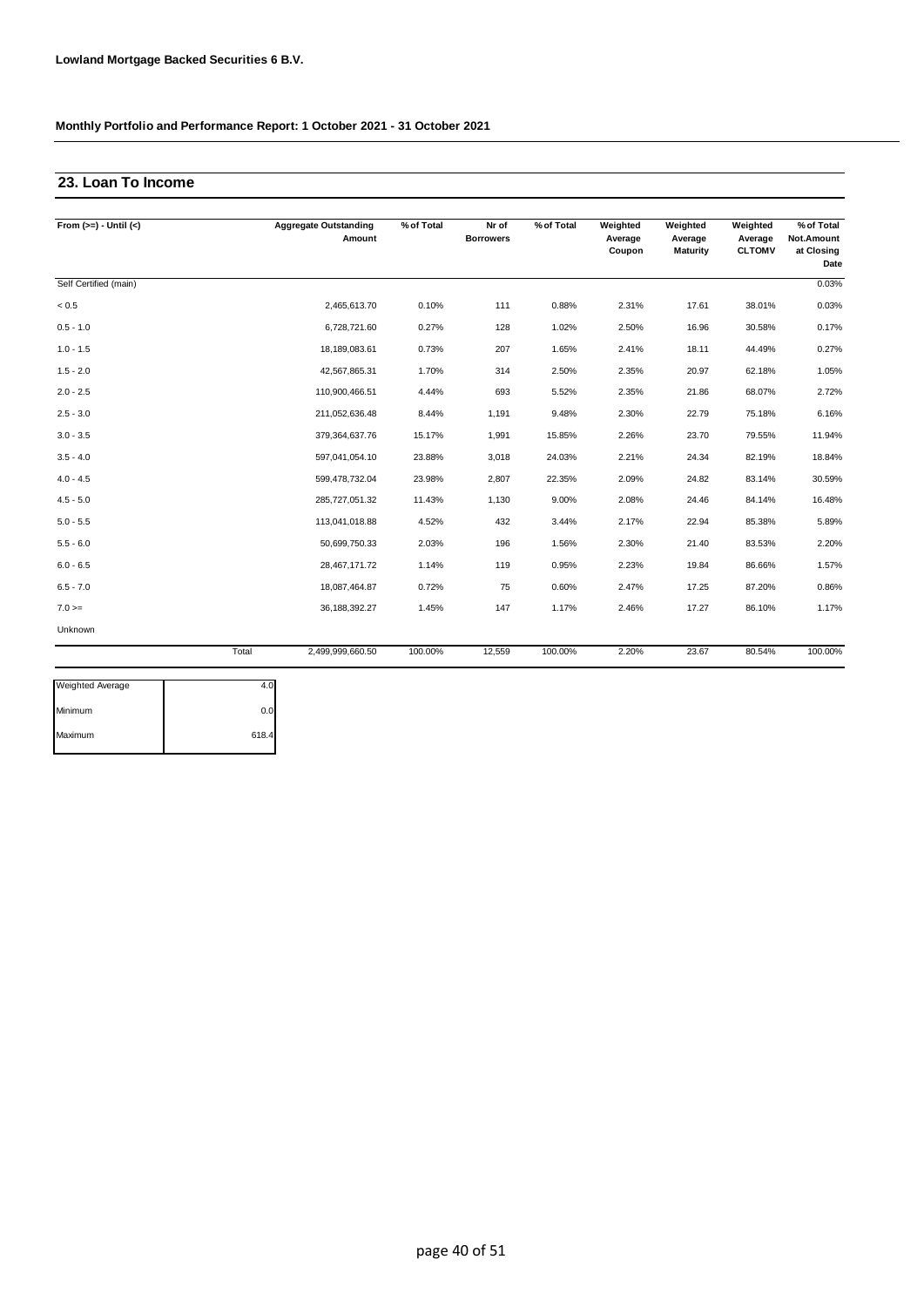**Lowland Mortgage Backed Securities 6 B.V.**

**Monthly Portfolio and Performance Report: 1 October 2021 - 31 October 2021**

## 23. Loan To Income

| From (>=) - Until (<) | Aggregate Outstanding Amount | % of Total | Nr of Borrowers | % of Total | Weighted Average Coupon | Weighted Average Maturity | Weighted Average CLTOMV | % of Total Not.Amount at Closing Date |
|---|---|---|---|---|---|---|---|---|
| Self Certified (main) | | | | | | | | 0.03% |
| < 0.5 | 2,465,613.70 | 0.10% | 111 | 0.88% | 2.31% | 17.61 | 38.01% | 0.03% |
| 0.5 - 1.0 | 6,728,721.60 | 0.27% | 128 | 1.02% | 2.50% | 16.96 | 30.58% | 0.17% |
| 1.0 - 1.5 | 18,189,083.61 | 0.73% | 207 | 1.65% | 2.41% | 18.11 | 44.49% | 0.27% |
| 1.5 - 2.0 | 42,567,865.31 | 1.70% | 314 | 2.50% | 2.35% | 20.97 | 62.18% | 1.05% |
| 2.0 - 2.5 | 110,900,466.51 | 4.44% | 693 | 5.52% | 2.35% | 21.86 | 68.07% | 2.72% |
| 2.5 - 3.0 | 211,052,636.48 | 8.44% | 1,191 | 9.48% | 2.30% | 22.79 | 75.18% | 6.16% |
| 3.0 - 3.5 | 379,364,637.76 | 15.17% | 1,991 | 15.85% | 2.26% | 23.70 | 79.55% | 11.94% |
| 3.5 - 4.0 | 597,041,054.10 | 23.88% | 3,018 | 24.03% | 2.21% | 24.34 | 82.19% | 18.84% |
| 4.0 - 4.5 | 599,478,732.04 | 23.98% | 2,807 | 22.35% | 2.09% | 24.82 | 83.14% | 30.59% |
| 4.5 - 5.0 | 285,727,051.32 | 11.43% | 1,130 | 9.00% | 2.08% | 24.46 | 84.14% | 16.48% |
| 5.0 - 5.5 | 113,041,018.88 | 4.52% | 432 | 3.44% | 2.17% | 22.94 | 85.38% | 5.89% |
| 5.5 - 6.0 | 50,699,750.33 | 2.03% | 196 | 1.56% | 2.30% | 21.40 | 83.53% | 2.20% |
| 6.0 - 6.5 | 28,467,171.72 | 1.14% | 119 | 0.95% | 2.23% | 19.84 | 86.66% | 1.57% |
| 6.5 - 7.0 | 18,087,464.87 | 0.72% | 75 | 0.60% | 2.47% | 17.25 | 87.20% | 0.86% |
| 7.0 >= | 36,188,392.27 | 1.45% | 147 | 1.17% | 2.46% | 17.27 | 86.10% | 1.17% |
| Unknown | | | | | | | | |
| Total | 2,499,999,660.50 | 100.00% | 12,559 | 100.00% | 2.20% | 23.67 | 80.54% | 100.00% |

| | |
|---|---|
| Weighted Average | 4.0 |
| Minimum | 0.0 |
| Maximum | 618.4 |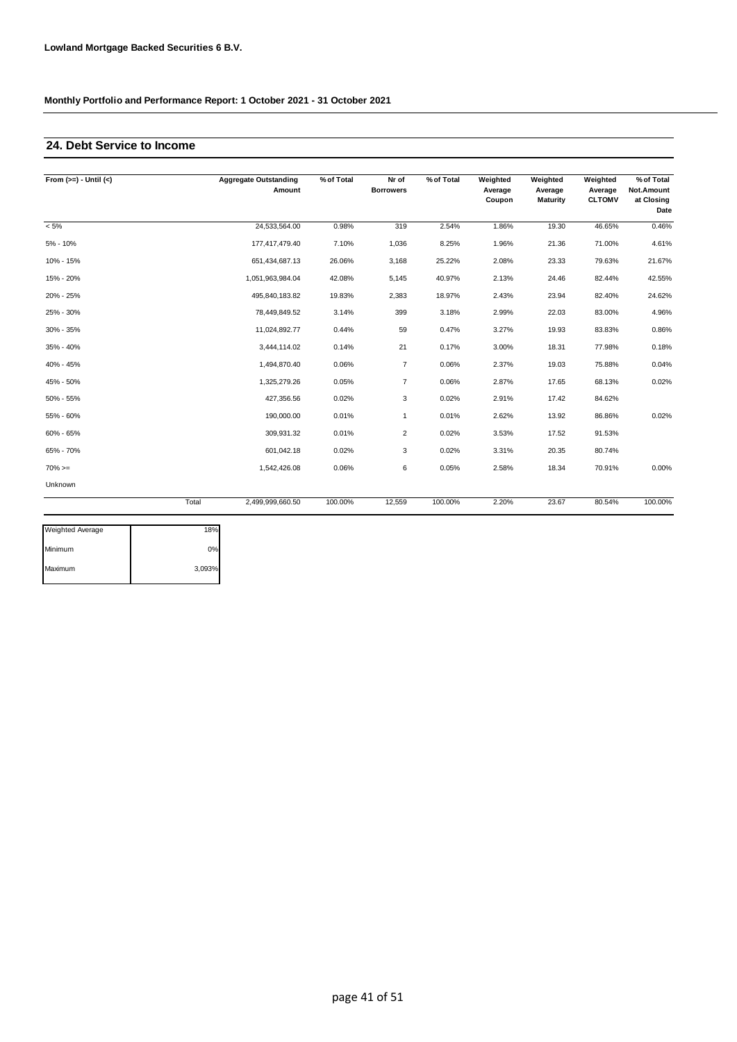**Lowland Mortgage Backed Securities 6 B.V.**

**Monthly Portfolio and Performance Report: 1 October 2021 - 31 October 2021**

## 24. Debt Service to Income

| From (>=) - Until (<) | Aggregate Outstanding Amount | % of Total | Nr of Borrowers | % of Total | Weighted Average Coupon | Weighted Average Maturity | Weighted Average CLTOMV | % of Total Not.Amount at Closing Date |
|---|---|---|---|---|---|---|---|---|
| < 5% | 24,533,564.00 | 0.98% | 319 | 2.54% | 1.86% | 19.30 | 46.65% | 0.46% |
| 5% - 10% | 177,417,479.40 | 7.10% | 1,036 | 8.25% | 1.96% | 21.36 | 71.00% | 4.61% |
| 10% - 15% | 651,434,687.13 | 26.06% | 3,168 | 25.22% | 2.08% | 23.33 | 79.63% | 21.67% |
| 15% - 20% | 1,051,963,984.04 | 42.08% | 5,145 | 40.97% | 2.13% | 24.46 | 82.44% | 42.55% |
| 20% - 25% | 495,840,183.82 | 19.83% | 2,383 | 18.97% | 2.43% | 23.94 | 82.40% | 24.62% |
| 25% - 30% | 78,449,849.52 | 3.14% | 399 | 3.18% | 2.99% | 22.03 | 83.00% | 4.96% |
| 30% - 35% | 11,024,892.77 | 0.44% | 59 | 0.47% | 3.27% | 19.93 | 83.83% | 0.86% |
| 35% - 40% | 3,444,114.02 | 0.14% | 21 | 0.17% | 3.00% | 18.31 | 77.98% | 0.18% |
| 40% - 45% | 1,494,870.40 | 0.06% | 7 | 0.06% | 2.37% | 19.03 | 75.88% | 0.04% |
| 45% - 50% | 1,325,279.26 | 0.05% | 7 | 0.06% | 2.87% | 17.65 | 68.13% | 0.02% |
| 50% - 55% | 427,356.56 | 0.02% | 3 | 0.02% | 2.91% | 17.42 | 84.62% | |
| 55% - 60% | 190,000.00 | 0.01% | 1 | 0.01% | 2.62% | 13.92 | 86.86% | 0.02% |
| 60% - 65% | 309,931.32 | 0.01% | 2 | 0.02% | 3.53% | 17.52 | 91.53% | |
| 65% - 70% | 601,042.18 | 0.02% | 3 | 0.02% | 3.31% | 20.35 | 80.74% | |
| 70% >= | 1,542,426.08 | 0.06% | 6 | 0.05% | 2.58% | 18.34 | 70.91% | 0.00% |
| Unknown | | | | | | | | |
| Total | 2,499,999,660.50 | 100.00% | 12,559 | 100.00% | 2.20% | 23.67 | 80.54% | 100.00% |

| Weighted Average | 18% |
|---|---|
| Minimum | 0% |
| Maximum | 3,093% |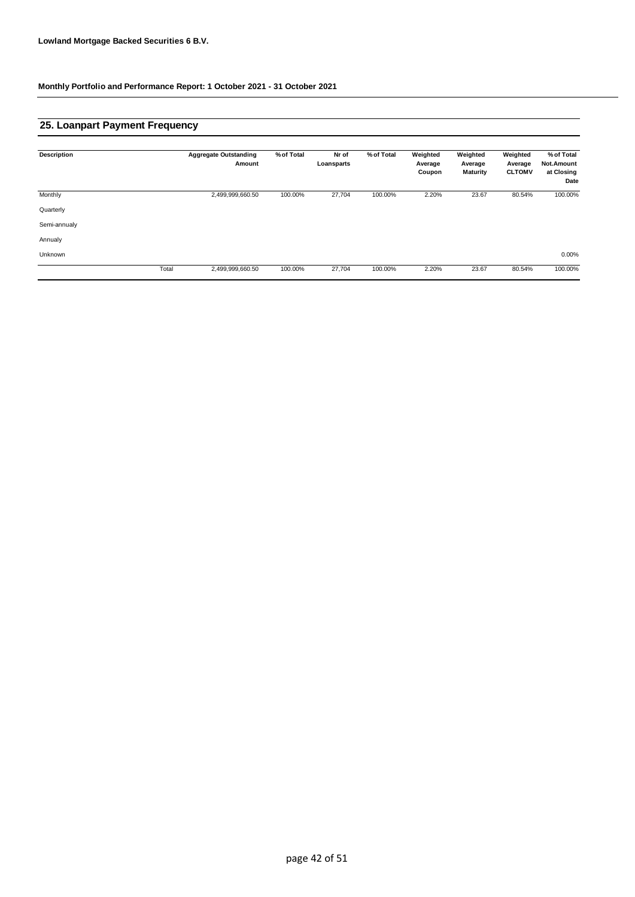**Lowland Mortgage Backed Securities 6 B.V.**

**Monthly Portfolio and Performance Report: 1 October 2021 - 31 October 2021**

## 25. Loanpart Payment Frequency

| Description | | Aggregate Outstanding Amount | % of Total | Nr of Loansparts | % of Total | Weighted Average Coupon | Weighted Average Maturity | Weighted Average CLTOMV | % of Total Not.Amount at Closing Date |
|---|---|---|---|---|---|---|---|---|---|
| Monthly | | 2,499,999,660.50 | 100.00% | 27,704 | 100.00% | 2.20% | 23.67 | 80.54% | 100.00% |
| Quarterly | | | | | | | | | |
| Semi-annualy | | | | | | | | | |
| Annualy | | | | | | | | | |
| Unknown | | | | | | | | | 0.00% |
| | Total | 2,499,999,660.50 | 100.00% | 27,704 | 100.00% | 2.20% | 23.67 | 80.54% | 100.00% |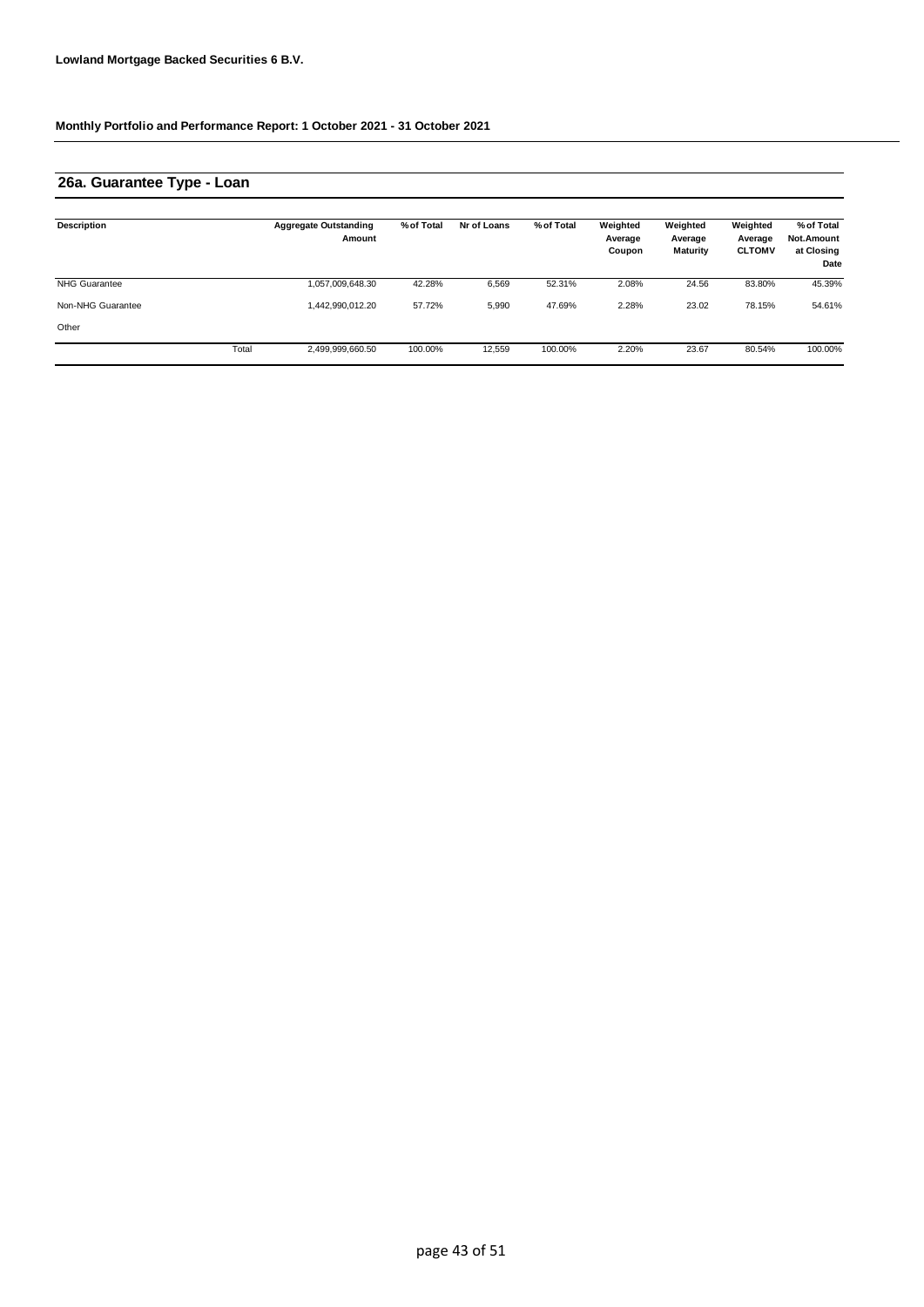**Lowland Mortgage Backed Securities 6 B.V.**

**Monthly Portfolio and Performance Report: 1 October 2021 - 31 October 2021**

## 26a. Guarantee Type - Loan

| Description | | Aggregate Outstanding Amount | % of Total | Nr of Loans | % of Total | Weighted Average Coupon | Weighted Average Maturity | Weighted Average CLTOMV | % of Total Not.Amount at Closing Date |
|---|---|---|---|---|---|---|---|---|---|
| NHG Guarantee | | 1,057,009,648.30 | 42.28% | 6,569 | 52.31% | 2.08% | 24.56 | 83.80% | 45.39% |
| Non-NHG Guarantee | | 1,442,990,012.20 | 57.72% | 5,990 | 47.69% | 2.28% | 23.02 | 78.15% | 54.61% |
| Other | | | | | | | | | |
| | Total | 2,499,999,660.50 | 100.00% | 12,559 | 100.00% | 2.20% | 23.67 | 80.54% | 100.00% |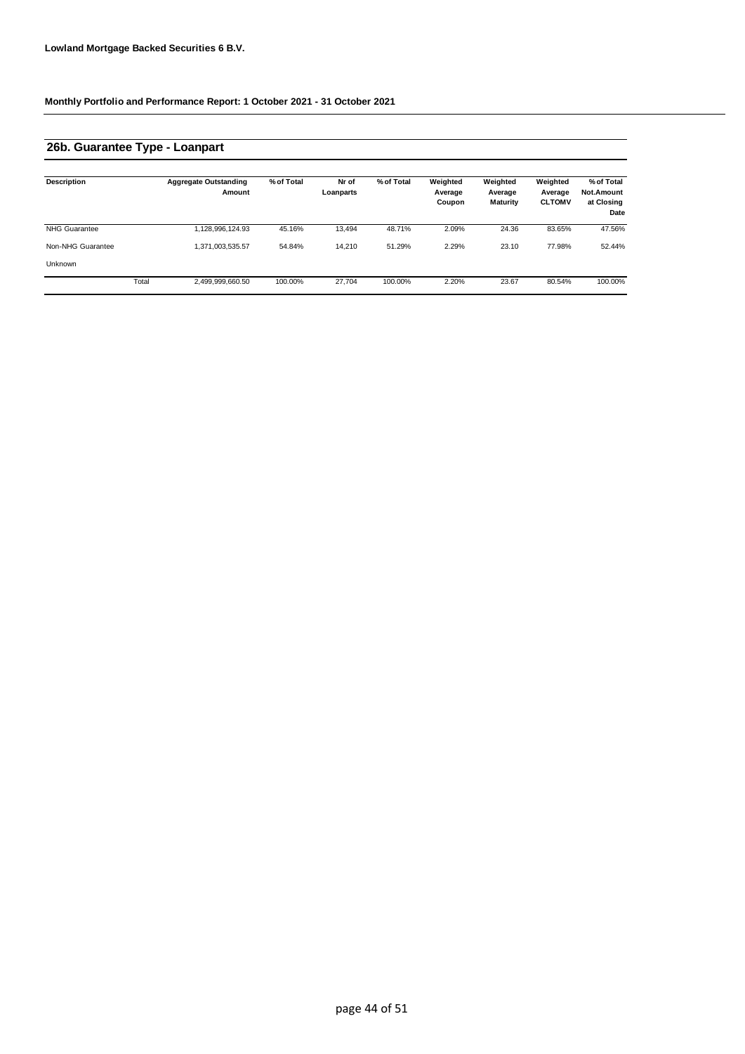**Lowland Mortgage Backed Securities 6 B.V.**

**Monthly Portfolio and Performance Report: 1 October 2021 - 31 October 2021**

## 26b. Guarantee Type - Loanpart

| Description | | Aggregate Outstanding Amount | % of Total | Nr of Loanparts | % of Total | Weighted Average Coupon | Weighted Average Maturity | Weighted Average CLTOMV | % of Total Not.Amount at Closing Date |
|---|---|---|---|---|---|---|---|---|---|
| NHG Guarantee | | 1,128,996,124.93 | 45.16% | 13,494 | 48.71% | 2.09% | 24.36 | 83.65% | 47.56% |
| Non-NHG Guarantee | | 1,371,003,535.57 | 54.84% | 14,210 | 51.29% | 2.29% | 23.10 | 77.98% | 52.44% |
| Unknown | | | | | | | | | |
| | Total | 2,499,999,660.50 | 100.00% | 27,704 | 100.00% | 2.20% | 23.67 | 80.54% | 100.00% |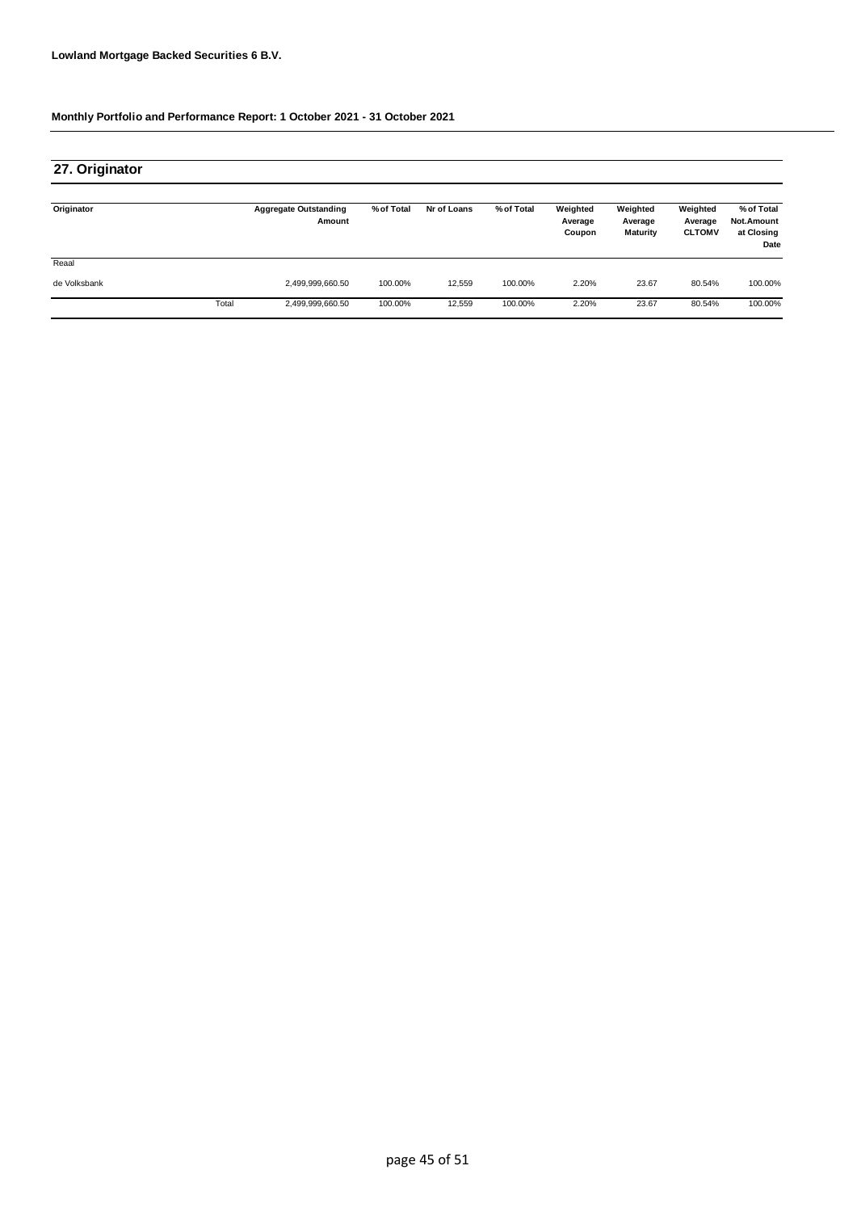**Lowland Mortgage Backed Securities 6 B.V.**

**Monthly Portfolio and Performance Report: 1 October 2021 - 31 October 2021**

## 27. Originator

| Originator | | Aggregate Outstanding Amount | % of Total | Nr of Loans | % of Total | Weighted Average Coupon | Weighted Average Maturity | Weighted Average CLTOMV | % of Total Not.Amount at Closing Date |
|---|---|---|---|---|---|---|---|---|---|
| Reaal | | | | | | | | | |
| de Volksbank | | 2,499,999,660.50 | 100.00% | 12,559 | 100.00% | 2.20% | 23.67 | 80.54% | 100.00% |
| | Total | 2,499,999,660.50 | 100.00% | 12,559 | 100.00% | 2.20% | 23.67 | 80.54% | 100.00% |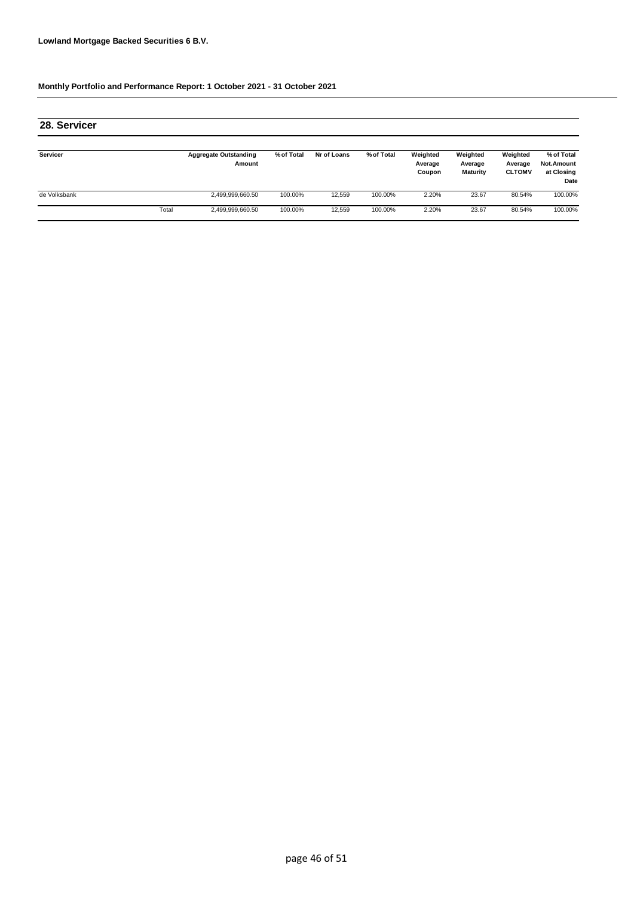**Lowland Mortgage Backed Securities 6 B.V.**

**Monthly Portfolio and Performance Report: 1 October 2021 - 31 October 2021**

## 28. Servicer

| Servicer | | Aggregate Outstanding Amount | % of Total | Nr of Loans | % of Total | Weighted Average Coupon | Weighted Average Maturity | Weighted Average CLTOMV | % of Total Not.Amount at Closing Date |
|---|---|---|---|---|---|---|---|---|---|
| de Volksbank | | 2,499,999,660.50 | 100.00% | 12,559 | 100.00% | 2.20% | 23.67 | 80.54% | 100.00% |
| | Total | 2,499,999,660.50 | 100.00% | 12,559 | 100.00% | 2.20% | 23.67 | 80.54% | 100.00% |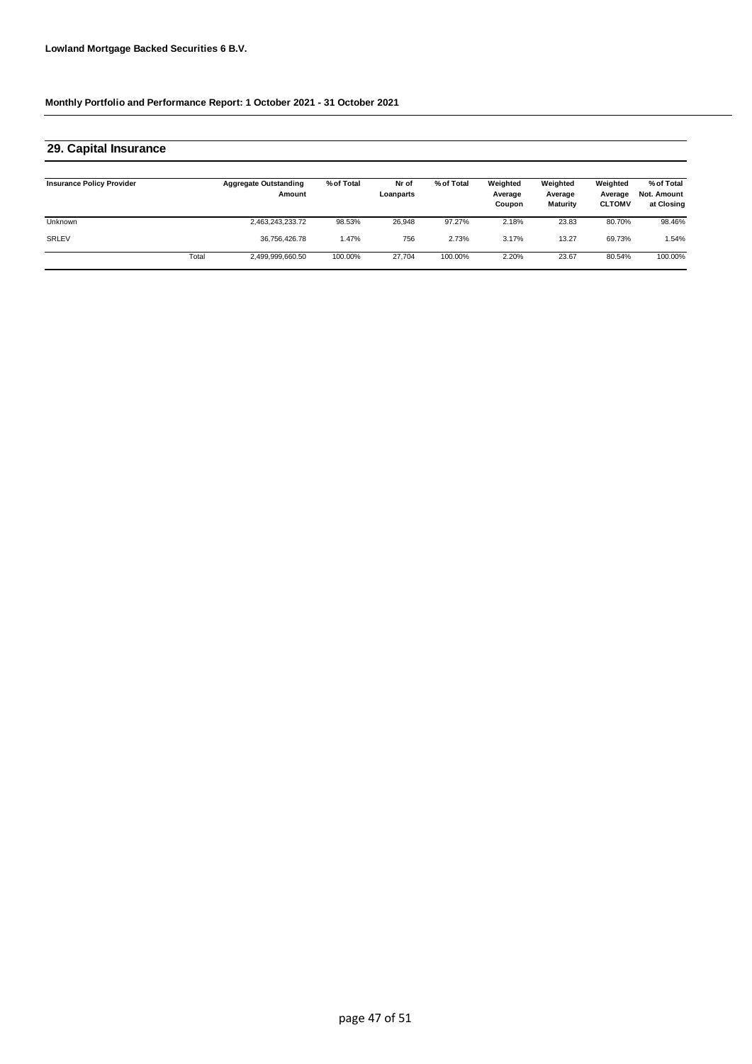**Lowland Mortgage Backed Securities 6 B.V.**

**Monthly Portfolio and Performance Report: 1 October 2021 - 31 October 2021**

## 29. Capital Insurance

| Insurance Policy Provider | | Aggregate Outstanding Amount | % of Total | Nr of Loanparts | % of Total | Weighted Average Coupon | Weighted Average Maturity | Weighted Average CLTOMV | % of Total Not. Amount at Closing |
|---|---|---|---|---|---|---|---|---|---|
| Unknown | | 2,463,243,233.72 | 98.53% | 26,948 | 97.27% | 2.18% | 23.83 | 80.70% | 98.46% |
| SRLEV | | 36,756,426.78 | 1.47% | 756 | 2.73% | 3.17% | 13.27 | 69.73% | 1.54% |
| | Total | 2,499,999,660.50 | 100.00% | 27,704 | 100.00% | 2.20% | 23.67 | 80.54% | 100.00% |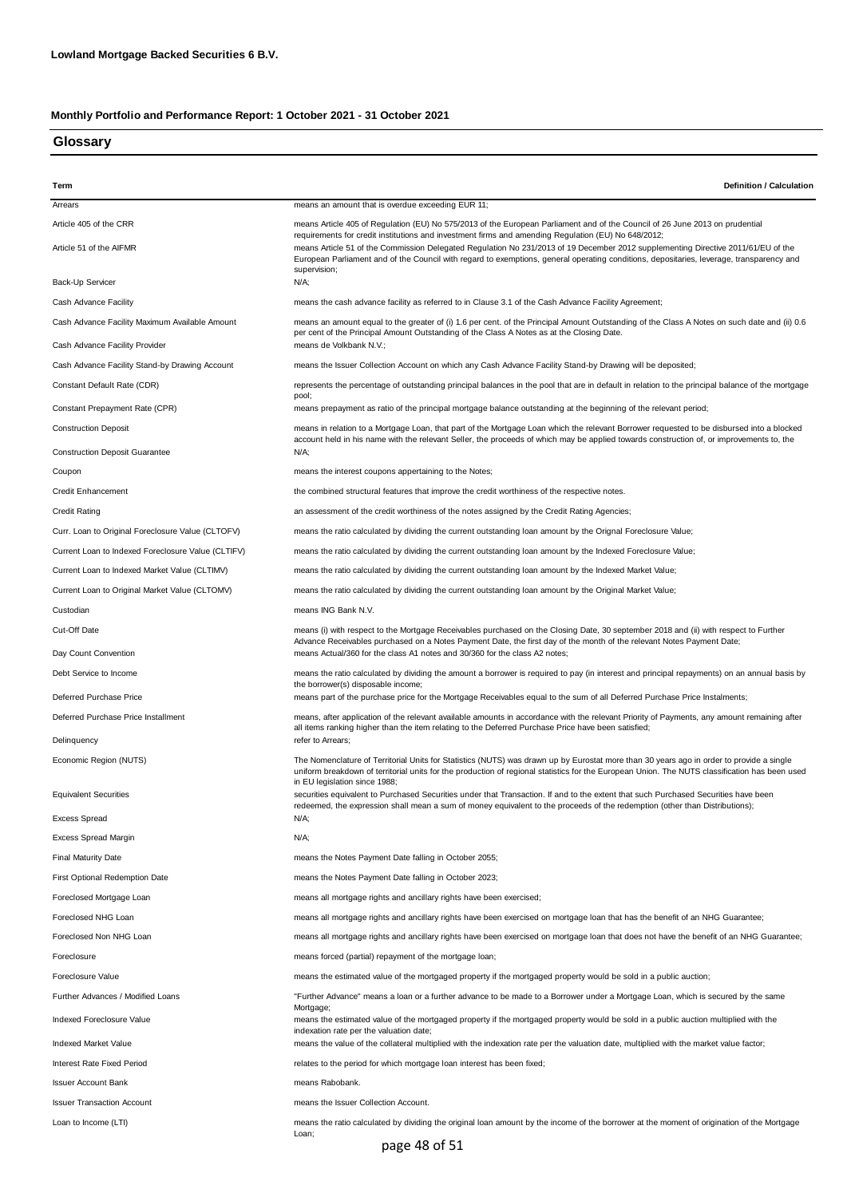**Lowland Mortgage Backed Securities 6 B.V.**

**Monthly Portfolio and Performance Report: 1 October 2021 - 31 October 2021**

## Glossary

| Term | Definition / Calculation |
|---|---|
| Arrears | means an amount that is overdue exceeding EUR 11; |
| Article 405 of the CRR | means Article 405 of Regulation (EU) No 575/2013 of the European Parliament and of the Council of 26 June 2013 on prudential requirements for credit institutions and investment firms and amending Regulation (EU) No 648/2012; |
| Article 51 of the AIFMR | means Article 51 of the Commission Delegated Regulation No 231/2013 of 19 December 2012 supplementing Directive 2011/61/EU of the European Parliament and of the Council with regard to exemptions, general operating conditions, depositaries, leverage, transparency and supervision; |
| Back-Up Servicer | N/A; |
| Cash Advance Facility | means the cash advance facility as referred to in Clause 3.1 of the Cash Advance Facility Agreement; |
| Cash Advance Facility Maximum Available Amount | means an amount equal to the greater of (i) 1.6 per cent. of the Principal Amount Outstanding of the Class A Notes on such date and (ii) 0.6 per cent of the Principal Amount Outstanding of the Class A Notes as at the Closing Date. |
| Cash Advance Facility Provider | means de Volkbank N.V.; |
| Cash Advance Facility Stand-by Drawing Account | means the Issuer Collection Account on which any Cash Advance Facility Stand-by Drawing will be deposited; |
| Constant Default Rate (CDR) | represents the percentage of outstanding principal balances in the pool that are in default in relation to the principal balance of the mortgage pool; |
| Constant Prepayment Rate (CPR) | means prepayment as ratio of the principal mortgage balance outstanding at the beginning of the relevant period; |
| Construction Deposit | means in relation to a Mortgage Loan, that part of the Mortgage Loan which the relevant Borrower requested to be disbursed into a blocked account held in his name with the relevant Seller, the proceeds of which may be applied towards construction of, or improvements to, the |
| Construction Deposit Guarantee | N/A; |
| Coupon | means the interest coupons appertaining to the Notes; |
| Credit Enhancement | the combined structural features that improve the credit worthiness of the respective notes. |
| Credit Rating | an assessment of the credit worthiness of the notes assigned by the Credit Rating Agencies; |
| Curr. Loan to Original Foreclosure Value (CLTOFV) | means the ratio calculated by dividing the current outstanding loan amount by the Orignal Foreclosure Value; |
| Current Loan to Indexed Foreclosure Value (CLTIFV) | means the ratio calculated by dividing the current outstanding loan amount by the Indexed Foreclosure Value; |
| Current Loan to Indexed Market Value (CLTIMV) | means the ratio calculated by dividing the current outstanding loan amount by the Indexed Market Value; |
| Current Loan to Original Market Value (CLTOMV) | means the ratio calculated by dividing the current outstanding loan amount by the Original Market Value; |
| Custodian | means ING Bank N.V. |
| Cut-Off Date | means (i) with respect to the Mortgage Receivables purchased on the Closing Date, 30 september 2018 and (ii) with respect to Further Advance Receivables purchased on a Notes Payment Date, the first day of the month of the relevant Notes Payment Date; |
| Day Count Convention | means Actual/360 for the class A1 notes and 30/360 for the class A2 notes; |
| Debt Service to Income | means the ratio calculated by dividing the amount a borrower is required to pay (in interest and principal repayments) on an annual basis by the borrower(s) disposable income; |
| Deferred Purchase Price | means part of the purchase price for the Mortgage Receivables equal to the sum of all Deferred Purchase Price Instalments; |
| Deferred Purchase Price Installment | means, after application of the relevant available amounts in accordance with the relevant Priority of Payments, any amount remaining after all items ranking higher than the item relating to the Deferred Purchase Price have been satisfied; |
| Delinquency | refer to Arrears; |
| Economic Region (NUTS) | The Nomenclature of Territorial Units for Statistics (NUTS) was drawn up by Eurostat more than 30 years ago in order to provide a single uniform breakdown of territorial units for the production of regional statistics for the European Union. The NUTS classification has been used in EU legislation since 1988; |
| Equivalent Securities | securities equivalent to Purchased Securities under that Transaction. If and to the extent that such Purchased Securities have been redeemed, the expression shall mean a sum of money equivalent to the proceeds of the redemption (other than Distributions); |
| Excess Spread | N/A; |
| Excess Spread Margin | N/A; |
| Final Maturity Date | means the Notes Payment Date falling in October 2055; |
| First Optional Redemption Date | means the Notes Payment Date falling in October 2023; |
| Foreclosed Mortgage Loan | means all mortgage rights and ancillary rights have been exercised; |
| Foreclosed NHG Loan | means all mortgage rights and ancillary rights have been exercised on mortgage loan that has the benefit of an NHG Guarantee; |
| Foreclosed Non NHG Loan | means all mortgage rights and ancillary rights have been exercised on mortgage loan that does not have the benefit of an NHG Guarantee; |
| Foreclosure | means forced (partial) repayment of the mortgage loan; |
| Foreclosure Value | means the estimated value of the mortgaged property if the mortgaged property would be sold in a public auction; |
| Further Advances / Modified Loans | "Further Advance" means a loan or a further advance to be made to a Borrower under a Mortgage Loan, which is secured by the same Mortgage; |
| Indexed Foreclosure Value | means the estimated value of the mortgaged property if the mortgaged property would be sold in a public auction multiplied with the indexation rate per the valuation date; |
| Indexed Market Value | means the value of the collateral multiplied with the indexation rate per the valuation date, multiplied with the market value factor; |
| Interest Rate Fixed Period | relates to the period for which mortgage loan interest has been fixed; |
| Issuer Account Bank | means Rabobank. |
| Issuer Transaction Account | means the Issuer Collection Account. |
| Loan to Income (LTI) | means the ratio calculated by dividing the original loan amount by the income of the borrower at the moment of origination of the Mortgage Loan; |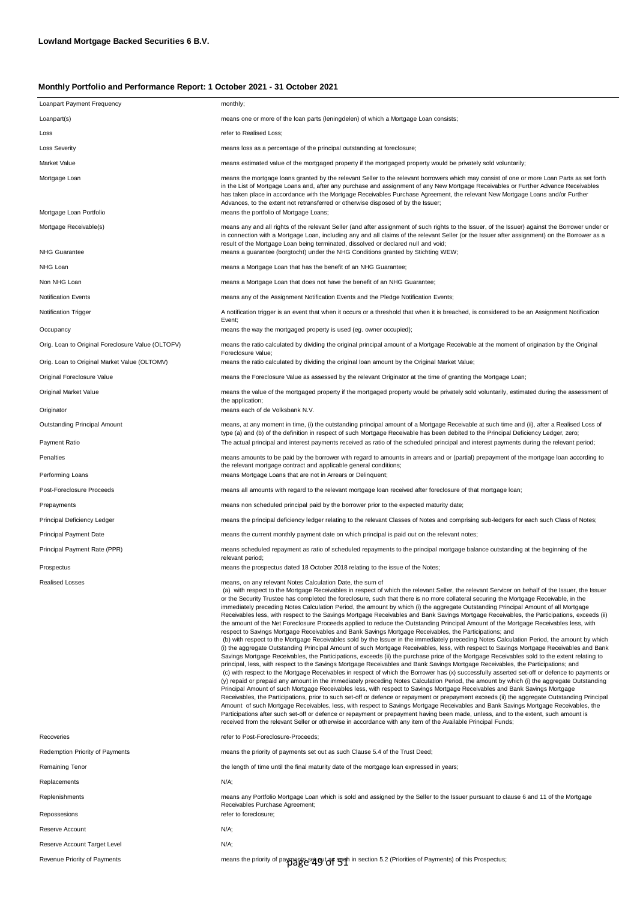**Lowland Mortgage Backed Securities 6 B.V.**

**Monthly Portfolio and Performance Report: 1 October 2021 - 31 October 2021**

| | |
|---|---|
| Loanpart Payment Frequency | monthly; |
| Loanpart(s) | means one or more of the loan parts (leningdelen) of which a Mortgage Loan consists; |
| Loss | refer to Realised Loss; |
| Loss Severity | means loss as a percentage of the principal outstanding at foreclosure; |
| Market Value | means estimated value of the mortgaged property if the mortgaged property would be privately sold voluntarily; |
| Mortgage Loan | means the mortgage loans granted by the relevant Seller to the relevant borrowers which may consist of one or more Loan Parts as set forth in the List of Mortgage Loans and, after any purchase and assignment of any New Mortgage Receivables or Further Advance Receivables has taken place in accordance with the Mortgage Receivables Purchase Agreement, the relevant New Mortgage Loans and/or Further Advances, to the extent not retransferred or otherwise disposed of by the Issuer; |
| Mortgage Loan Portfolio | means the portfolio of Mortgage Loans; |
| Mortgage Receivable(s) | means any and all rights of the relevant Seller (and after assignment of such rights to the Issuer, of the Issuer) against the Borrower under or in connection with a Mortgage Loan, including any and all claims of the relevant Seller (or the Issuer after assignment) on the Borrower as a result of the Mortgage Loan being terminated, dissolved or declared null and void; |
| NHG Guarantee | means a guarantee (borgtocht) under the NHG Conditions granted by Stichting WEW; |
| NHG Loan | means a Mortgage Loan that has the benefit of an NHG Guarantee; |
| Non NHG Loan | means a Mortgage Loan that does not have the benefit of an NHG Guarantee; |
| Notification Events | means any of the Assignment Notification Events and the Pledge Notification Events; |
| Notification Trigger | A notification trigger is an event that when it occurs or a threshold that when it is breached, is considered to be an Assignment Notification Event; |
| Occupancy | means the way the mortgaged property is used (eg. owner occupied); |
| Orig. Loan to Original Foreclosure Value (OLTOFV) | means the ratio calculated by dividing the original principal amount of a Mortgage Receivable at the moment of origination by the Original Foreclosure Value; |
| Orig. Loan to Original Market Value (OLTOMV) | means the ratio calculated by dividing the original loan amount by the Original Market Value; |
| Original Foreclosure Value | means the Foreclosure Value as assessed by the relevant Originator at the time of granting the Mortgage Loan; |
| Original Market Value | means the value of the mortgaged property if the mortgaged property would be privately sold voluntarily, estimated during the assessment of the application; |
| Originator | means each of de Volksbank N.V. |
| Outstanding Principal Amount | means, at any moment in time, (i) the outstanding principal amount of a Mortgage Receivable at such time and (ii), after a Realised Loss of type (a) and (b) of the definition in respect of such Mortgage Receivable has been debited to the Principal Deficiency Ledger, zero; |
| Payment Ratio | The actual principal and interest payments received as ratio of the scheduled principal and interest payments during the relevant period; |
| Penalties | means amounts to be paid by the borrower with regard to amounts in arrears and or (partial) prepayment of the mortgage loan according to the relevant mortgage contract and applicable general conditions; |
| Performing Loans | means Mortgage Loans that are not in Arrears or Delinquent; |
| Post-Foreclosure Proceeds | means all amounts with regard to the relevant mortgage loan received after foreclosure of that mortgage loan; |
| Prepayments | means non scheduled principal paid by the borrower prior to the expected maturity date; |
| Principal Deficiency Ledger | means the principal deficiency ledger relating to the relevant Classes of Notes and comprising sub-ledgers for each such Class of Notes; |
| Principal Payment Date | means the current monthly payment date on which principal is paid out on the relevant notes; |
| Principal Payment Rate (PPR) | means scheduled repayment as ratio of scheduled repayments to the principal mortgage balance outstanding at the beginning of the relevant period; |
| Prospectus | means the prospectus dated 18 October 2018 relating to the issue of the Notes; |
| Realised Losses | means, on any relevant Notes Calculation Date, the sum of (a) with respect to the Mortgage Receivables in respect of which the relevant Seller, the relevant Servicer on behalf of the Issuer, the Issuer or the Security Trustee has completed the foreclosure, such that there is no more collateral securing the Mortgage Receivable, in the immediately preceding Notes Calculation Period, the amount by which (i) the aggregate Outstanding Principal Amount of all Mortgage Receivables less, with respect to the Savings Mortgage Receivables and Bank Savings Mortgage Receivables, the Participations, exceeds (ii) the amount of the Net Foreclosure Proceeds applied to reduce the Outstanding Principal Amount of the Mortgage Receivables less, with respect to Savings Mortgage Receivables and Bank Savings Mortgage Receivables, the Participations; and (b) with respect to the Mortgage Receivables sold by the Issuer in the immediately preceding Notes Calculation Period, the amount by which (i) the aggregate Outstanding Principal Amount of such Mortgage Receivables, less, with respect to Savings Mortgage Receivables and Bank Savings Mortgage Receivables, the Participations, exceeds (ii) the purchase price of the Mortgage Receivables sold to the extent relating to principal, less, with respect to the Savings Mortgage Receivables and Bank Savings Mortgage Receivables, the Participations; and (c) with respect to the Mortgage Receivables in respect of which the Borrower has (x) successfully asserted set-off or defence to payments or (y) repaid or prepaid any amount in the immediately preceding Notes Calculation Period, the amount by which (i) the aggregate Outstanding Principal Amount of such Mortgage Receivables less, with respect to Savings Mortgage Receivables and Bank Savings Mortgage Receivables, the Participations, prior to such set-off or defence or repayment or prepayment exceeds (ii) the aggregate Outstanding Principal Amount of such Mortgage Receivables, less, with respect to Savings Mortgage Receivables and Bank Savings Mortgage Receivables, the Participations after such set-off or defence or repayment or prepayment having been made, unless, and to the extent, such amount is received from the relevant Seller or otherwise in accordance with any item of the Available Principal Funds; |
| Recoveries | refer to Post-Foreclosure-Proceeds; |
| Redemption Priority of Payments | means the priority of payments set out as such Clause 5.4 of the Trust Deed; |
| Remaining Tenor | the length of time until the final maturity date of the mortgage loan expressed in years; |
| Replacements | N/A; |
| Replenishments | means any Portfolio Mortgage Loan which is sold and assigned by the Seller to the Issuer pursuant to clause 6 and 11 of the Mortgage Receivables Purchase Agreement; |
| Repossesions | refer to foreclosure; |
| Reserve Account | N/A; |
| Reserve Account Target Level | N/A; |
| Revenue Priority of Payments | means the priority of payments set out as such in section 5.2 (Priorities of Payments) of this Prospectus; |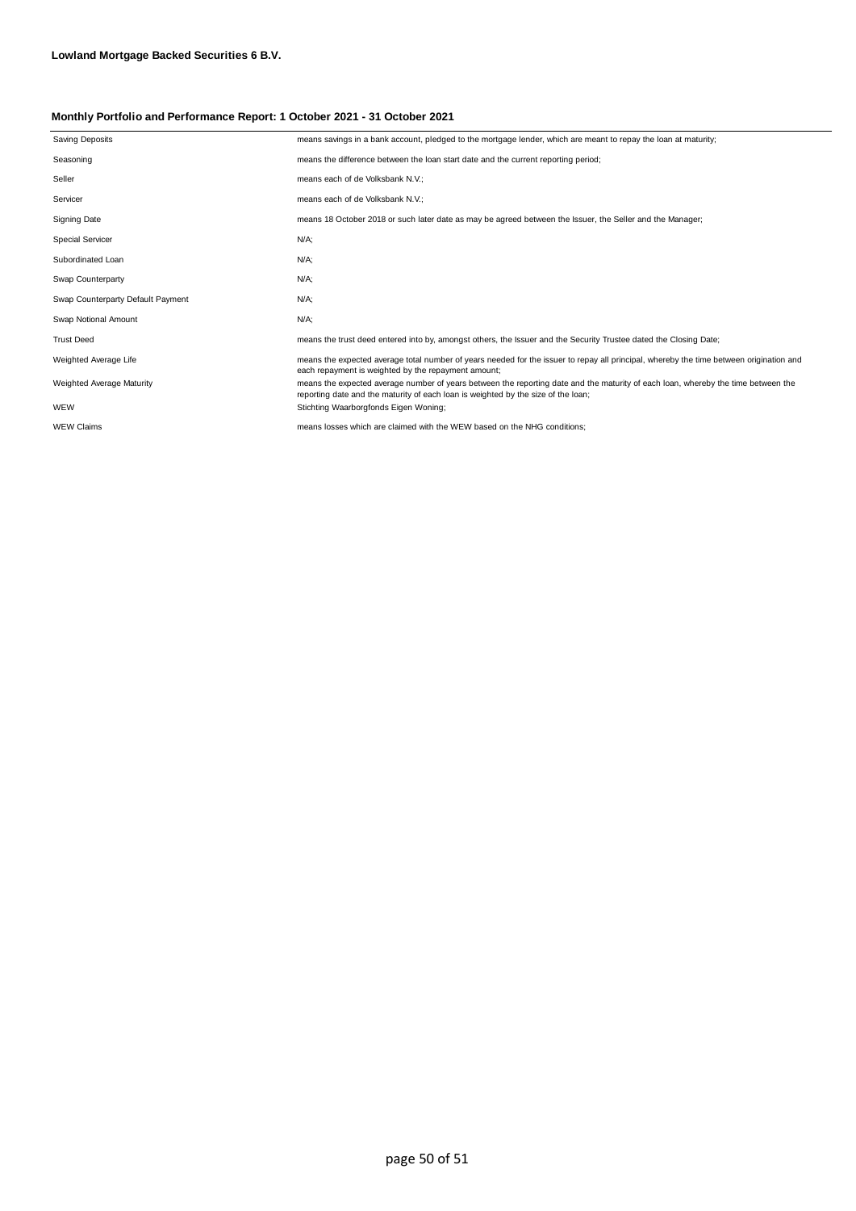**Lowland Mortgage Backed Securities 6 B.V.**

**Monthly Portfolio and Performance Report: 1 October 2021 - 31 October 2021**

| | |
|---|---|
| Saving Deposits | means savings in a bank account, pledged to the mortgage lender, which are meant to repay the loan at maturity; |
| Seasoning | means the difference between the loan start date and the current reporting period; |
| Seller | means each of de Volksbank N.V.; |
| Servicer | means each of de Volksbank N.V.; |
| Signing Date | means 18 October 2018 or such later date as may be agreed between the Issuer, the Seller and the Manager; |
| Special Servicer | N/A; |
| Subordinated Loan | N/A; |
| Swap Counterparty | N/A; |
| Swap Counterparty Default Payment | N/A; |
| Swap Notional Amount | N/A; |
| Trust Deed | means the trust deed entered into by, amongst others, the Issuer and the Security Trustee dated the Closing Date; |
| Weighted Average Life | means the expected average total number of years needed for the issuer to repay all principal, whereby the time between origination and each repayment is weighted by the repayment amount; |
| Weighted Average Maturity | means the expected average number of years between the reporting date and the maturity of each loan, whereby the time between the reporting date and the maturity of each loan is weighted by the size of the loan; |
| WEW | Stichting Waarborgfonds Eigen Woning; |
| WEW Claims | means losses which are claimed with the WEW based on the NHG conditions; |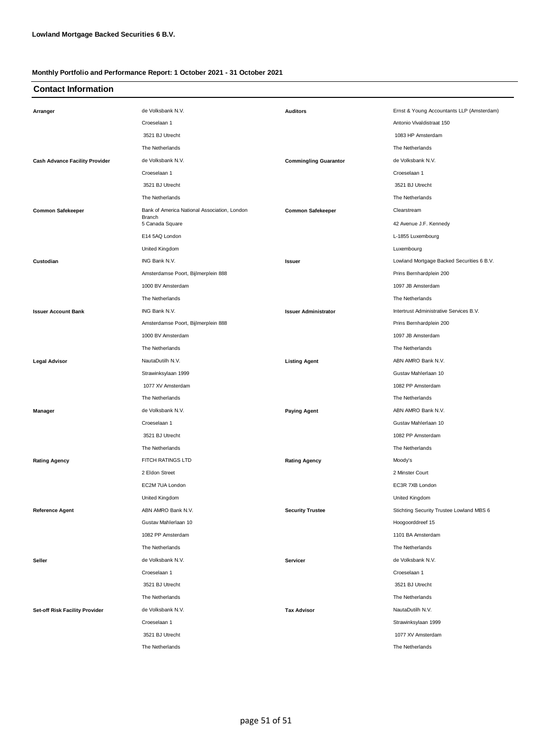**Lowland Mortgage Backed Securities 6 B.V.**

**Monthly Portfolio and Performance Report: 1 October 2021 - 31 October 2021**

## Contact Information

| | | | |
|---|---|---|---|
| **Arranger** | de Volksbank N.V. | **Auditors** | Ernst & Young Accountants LLP (Amsterdam) |
| | Croeselaan 1 | | Antonio Vivaldistraat 150 |
| | 3521 BJ Utrecht | | 1083 HP Amsterdam |
| | The Netherlands | | The Netherlands |
| **Cash Advance Facility Provider** | de Volksbank N.V. | **Commingling Guarantor** | de Volksbank N.V. |
| | Croeselaan 1 | | Croeselaan 1 |
| | 3521 BJ Utrecht | | 3521 BJ Utrecht |
| | The Netherlands | | The Netherlands |
| **Common Safekeeper** | Bank of America National Association, London Branch | **Common Safekeeper** | Clearstream |
| | 5 Canada Square | | 42 Avenue J.F. Kennedy |
| | E14 5AQ London | | L-1855 Luxembourg |
| | United Kingdom | | Luxembourg |
| **Custodian** | ING Bank N.V. | **Issuer** | Lowland Mortgage Backed Securities 6 B.V. |
| | Amsterdamse Poort, Bijlmerplein 888 | | Prins Bernhardplein 200 |
| | 1000 BV Amsterdam | | 1097 JB Amsterdam |
| | The Netherlands | | The Netherlands |
| **Issuer Account Bank** | ING Bank N.V. | **Issuer Administrator** | Intertrust Administrative Services B.V. |
| | Amsterdamse Poort, Bijlmerplein 888 | | Prins Bernhardplein 200 |
| | 1000 BV Amsterdam | | 1097 JB Amsterdam |
| | The Netherlands | | The Netherlands |
| **Legal Advisor** | NautaDutilh N.V. | **Listing Agent** | ABN AMRO Bank N.V. |
| | Strawinksylaan 1999 | | Gustav Mahlerlaan 10 |
| | 1077 XV Amsterdam | | 1082 PP Amsterdam |
| | The Netherlands | | The Netherlands |
| **Manager** | de Volksbank N.V. | **Paying Agent** | ABN AMRO Bank N.V. |
| | Croeselaan 1 | | Gustav Mahlerlaan 10 |
| | 3521 BJ Utrecht | | 1082 PP Amsterdam |
| | The Netherlands | | The Netherlands |
| **Rating Agency** | FITCH RATINGS LTD | **Rating Agency** | Moody's |
| | 2 Eldon Street | | 2 Minster Court |
| | EC2M 7UA London | | EC3R 7XB London |
| | United Kingdom | | United Kingdom |
| **Reference Agent** | ABN AMRO Bank N.V. | **Security Trustee** | Stichting Security Trustee Lowland MBS 6 |
| | Gustav Mahlerlaan 10 | | Hoogoorddreef 15 |
| | 1082 PP Amsterdam | | 1101 BA Amsterdam |
| | The Netherlands | | The Netherlands |
| **Seller** | de Volksbank N.V. | **Servicer** | de Volksbank N.V. |
| | Croeselaan 1 | | Croeselaan 1 |
| | 3521 BJ Utrecht | | 3521 BJ Utrecht |
| | The Netherlands | | The Netherlands |
| **Set-off Risk Facility Provider** | de Volksbank N.V. | **Tax Advisor** | NautaDutilh N.V. |
| | Croeselaan 1 | | Strawinksylaan 1999 |
| | 3521 BJ Utrecht | | 1077 XV Amsterdam |
| | The Netherlands | | The Netherlands |